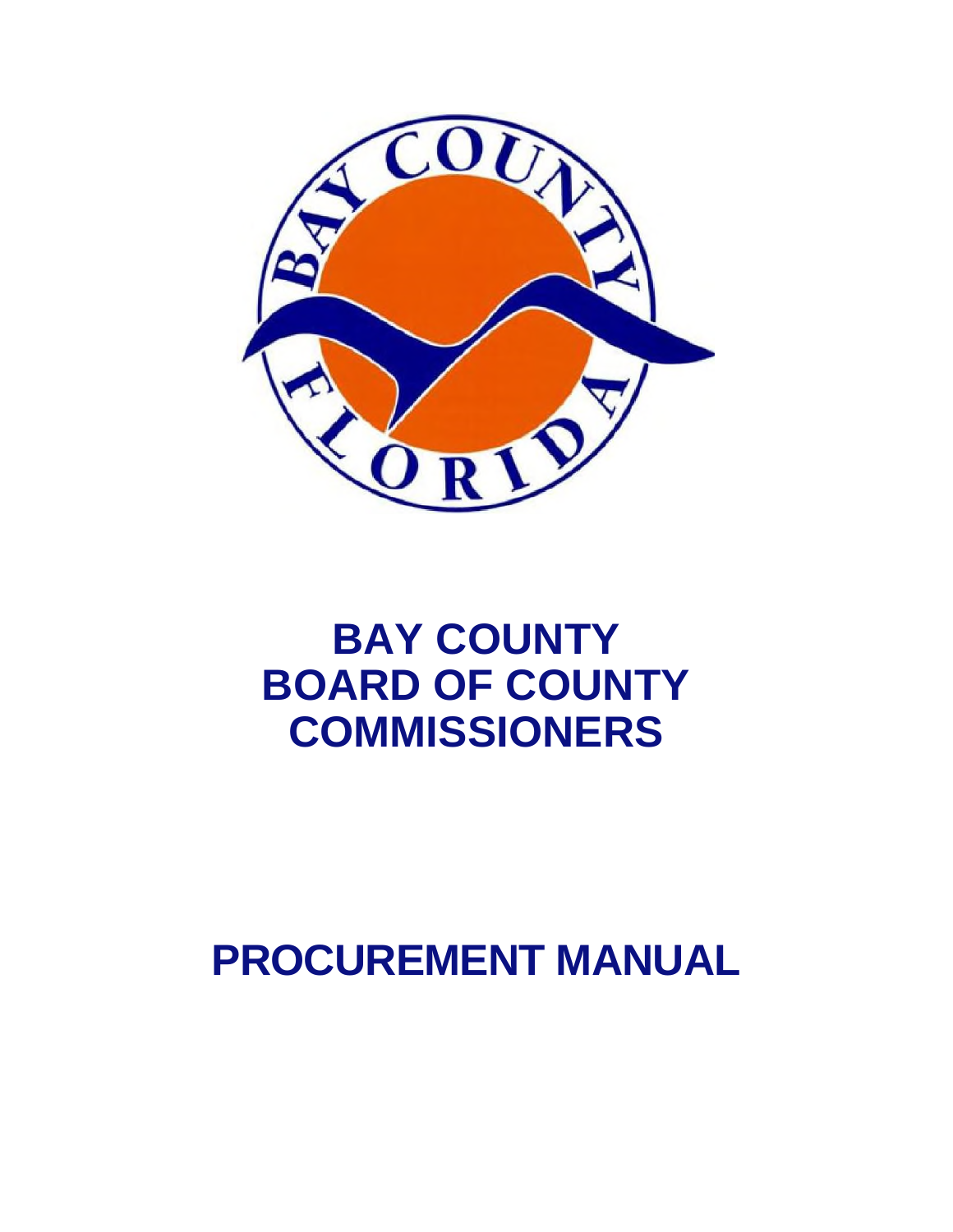# BAY COUNTY BOARD OF COUNTY COMMISSIONERS

# PROCUREMENT MANUAL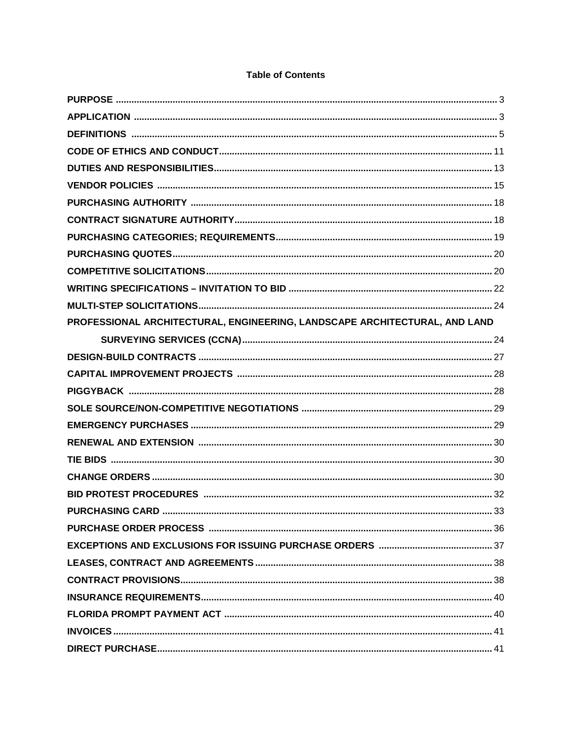# Table of Contents

| Section | Page |
|---|---|
| **PURPOSE** | 3 |
| **APPLICATION** | 3 |
| **DEFINITIONS** | 5 |
| **CODE OF ETHICS AND CONDUCT** | 11 |
| **DUTIES AND RESPONSIBILITIES** | 13 |
| **VENDOR POLICIES** | 15 |
| **PURCHASING AUTHORITY** | 18 |
| **CONTRACT SIGNATURE AUTHORITY** | 18 |
| **PURCHASING CATEGORIES; REQUIREMENTS** | 19 |
| **PURCHASING QUOTES** | 20 |
| **COMPETITIVE SOLICITATIONS** | 20 |
| **WRITING SPECIFICATIONS – INVITATION TO BID** | 22 |
| **MULTI-STEP SOLICITATIONS** | 24 |
| **PROFESSIONAL ARCHITECTURAL, ENGINEERING, LANDSCAPE ARCHITECTURAL, AND LAND SURVEYING SERVICES (CCNA)** | 24 |
| **DESIGN-BUILD CONTRACTS** | 27 |
| **CAPITAL IMPROVEMENT PROJECTS** | 28 |
| **PIGGYBACK** | 28 |
| **SOLE SOURCE/NON-COMPETITIVE NEGOTIATIONS** | 29 |
| **EMERGENCY PURCHASES** | 29 |
| **RENEWAL AND EXTENSION** | 30 |
| **TIE BIDS** | 30 |
| **CHANGE ORDERS** | 30 |
| **BID PROTEST PROCEDURES** | 32 |
| **PURCHASING CARD** | 33 |
| **PURCHASE ORDER PROCESS** | 36 |
| **EXCEPTIONS AND EXCLUSIONS FOR ISSUING PURCHASE ORDERS** | 37 |
| **LEASES, CONTRACT AND AGREEMENTS** | 38 |
| **CONTRACT PROVISIONS** | 38 |
| **INSURANCE REQUIREMENTS** | 40 |
| **FLORIDA PROMPT PAYMENT ACT** | 40 |
| **INVOICES** | 41 |
| **DIRECT PURCHASE** | 41 |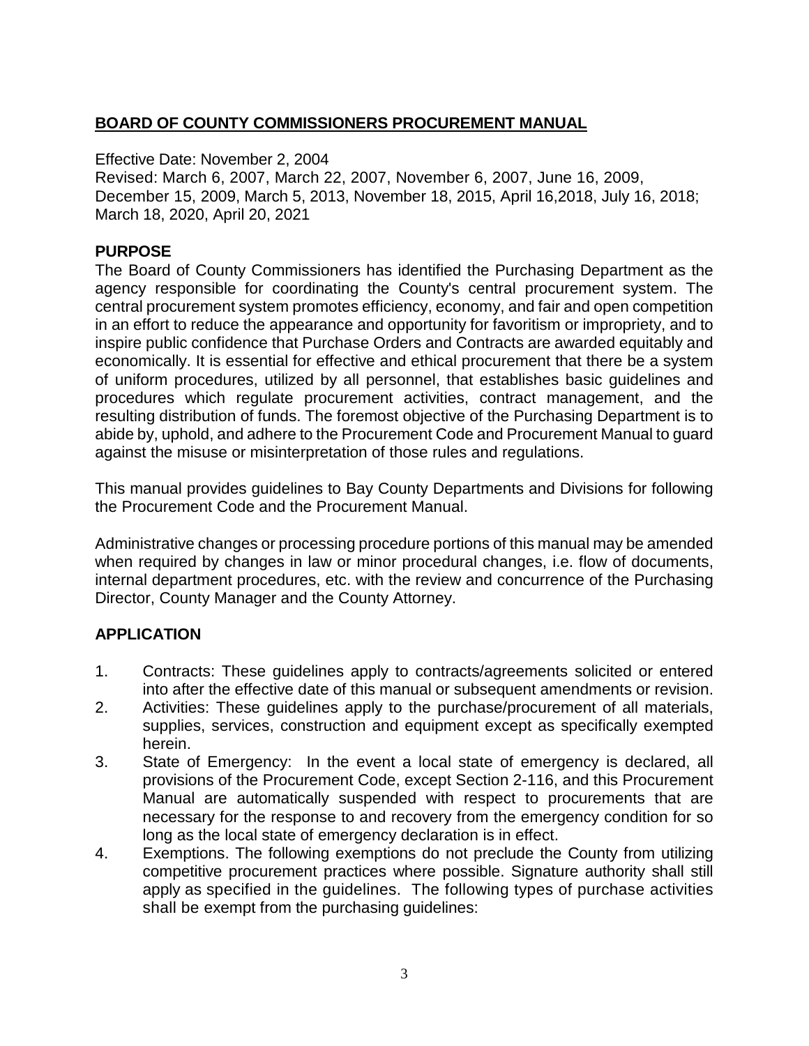## BOARD OF COUNTY COMMISSIONERS PROCUREMENT MANUAL

Effective Date: November 2, 2004
Revised: March 6, 2007, March 22, 2007, November 6, 2007, June 16, 2009, December 15, 2009, March 5, 2013, November 18, 2015, April 16,2018, July 16, 2018; March 18, 2020, April 20, 2021

### PURPOSE

The Board of County Commissioners has identified the Purchasing Department as the agency responsible for coordinating the County's central procurement system. The central procurement system promotes efficiency, economy, and fair and open competition in an effort to reduce the appearance and opportunity for favoritism or impropriety, and to inspire public confidence that Purchase Orders and Contracts are awarded equitably and economically. It is essential for effective and ethical procurement that there be a system of uniform procedures, utilized by all personnel, that establishes basic guidelines and procedures which regulate procurement activities, contract management, and the resulting distribution of funds. The foremost objective of the Purchasing Department is to abide by, uphold, and adhere to the Procurement Code and Procurement Manual to guard against the misuse or misinterpretation of those rules and regulations.

This manual provides guidelines to Bay County Departments and Divisions for following the Procurement Code and the Procurement Manual.

Administrative changes or processing procedure portions of this manual may be amended when required by changes in law or minor procedural changes, i.e. flow of documents, internal department procedures, etc. with the review and concurrence of the Purchasing Director, County Manager and the County Attorney.

### APPLICATION

1. Contracts: These guidelines apply to contracts/agreements solicited or entered into after the effective date of this manual or subsequent amendments or revision.
2. Activities: These guidelines apply to the purchase/procurement of all materials, supplies, services, construction and equipment except as specifically exempted herein.
3. State of Emergency: In the event a local state of emergency is declared, all provisions of the Procurement Code, except Section 2-116, and this Procurement Manual are automatically suspended with respect to procurements that are necessary for the response to and recovery from the emergency condition for so long as the local state of emergency declaration is in effect.
4. Exemptions. The following exemptions do not preclude the County from utilizing competitive procurement practices where possible. Signature authority shall still apply as specified in the guidelines. The following types of purchase activities shall be exempt from the purchasing guidelines: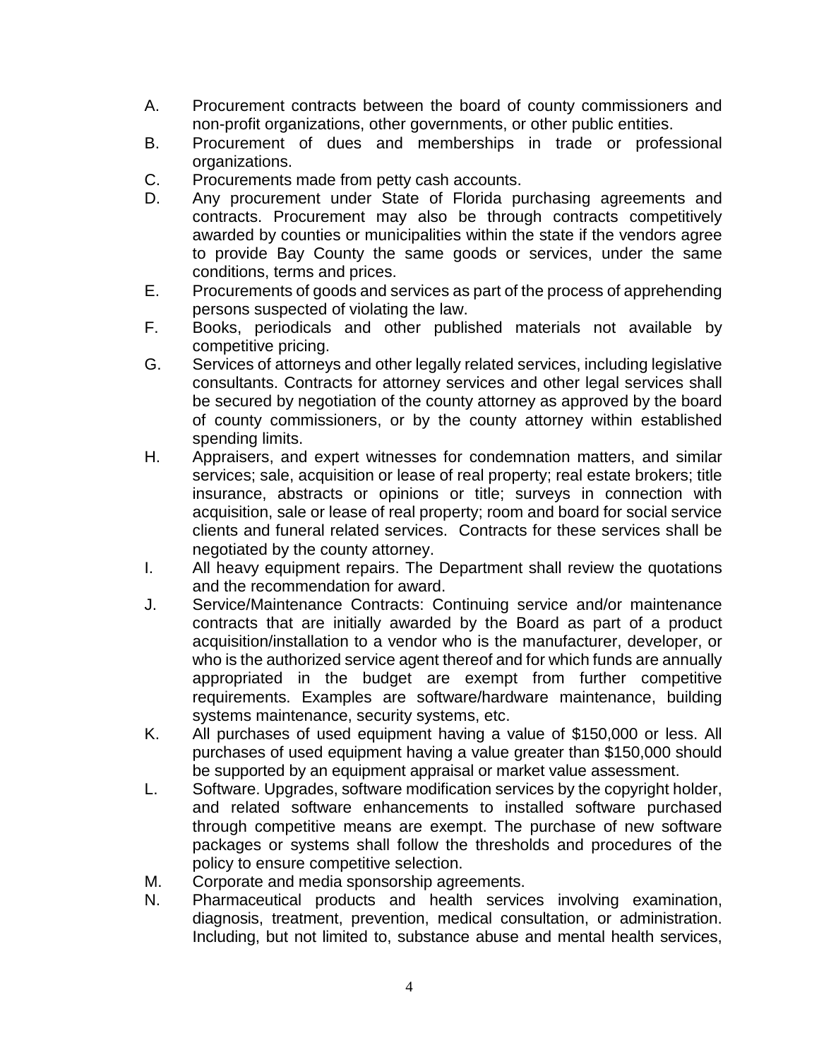A. Procurement contracts between the board of county commissioners and non-profit organizations, other governments, or other public entities.

B. Procurement of dues and memberships in trade or professional organizations.

C. Procurements made from petty cash accounts.

D. Any procurement under State of Florida purchasing agreements and contracts. Procurement may also be through contracts competitively awarded by counties or municipalities within the state if the vendors agree to provide Bay County the same goods or services, under the same conditions, terms and prices.

E. Procurements of goods and services as part of the process of apprehending persons suspected of violating the law.

F. Books, periodicals and other published materials not available by competitive pricing.

G. Services of attorneys and other legally related services, including legislative consultants. Contracts for attorney services and other legal services shall be secured by negotiation of the county attorney as approved by the board of county commissioners, or by the county attorney within established spending limits.

H. Appraisers, and expert witnesses for condemnation matters, and similar services; sale, acquisition or lease of real property; real estate brokers; title insurance, abstracts or opinions or title; surveys in connection with acquisition, sale or lease of real property; room and board for social service clients and funeral related services. Contracts for these services shall be negotiated by the county attorney.

I. All heavy equipment repairs. The Department shall review the quotations and the recommendation for award.

J. Service/Maintenance Contracts: Continuing service and/or maintenance contracts that are initially awarded by the Board as part of a product acquisition/installation to a vendor who is the manufacturer, developer, or who is the authorized service agent thereof and for which funds are annually appropriated in the budget are exempt from further competitive requirements. Examples are software/hardware maintenance, building systems maintenance, security systems, etc.

K. All purchases of used equipment having a value of $150,000 or less. All purchases of used equipment having a value greater than $150,000 should be supported by an equipment appraisal or market value assessment.

L. Software. Upgrades, software modification services by the copyright holder, and related software enhancements to installed software purchased through competitive means are exempt. The purchase of new software packages or systems shall follow the thresholds and procedures of the policy to ensure competitive selection.

M. Corporate and media sponsorship agreements.

N. Pharmaceutical products and health services involving examination, diagnosis, treatment, prevention, medical consultation, or administration. Including, but not limited to, substance abuse and mental health services,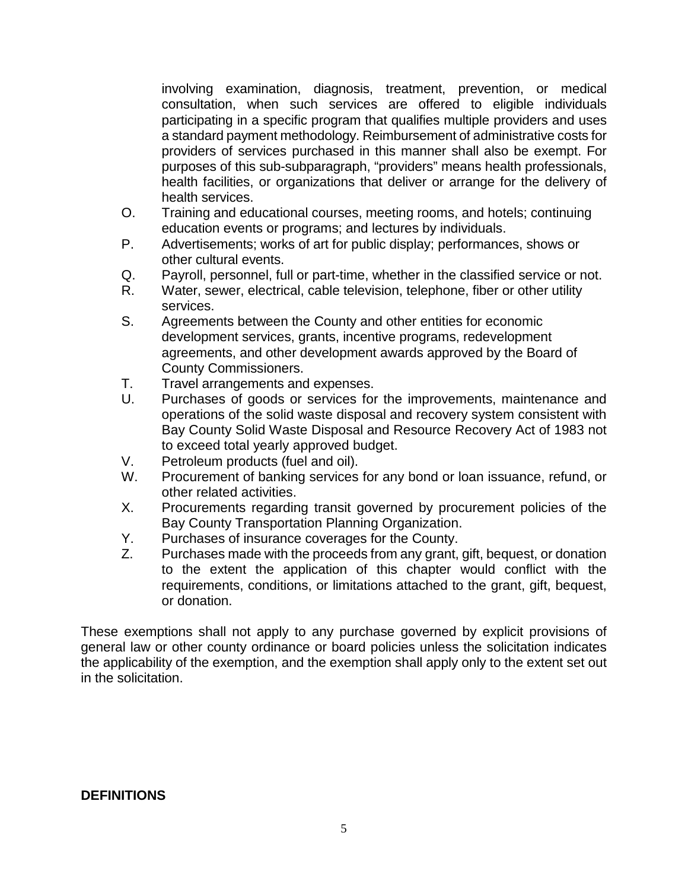involving examination, diagnosis, treatment, prevention, or medical consultation, when such services are offered to eligible individuals participating in a specific program that qualifies multiple providers and uses a standard payment methodology. Reimbursement of administrative costs for providers of services purchased in this manner shall also be exempt. For purposes of this sub-subparagraph, "providers" means health professionals, health facilities, or organizations that deliver or arrange for the delivery of health services.

O. Training and educational courses, meeting rooms, and hotels; continuing education events or programs; and lectures by individuals.

P. Advertisements; works of art for public display; performances, shows or other cultural events.

Q. Payroll, personnel, full or part-time, whether in the classified service or not.

R. Water, sewer, electrical, cable television, telephone, fiber or other utility services.

S. Agreements between the County and other entities for economic development services, grants, incentive programs, redevelopment agreements, and other development awards approved by the Board of County Commissioners.

T. Travel arrangements and expenses.

U. Purchases of goods or services for the improvements, maintenance and operations of the solid waste disposal and recovery system consistent with Bay County Solid Waste Disposal and Resource Recovery Act of 1983 not to exceed total yearly approved budget.

V. Petroleum products (fuel and oil).

W. Procurement of banking services for any bond or loan issuance, refund, or other related activities.

X. Procurements regarding transit governed by procurement policies of the Bay County Transportation Planning Organization.

Y. Purchases of insurance coverages for the County.

Z. Purchases made with the proceeds from any grant, gift, bequest, or donation to the extent the application of this chapter would conflict with the requirements, conditions, or limitations attached to the grant, gift, bequest, or donation.

These exemptions shall not apply to any purchase governed by explicit provisions of general law or other county ordinance or board policies unless the solicitation indicates the applicability of the exemption, and the exemption shall apply only to the extent set out in the solicitation.

**DEFINITIONS**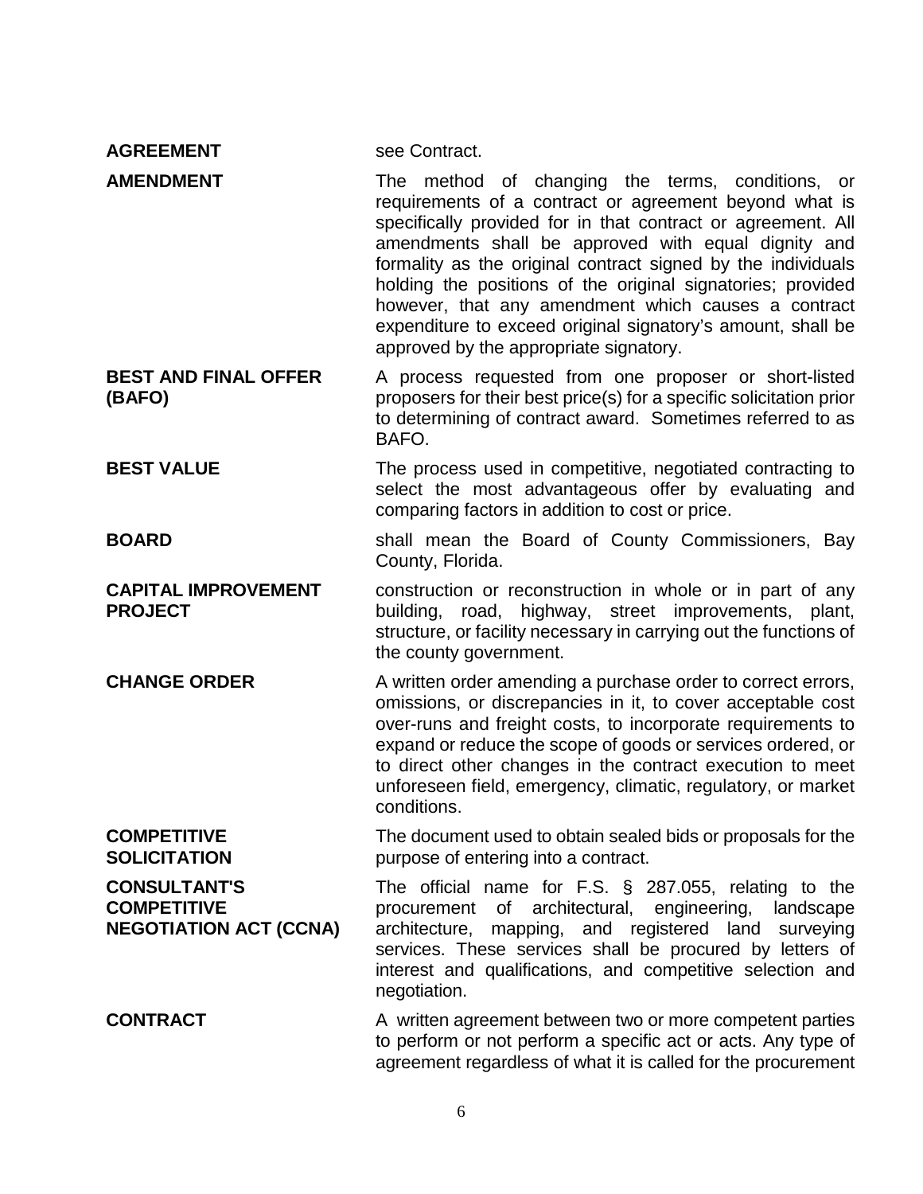**AGREEMENT** see Contract.

**AMENDMENT** The method of changing the terms, conditions, or requirements of a contract or agreement beyond what is specifically provided for in that contract or agreement. All amendments shall be approved with equal dignity and formality as the original contract signed by the individuals holding the positions of the original signatories; provided however, that any amendment which causes a contract expenditure to exceed original signatory's amount, shall be approved by the appropriate signatory.

**BEST AND FINAL OFFER (BAFO)** A process requested from one proposer or short-listed proposers for their best price(s) for a specific solicitation prior to determining of contract award. Sometimes referred to as BAFO.

**BEST VALUE** The process used in competitive, negotiated contracting to select the most advantageous offer by evaluating and comparing factors in addition to cost or price.

**BOARD** shall mean the Board of County Commissioners, Bay County, Florida.

**CAPITAL IMPROVEMENT PROJECT** construction or reconstruction in whole or in part of any building, road, highway, street improvements, plant, structure, or facility necessary in carrying out the functions of the county government.

**CHANGE ORDER** A written order amending a purchase order to correct errors, omissions, or discrepancies in it, to cover acceptable cost over-runs and freight costs, to incorporate requirements to expand or reduce the scope of goods or services ordered, or to direct other changes in the contract execution to meet unforeseen field, emergency, climatic, regulatory, or market conditions.

**COMPETITIVE SOLICITATION** The document used to obtain sealed bids or proposals for the purpose of entering into a contract.

**CONSULTANT'S COMPETITIVE NEGOTIATION ACT (CCNA)** The official name for F.S. § 287.055, relating to the procurement of architectural, engineering, landscape architecture, mapping, and registered land surveying services. These services shall be procured by letters of interest and qualifications, and competitive selection and negotiation.

**CONTRACT** A written agreement between two or more competent parties to perform or not perform a specific act or acts. Any type of agreement regardless of what it is called for the procurement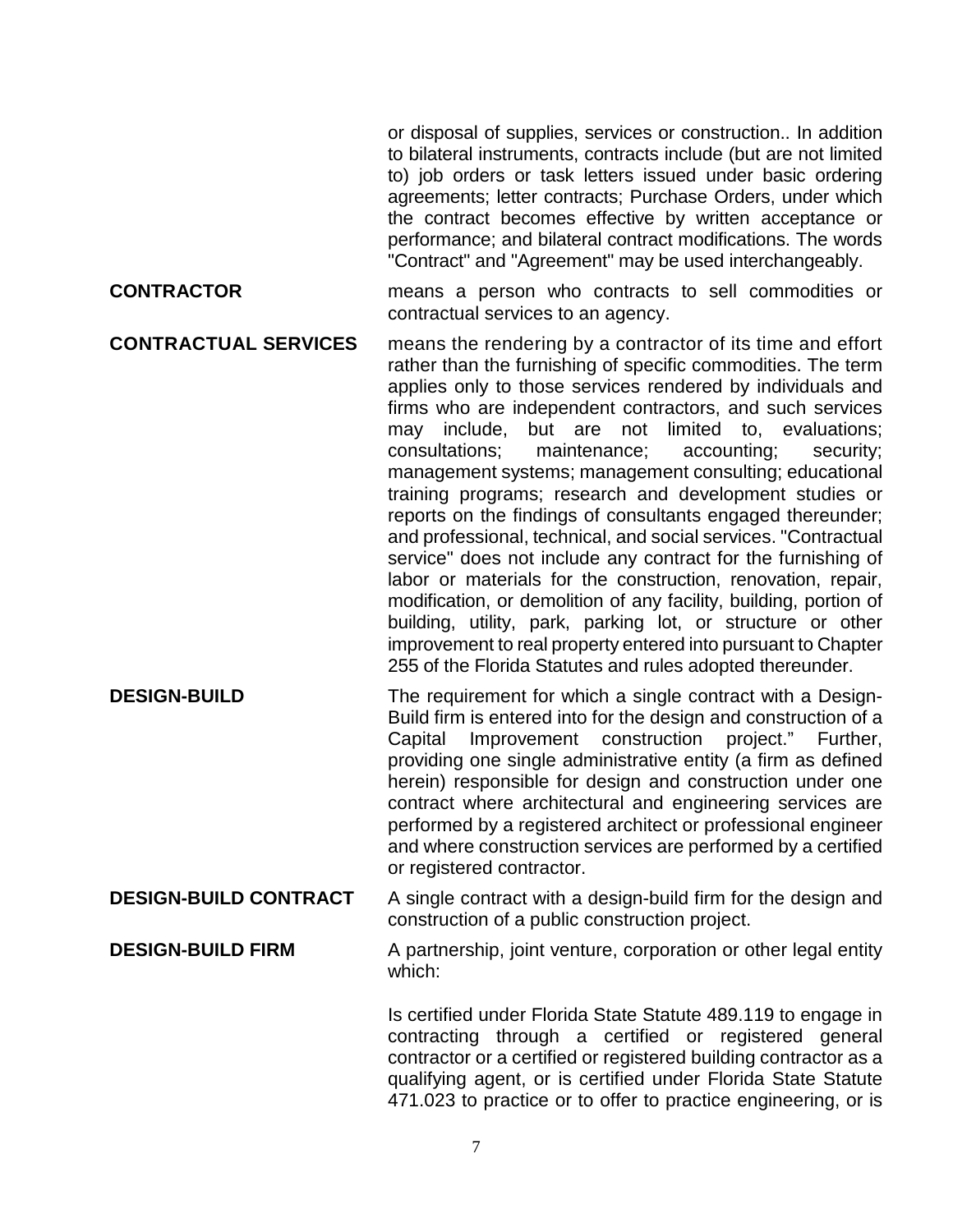or disposal of supplies, services or construction.. In addition to bilateral instruments, contracts include (but are not limited to) job orders or task letters issued under basic ordering agreements; letter contracts; Purchase Orders, under which the contract becomes effective by written acceptance or performance; and bilateral contract modifications. The words "Contract" and "Agreement" may be used interchangeably.

**CONTRACTOR** means a person who contracts to sell commodities or contractual services to an agency.

**CONTRACTUAL SERVICES** means the rendering by a contractor of its time and effort rather than the furnishing of specific commodities. The term applies only to those services rendered by individuals and firms who are independent contractors, and such services may include, but are not limited to, evaluations; consultations; maintenance; accounting; security; management systems; management consulting; educational training programs; research and development studies or reports on the findings of consultants engaged thereunder; and professional, technical, and social services. "Contractual service" does not include any contract for the furnishing of labor or materials for the construction, renovation, repair, modification, or demolition of any facility, building, portion of building, utility, park, parking lot, or structure or other improvement to real property entered into pursuant to Chapter 255 of the Florida Statutes and rules adopted thereunder.

**DESIGN-BUILD** The requirement for which a single contract with a Design-Build firm is entered into for the design and construction of a Capital Improvement construction project." Further, providing one single administrative entity (a firm as defined herein) responsible for design and construction under one contract where architectural and engineering services are performed by a registered architect or professional engineer and where construction services are performed by a certified or registered contractor.

**DESIGN-BUILD CONTRACT** A single contract with a design-build firm for the design and construction of a public construction project.

**DESIGN-BUILD FIRM** A partnership, joint venture, corporation or other legal entity which:

Is certified under Florida State Statute 489.119 to engage in contracting through a certified or registered general contractor or a certified or registered building contractor as a qualifying agent, or is certified under Florida State Statute 471.023 to practice or to offer to practice engineering, or is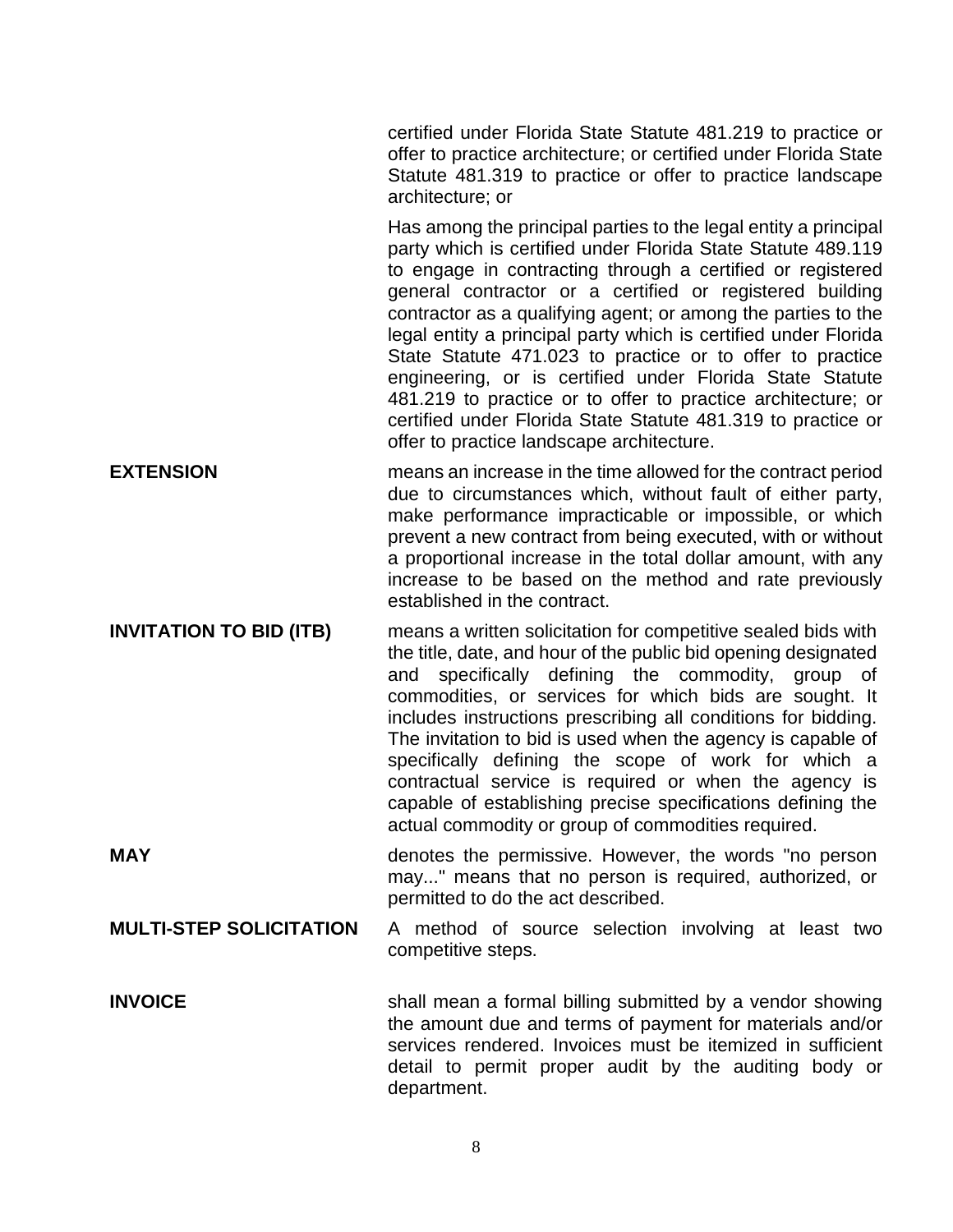certified under Florida State Statute 481.219 to practice or offer to practice architecture; or certified under Florida State Statute 481.319 to practice or offer to practice landscape architecture; or

Has among the principal parties to the legal entity a principal party which is certified under Florida State Statute 489.119 to engage in contracting through a certified or registered general contractor or a certified or registered building contractor as a qualifying agent; or among the parties to the legal entity a principal party which is certified under Florida State Statute 471.023 to practice or to offer to practice engineering, or is certified under Florida State Statute 481.219 to practice or to offer to practice architecture; or certified under Florida State Statute 481.319 to practice or offer to practice landscape architecture.

**EXTENSION** means an increase in the time allowed for the contract period due to circumstances which, without fault of either party, make performance impracticable or impossible, or which prevent a new contract from being executed, with or without a proportional increase in the total dollar amount, with any increase to be based on the method and rate previously established in the contract.

**INVITATION TO BID (ITB)** means a written solicitation for competitive sealed bids with the title, date, and hour of the public bid opening designated and specifically defining the commodity, group of commodities, or services for which bids are sought. It includes instructions prescribing all conditions for bidding. The invitation to bid is used when the agency is capable of specifically defining the scope of work for which a contractual service is required or when the agency is capable of establishing precise specifications defining the actual commodity or group of commodities required.

**MAY** denotes the permissive. However, the words "no person may..." means that no person is required, authorized, or permitted to do the act described.

**MULTI-STEP SOLICITATION** A method of source selection involving at least two competitive steps.

**INVOICE** shall mean a formal billing submitted by a vendor showing the amount due and terms of payment for materials and/or services rendered. Invoices must be itemized in sufficient detail to permit proper audit by the auditing body or department.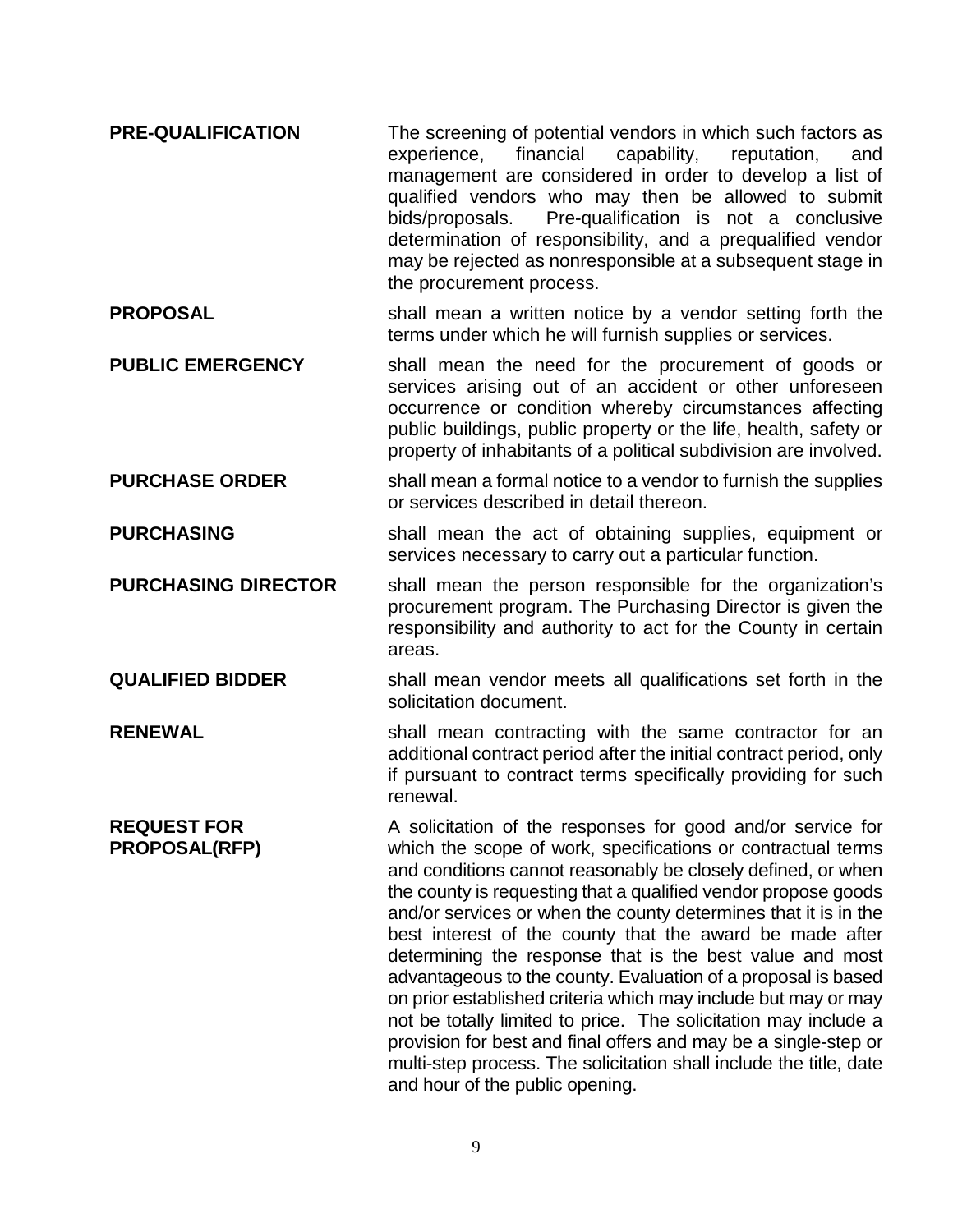**PRE-QUALIFICATION** The screening of potential vendors in which such factors as experience, financial capability, reputation, and management are considered in order to develop a list of qualified vendors who may then be allowed to submit bids/proposals. Pre-qualification is not a conclusive determination of responsibility, and a prequalified vendor may be rejected as nonresponsible at a subsequent stage in the procurement process.

**PROPOSAL** shall mean a written notice by a vendor setting forth the terms under which he will furnish supplies or services.

**PUBLIC EMERGENCY** shall mean the need for the procurement of goods or services arising out of an accident or other unforeseen occurrence or condition whereby circumstances affecting public buildings, public property or the life, health, safety or property of inhabitants of a political subdivision are involved.

**PURCHASE ORDER** shall mean a formal notice to a vendor to furnish the supplies or services described in detail thereon.

**PURCHASING** shall mean the act of obtaining supplies, equipment or services necessary to carry out a particular function.

**PURCHASING DIRECTOR** shall mean the person responsible for the organization's procurement program. The Purchasing Director is given the responsibility and authority to act for the County in certain areas.

**QUALIFIED BIDDER** shall mean vendor meets all qualifications set forth in the solicitation document.

**RENEWAL** shall mean contracting with the same contractor for an additional contract period after the initial contract period, only if pursuant to contract terms specifically providing for such renewal.

**REQUEST FOR PROPOSAL(RFP)** A solicitation of the responses for good and/or service for which the scope of work, specifications or contractual terms and conditions cannot reasonably be closely defined, or when the county is requesting that a qualified vendor propose goods and/or services or when the county determines that it is in the best interest of the county that the award be made after determining the response that is the best value and most advantageous to the county. Evaluation of a proposal is based on prior established criteria which may include but may or may not be totally limited to price. The solicitation may include a provision for best and final offers and may be a single-step or multi-step process. The solicitation shall include the title, date and hour of the public opening.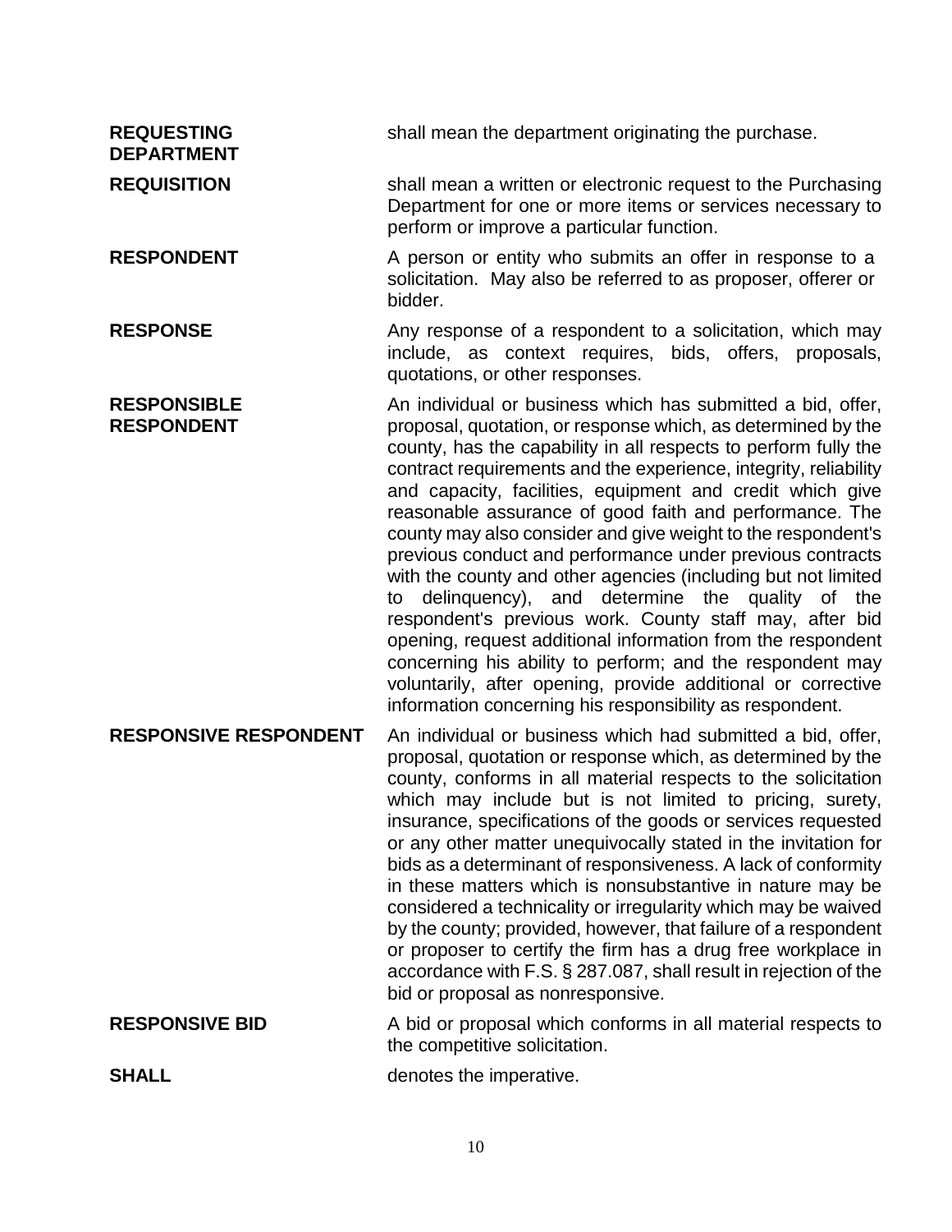**REQUESTING DEPARTMENT** shall mean the department originating the purchase.

**REQUISITION** shall mean a written or electronic request to the Purchasing Department for one or more items or services necessary to perform or improve a particular function.

**RESPONDENT** A person or entity who submits an offer in response to a solicitation. May also be referred to as proposer, offerer or bidder.

**RESPONSE** Any response of a respondent to a solicitation, which may include, as context requires, bids, offers, proposals, quotations, or other responses.

**RESPONSIBLE RESPONDENT** An individual or business which has submitted a bid, offer, proposal, quotation, or response which, as determined by the county, has the capability in all respects to perform fully the contract requirements and the experience, integrity, reliability and capacity, facilities, equipment and credit which give reasonable assurance of good faith and performance. The county may also consider and give weight to the respondent's previous conduct and performance under previous contracts with the county and other agencies (including but not limited to delinquency), and determine the quality of the respondent's previous work. County staff may, after bid opening, request additional information from the respondent concerning his ability to perform; and the respondent may voluntarily, after opening, provide additional or corrective information concerning his responsibility as respondent.

**RESPONSIVE RESPONDENT** An individual or business which had submitted a bid, offer, proposal, quotation or response which, as determined by the county, conforms in all material respects to the solicitation which may include but is not limited to pricing, surety, insurance, specifications of the goods or services requested or any other matter unequivocally stated in the invitation for bids as a determinant of responsiveness. A lack of conformity in these matters which is nonsubstantive in nature may be considered a technicality or irregularity which may be waived by the county; provided, however, that failure of a respondent or proposer to certify the firm has a drug free workplace in accordance with F.S. § 287.087, shall result in rejection of the bid or proposal as nonresponsive.

**RESPONSIVE BID** A bid or proposal which conforms in all material respects to the competitive solicitation.

**SHALL** denotes the imperative.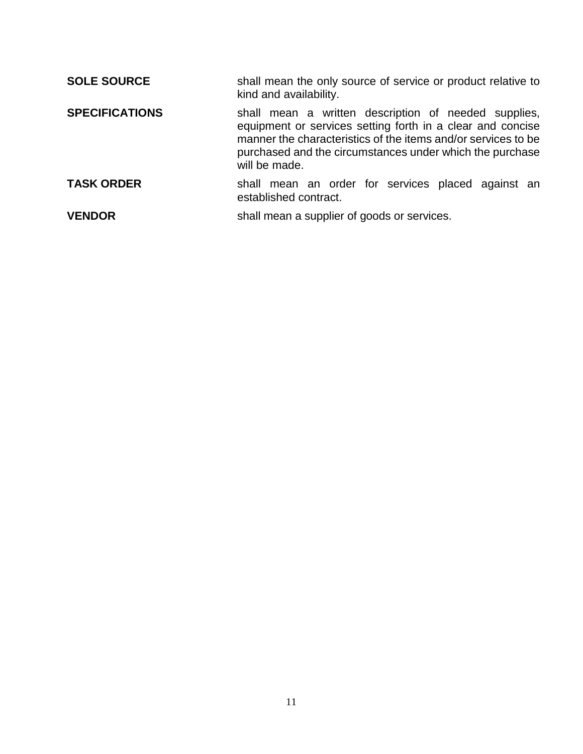**SOLE SOURCE** shall mean the only source of service or product relative to kind and availability.

**SPECIFICATIONS** shall mean a written description of needed supplies, equipment or services setting forth in a clear and concise manner the characteristics of the items and/or services to be purchased and the circumstances under which the purchase will be made.

**TASK ORDER** shall mean an order for services placed against an established contract.

**VENDOR** shall mean a supplier of goods or services.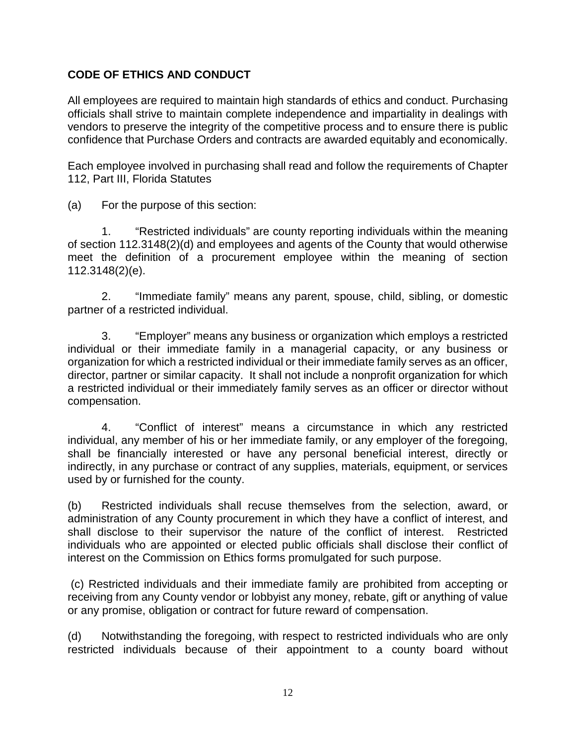**CODE OF ETHICS AND CONDUCT**

All employees are required to maintain high standards of ethics and conduct. Purchasing officials shall strive to maintain complete independence and impartiality in dealings with vendors to preserve the integrity of the competitive process and to ensure there is public confidence that Purchase Orders and contracts are awarded equitably and economically.

Each employee involved in purchasing shall read and follow the requirements of Chapter 112, Part III, Florida Statutes

(a) For the purpose of this section:

1. "Restricted individuals" are county reporting individuals within the meaning of section 112.3148(2)(d) and employees and agents of the County that would otherwise meet the definition of a procurement employee within the meaning of section 112.3148(2)(e).

2. "Immediate family" means any parent, spouse, child, sibling, or domestic partner of a restricted individual.

3. "Employer" means any business or organization which employs a restricted individual or their immediate family in a managerial capacity, or any business or organization for which a restricted individual or their immediate family serves as an officer, director, partner or similar capacity. It shall not include a nonprofit organization for which a restricted individual or their immediately family serves as an officer or director without compensation.

4. "Conflict of interest" means a circumstance in which any restricted individual, any member of his or her immediate family, or any employer of the foregoing, shall be financially interested or have any personal beneficial interest, directly or indirectly, in any purchase or contract of any supplies, materials, equipment, or services used by or furnished for the county.

(b) Restricted individuals shall recuse themselves from the selection, award, or administration of any County procurement in which they have a conflict of interest, and shall disclose to their supervisor the nature of the conflict of interest. Restricted individuals who are appointed or elected public officials shall disclose their conflict of interest on the Commission on Ethics forms promulgated for such purpose.

(c) Restricted individuals and their immediate family are prohibited from accepting or receiving from any County vendor or lobbyist any money, rebate, gift or anything of value or any promise, obligation or contract for future reward of compensation.

(d) Notwithstanding the foregoing, with respect to restricted individuals who are only restricted individuals because of their appointment to a county board without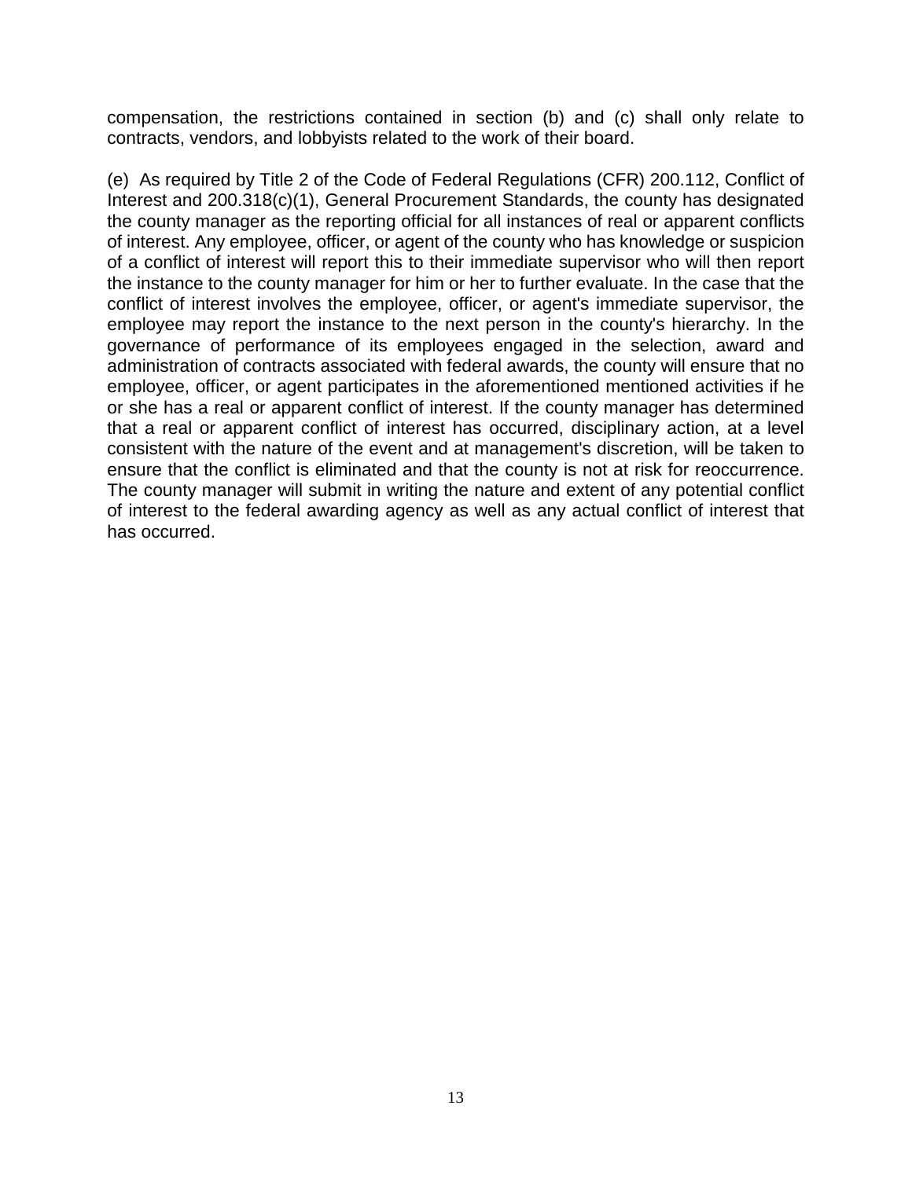compensation, the restrictions contained in section (b) and (c) shall only relate to contracts, vendors, and lobbyists related to the work of their board.

(e) As required by Title 2 of the Code of Federal Regulations (CFR) 200.112, Conflict of Interest and 200.318(c)(1), General Procurement Standards, the county has designated the county manager as the reporting official for all instances of real or apparent conflicts of interest. Any employee, officer, or agent of the county who has knowledge or suspicion of a conflict of interest will report this to their immediate supervisor who will then report the instance to the county manager for him or her to further evaluate. In the case that the conflict of interest involves the employee, officer, or agent's immediate supervisor, the employee may report the instance to the next person in the county's hierarchy. In the governance of performance of its employees engaged in the selection, award and administration of contracts associated with federal awards, the county will ensure that no employee, officer, or agent participates in the aforementioned mentioned activities if he or she has a real or apparent conflict of interest. If the county manager has determined that a real or apparent conflict of interest has occurred, disciplinary action, at a level consistent with the nature of the event and at management's discretion, will be taken to ensure that the conflict is eliminated and that the county is not at risk for reoccurrence. The county manager will submit in writing the nature and extent of any potential conflict of interest to the federal awarding agency as well as any actual conflict of interest that has occurred.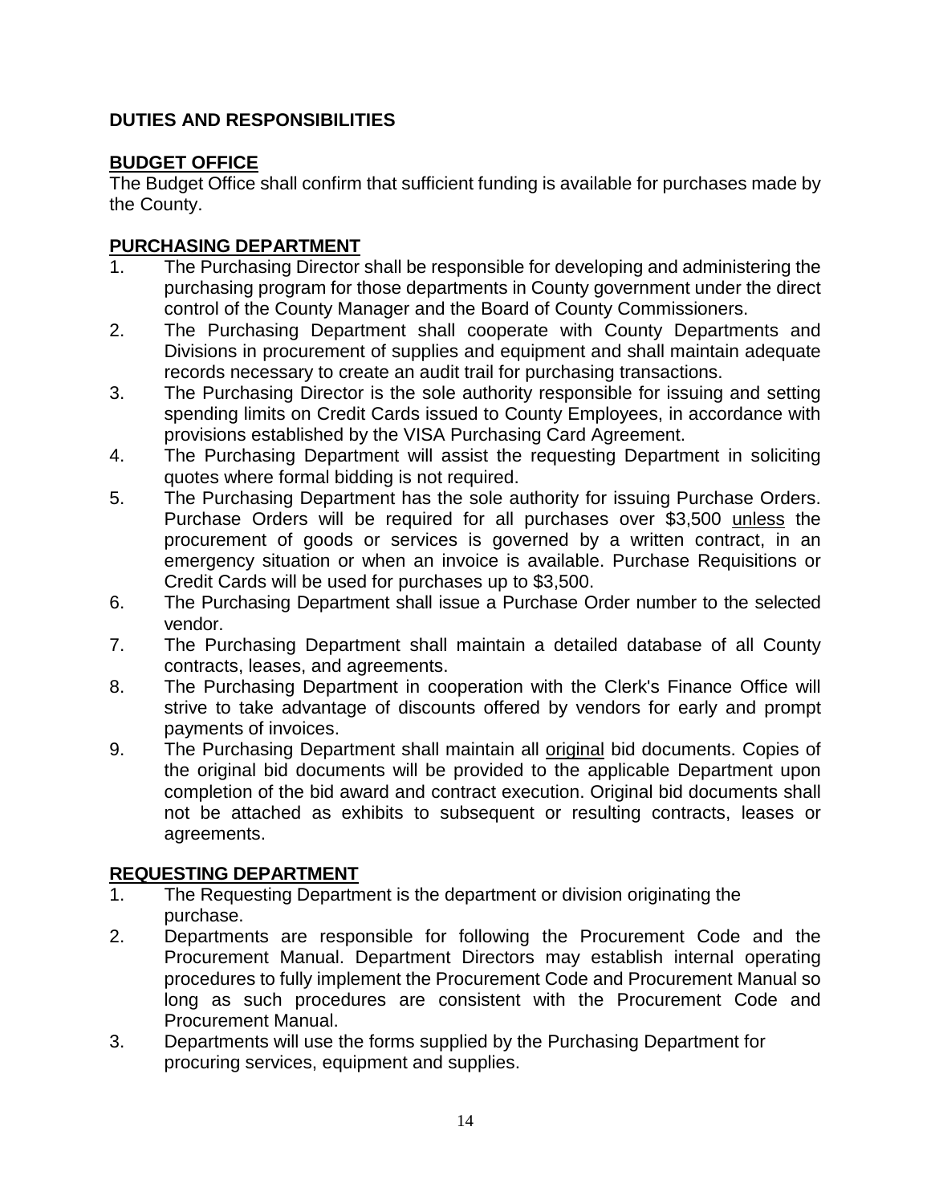**DUTIES AND RESPONSIBILITIES**

**BUDGET OFFICE**

The Budget Office shall confirm that sufficient funding is available for purchases made by the County.

**PURCHASING DEPARTMENT**

1. The Purchasing Director shall be responsible for developing and administering the purchasing program for those departments in County government under the direct control of the County Manager and the Board of County Commissioners.
2. The Purchasing Department shall cooperate with County Departments and Divisions in procurement of supplies and equipment and shall maintain adequate records necessary to create an audit trail for purchasing transactions.
3. The Purchasing Director is the sole authority responsible for issuing and setting spending limits on Credit Cards issued to County Employees, in accordance with provisions established by the VISA Purchasing Card Agreement.
4. The Purchasing Department will assist the requesting Department in soliciting quotes where formal bidding is not required.
5. The Purchasing Department has the sole authority for issuing Purchase Orders. Purchase Orders will be required for all purchases over $3,500 unless the procurement of goods or services is governed by a written contract, in an emergency situation or when an invoice is available. Purchase Requisitions or Credit Cards will be used for purchases up to $3,500.
6. The Purchasing Department shall issue a Purchase Order number to the selected vendor.
7. The Purchasing Department shall maintain a detailed database of all County contracts, leases, and agreements.
8. The Purchasing Department in cooperation with the Clerk's Finance Office will strive to take advantage of discounts offered by vendors for early and prompt payments of invoices.
9. The Purchasing Department shall maintain all original bid documents. Copies of the original bid documents will be provided to the applicable Department upon completion of the bid award and contract execution. Original bid documents shall not be attached as exhibits to subsequent or resulting contracts, leases or agreements.

**REQUESTING DEPARTMENT**

1. The Requesting Department is the department or division originating the purchase.
2. Departments are responsible for following the Procurement Code and the Procurement Manual. Department Directors may establish internal operating procedures to fully implement the Procurement Code and Procurement Manual so long as such procedures are consistent with the Procurement Code and Procurement Manual.
3. Departments will use the forms supplied by the Purchasing Department for procuring services, equipment and supplies.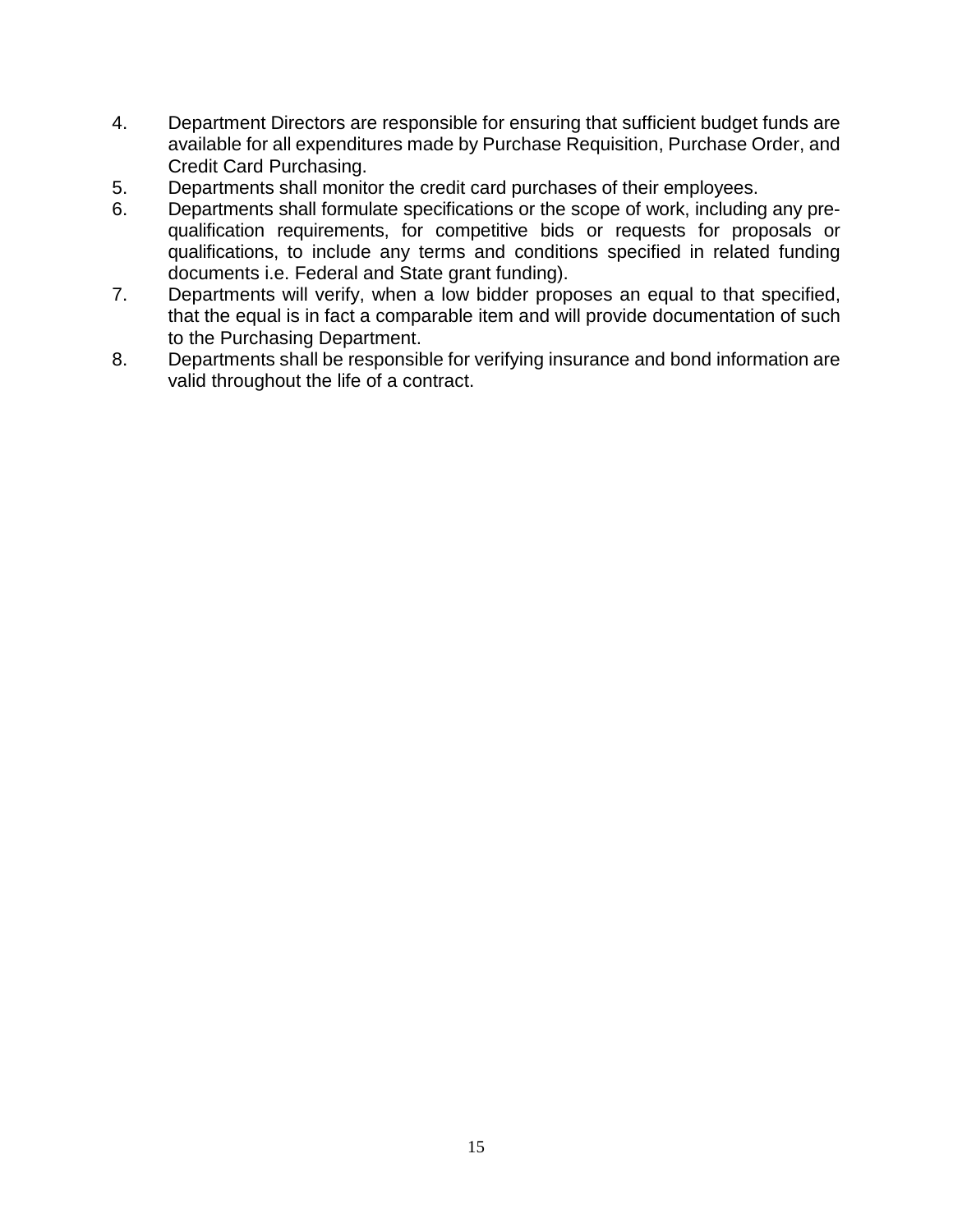4. Department Directors are responsible for ensuring that sufficient budget funds are available for all expenditures made by Purchase Requisition, Purchase Order, and Credit Card Purchasing.
5. Departments shall monitor the credit card purchases of their employees.
6. Departments shall formulate specifications or the scope of work, including any pre-qualification requirements, for competitive bids or requests for proposals or qualifications, to include any terms and conditions specified in related funding documents i.e. Federal and State grant funding).
7. Departments will verify, when a low bidder proposes an equal to that specified, that the equal is in fact a comparable item and will provide documentation of such to the Purchasing Department.
8. Departments shall be responsible for verifying insurance and bond information are valid throughout the life of a contract.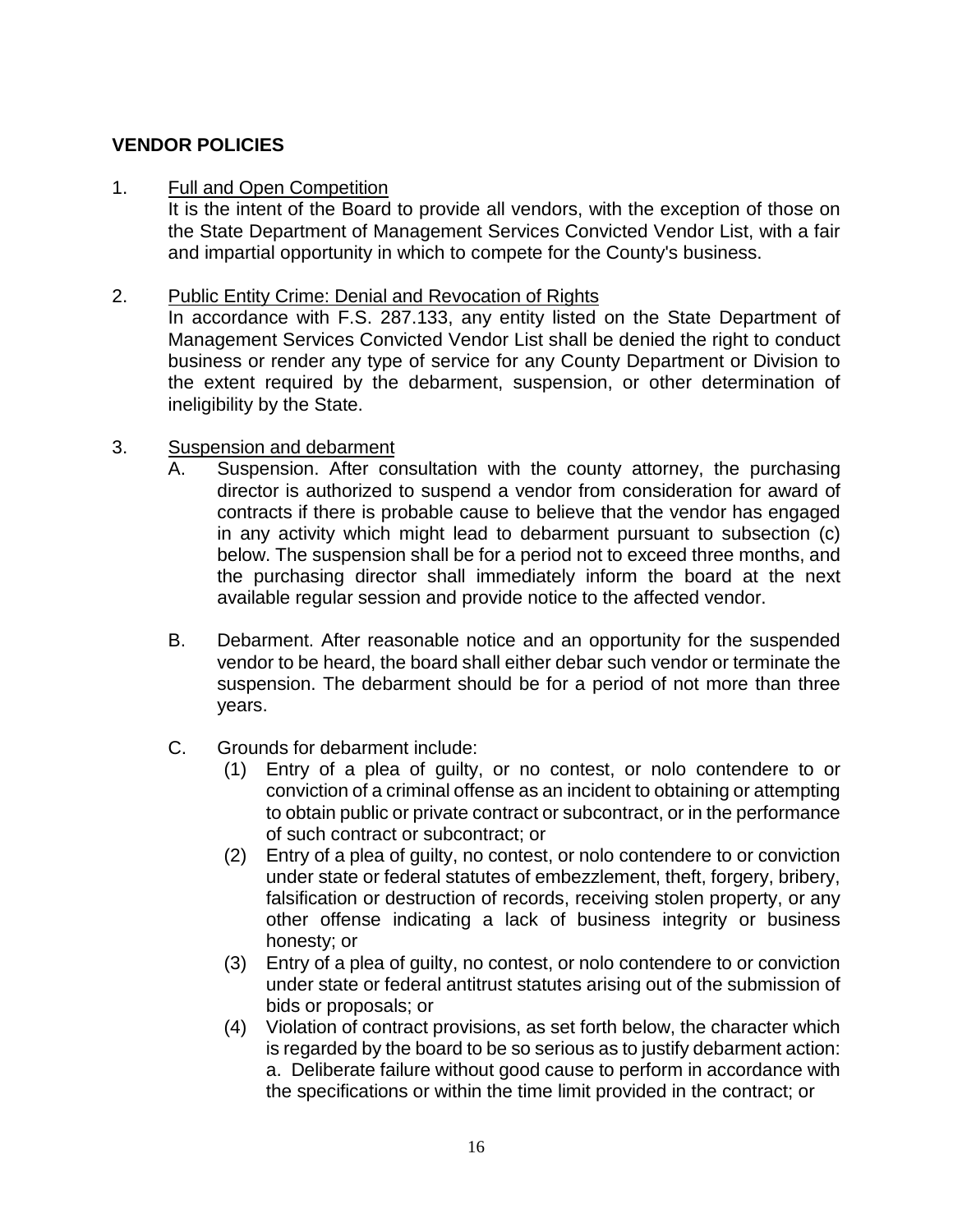**VENDOR POLICIES**

1. <u>Full and Open Competition</u>
   It is the intent of the Board to provide all vendors, with the exception of those on the State Department of Management Services Convicted Vendor List, with a fair and impartial opportunity in which to compete for the County's business.

2. <u>Public Entity Crime: Denial and Revocation of Rights</u>
   In accordance with F.S. 287.133, any entity listed on the State Department of Management Services Convicted Vendor List shall be denied the right to conduct business or render any type of service for any County Department or Division to the extent required by the debarment, suspension, or other determination of ineligibility by the State.

3. <u>Suspension and debarment</u>
   A. Suspension. After consultation with the county attorney, the purchasing director is authorized to suspend a vendor from consideration for award of contracts if there is probable cause to believe that the vendor has engaged in any activity which might lead to debarment pursuant to subsection (c) below. The suspension shall be for a period not to exceed three months, and the purchasing director shall immediately inform the board at the next available regular session and provide notice to the affected vendor.

   B. Debarment. After reasonable notice and an opportunity for the suspended vendor to be heard, the board shall either debar such vendor or terminate the suspension. The debarment should be for a period of not more than three years.

   C. Grounds for debarment include:
      (1) Entry of a plea of guilty, or no contest, or nolo contendere to or conviction of a criminal offense as an incident to obtaining or attempting to obtain public or private contract or subcontract, or in the performance of such contract or subcontract; or
      (2) Entry of a plea of guilty, no contest, or nolo contendere to or conviction under state or federal statutes of embezzlement, theft, forgery, bribery, falsification or destruction of records, receiving stolen property, or any other offense indicating a lack of business integrity or business honesty; or
      (3) Entry of a plea of guilty, no contest, or nolo contendere to or conviction under state or federal antitrust statutes arising out of the submission of bids or proposals; or
      (4) Violation of contract provisions, as set forth below, the character which is regarded by the board to be so serious as to justify debarment action:
      a. Deliberate failure without good cause to perform in accordance with the specifications or within the time limit provided in the contract; or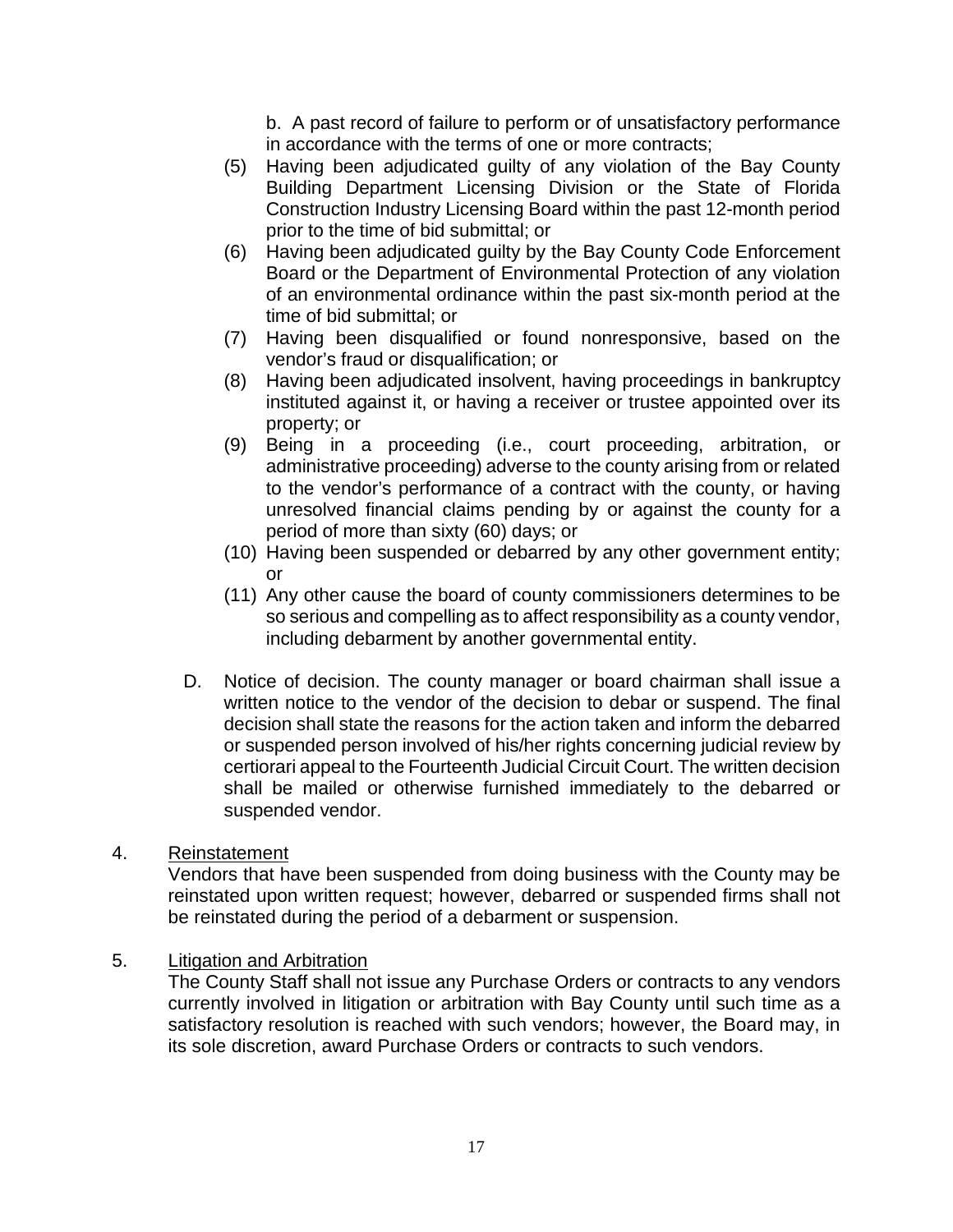b. A past record of failure to perform or of unsatisfactory performance in accordance with the terms of one or more contracts;

(5) Having been adjudicated guilty of any violation of the Bay County Building Department Licensing Division or the State of Florida Construction Industry Licensing Board within the past 12-month period prior to the time of bid submittal; or

(6) Having been adjudicated guilty by the Bay County Code Enforcement Board or the Department of Environmental Protection of any violation of an environmental ordinance within the past six-month period at the time of bid submittal; or

(7) Having been disqualified or found nonresponsive, based on the vendor's fraud or disqualification; or

(8) Having been adjudicated insolvent, having proceedings in bankruptcy instituted against it, or having a receiver or trustee appointed over its property; or

(9) Being in a proceeding (i.e., court proceeding, arbitration, or administrative proceeding) adverse to the county arising from or related to the vendor's performance of a contract with the county, or having unresolved financial claims pending by or against the county for a period of more than sixty (60) days; or

(10) Having been suspended or debarred by any other government entity; or

(11) Any other cause the board of county commissioners determines to be so serious and compelling as to affect responsibility as a county vendor, including debarment by another governmental entity.

D. Notice of decision. The county manager or board chairman shall issue a written notice to the vendor of the decision to debar or suspend. The final decision shall state the reasons for the action taken and inform the debarred or suspended person involved of his/her rights concerning judicial review by certiorari appeal to the Fourteenth Judicial Circuit Court. The written decision shall be mailed or otherwise furnished immediately to the debarred or suspended vendor.

4. <u>Reinstatement</u>

Vendors that have been suspended from doing business with the County may be reinstated upon written request; however, debarred or suspended firms shall not be reinstated during the period of a debarment or suspension.

5. <u>Litigation and Arbitration</u>

The County Staff shall not issue any Purchase Orders or contracts to any vendors currently involved in litigation or arbitration with Bay County until such time as a satisfactory resolution is reached with such vendors; however, the Board may, in its sole discretion, award Purchase Orders or contracts to such vendors.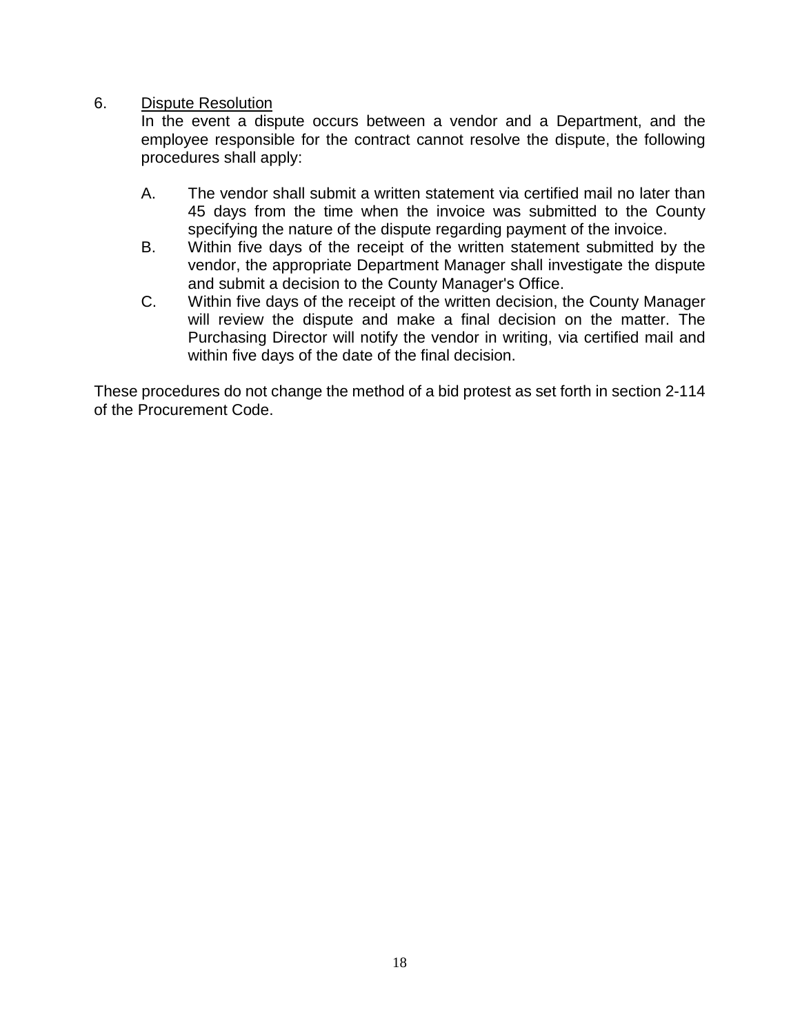6. <u>Dispute Resolution</u>

In the event a dispute occurs between a vendor and a Department, and the employee responsible for the contract cannot resolve the dispute, the following procedures shall apply:

A. The vendor shall submit a written statement via certified mail no later than 45 days from the time when the invoice was submitted to the County specifying the nature of the dispute regarding payment of the invoice.

B. Within five days of the receipt of the written statement submitted by the vendor, the appropriate Department Manager shall investigate the dispute and submit a decision to the County Manager's Office.

C. Within five days of the receipt of the written decision, the County Manager will review the dispute and make a final decision on the matter. The Purchasing Director will notify the vendor in writing, via certified mail and within five days of the date of the final decision.

These procedures do not change the method of a bid protest as set forth in section 2-114 of the Procurement Code.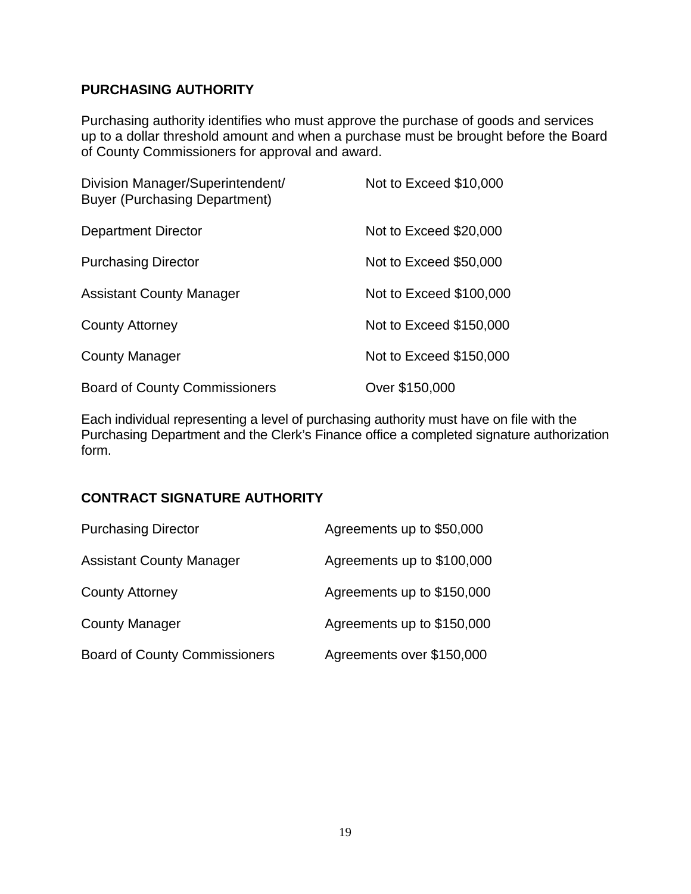## PURCHASING AUTHORITY

Purchasing authority identifies who must approve the purchase of goods and services up to a dollar threshold amount and when a purchase must be brought before the Board of County Commissioners for approval and award.

| | |
|---|---|
| Division Manager/Superintendent/ Buyer (Purchasing Department) | Not to Exceed $10,000 |
| Department Director | Not to Exceed $20,000 |
| Purchasing Director | Not to Exceed $50,000 |
| Assistant County Manager | Not to Exceed $100,000 |
| County Attorney | Not to Exceed $150,000 |
| County Manager | Not to Exceed $150,000 |
| Board of County Commissioners | Over $150,000 |

Each individual representing a level of purchasing authority must have on file with the Purchasing Department and the Clerk's Finance office a completed signature authorization form.

## CONTRACT SIGNATURE AUTHORITY

| | |
|---|---|
| Purchasing Director | Agreements up to $50,000 |
| Assistant County Manager | Agreements up to $100,000 |
| County Attorney | Agreements up to $150,000 |
| County Manager | Agreements up to $150,000 |
| Board of County Commissioners | Agreements over $150,000 |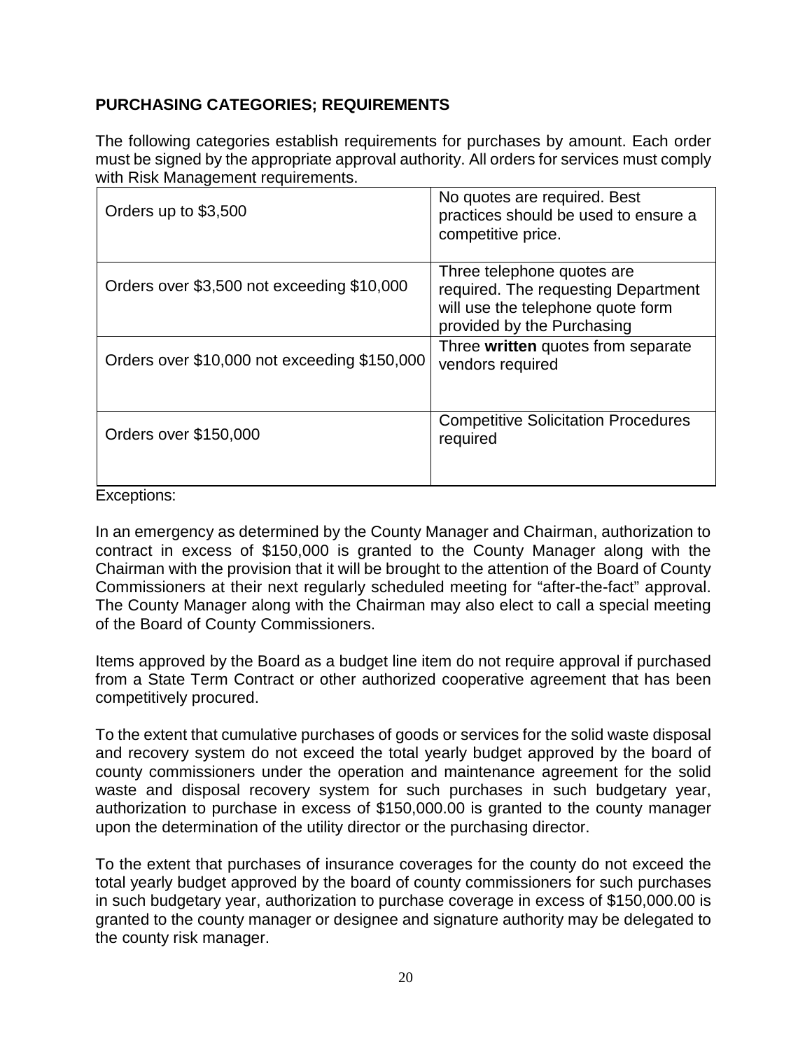## PURCHASING CATEGORIES; REQUIREMENTS

The following categories establish requirements for purchases by amount. Each order must be signed by the appropriate approval authority. All orders for services must comply with Risk Management requirements.

| | |
|---|---|
| Orders up to $3,500 | No quotes are required. Best practices should be used to ensure a competitive price. |
| Orders over $3,500 not exceeding $10,000 | Three telephone quotes are required. The requesting Department will use the telephone quote form provided by the Purchasing |
| Orders over $10,000 not exceeding $150,000 | Three **written** quotes from separate vendors required |
| Orders over $150,000 | Competitive Solicitation Procedures required |

Exceptions:

In an emergency as determined by the County Manager and Chairman, authorization to contract in excess of $150,000 is granted to the County Manager along with the Chairman with the provision that it will be brought to the attention of the Board of County Commissioners at their next regularly scheduled meeting for "after-the-fact" approval. The County Manager along with the Chairman may also elect to call a special meeting of the Board of County Commissioners.

Items approved by the Board as a budget line item do not require approval if purchased from a State Term Contract or other authorized cooperative agreement that has been competitively procured.

To the extent that cumulative purchases of goods or services for the solid waste disposal and recovery system do not exceed the total yearly budget approved by the board of county commissioners under the operation and maintenance agreement for the solid waste and disposal recovery system for such purchases in such budgetary year, authorization to purchase in excess of $150,000.00 is granted to the county manager upon the determination of the utility director or the purchasing director.

To the extent that purchases of insurance coverages for the county do not exceed the total yearly budget approved by the board of county commissioners for such purchases in such budgetary year, authorization to purchase coverage in excess of $150,000.00 is granted to the county manager or designee and signature authority may be delegated to the county risk manager.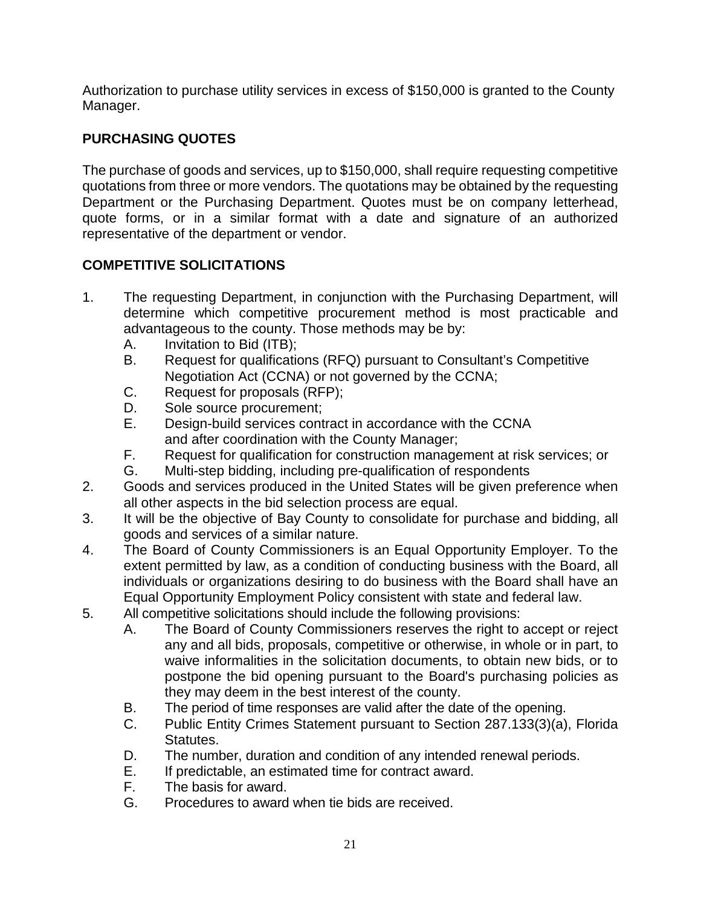Authorization to purchase utility services in excess of $150,000 is granted to the County Manager.

## PURCHASING QUOTES

The purchase of goods and services, up to $150,000, shall require requesting competitive quotations from three or more vendors. The quotations may be obtained by the requesting Department or the Purchasing Department. Quotes must be on company letterhead, quote forms, or in a similar format with a date and signature of an authorized representative of the department or vendor.

## COMPETITIVE SOLICITATIONS

1. The requesting Department, in conjunction with the Purchasing Department, will determine which competitive procurement method is most practicable and advantageous to the county. Those methods may be by:
   - A. Invitation to Bid (ITB);
   - B. Request for qualifications (RFQ) pursuant to Consultant's Competitive Negotiation Act (CCNA) or not governed by the CCNA;
   - C. Request for proposals (RFP);
   - D. Sole source procurement;
   - E. Design-build services contract in accordance with the CCNA and after coordination with the County Manager;
   - F. Request for qualification for construction management at risk services; or
   - G. Multi-step bidding, including pre-qualification of respondents
2. Goods and services produced in the United States will be given preference when all other aspects in the bid selection process are equal.
3. It will be the objective of Bay County to consolidate for purchase and bidding, all goods and services of a similar nature.
4. The Board of County Commissioners is an Equal Opportunity Employer. To the extent permitted by law, as a condition of conducting business with the Board, all individuals or organizations desiring to do business with the Board shall have an Equal Opportunity Employment Policy consistent with state and federal law.
5. All competitive solicitations should include the following provisions:
   - A. The Board of County Commissioners reserves the right to accept or reject any and all bids, proposals, competitive or otherwise, in whole or in part, to waive informalities in the solicitation documents, to obtain new bids, or to postpone the bid opening pursuant to the Board's purchasing policies as they may deem in the best interest of the county.
   - B. The period of time responses are valid after the date of the opening.
   - C. Public Entity Crimes Statement pursuant to Section 287.133(3)(a), Florida Statutes.
   - D. The number, duration and condition of any intended renewal periods.
   - E. If predictable, an estimated time for contract award.
   - F. The basis for award.
   - G. Procedures to award when tie bids are received.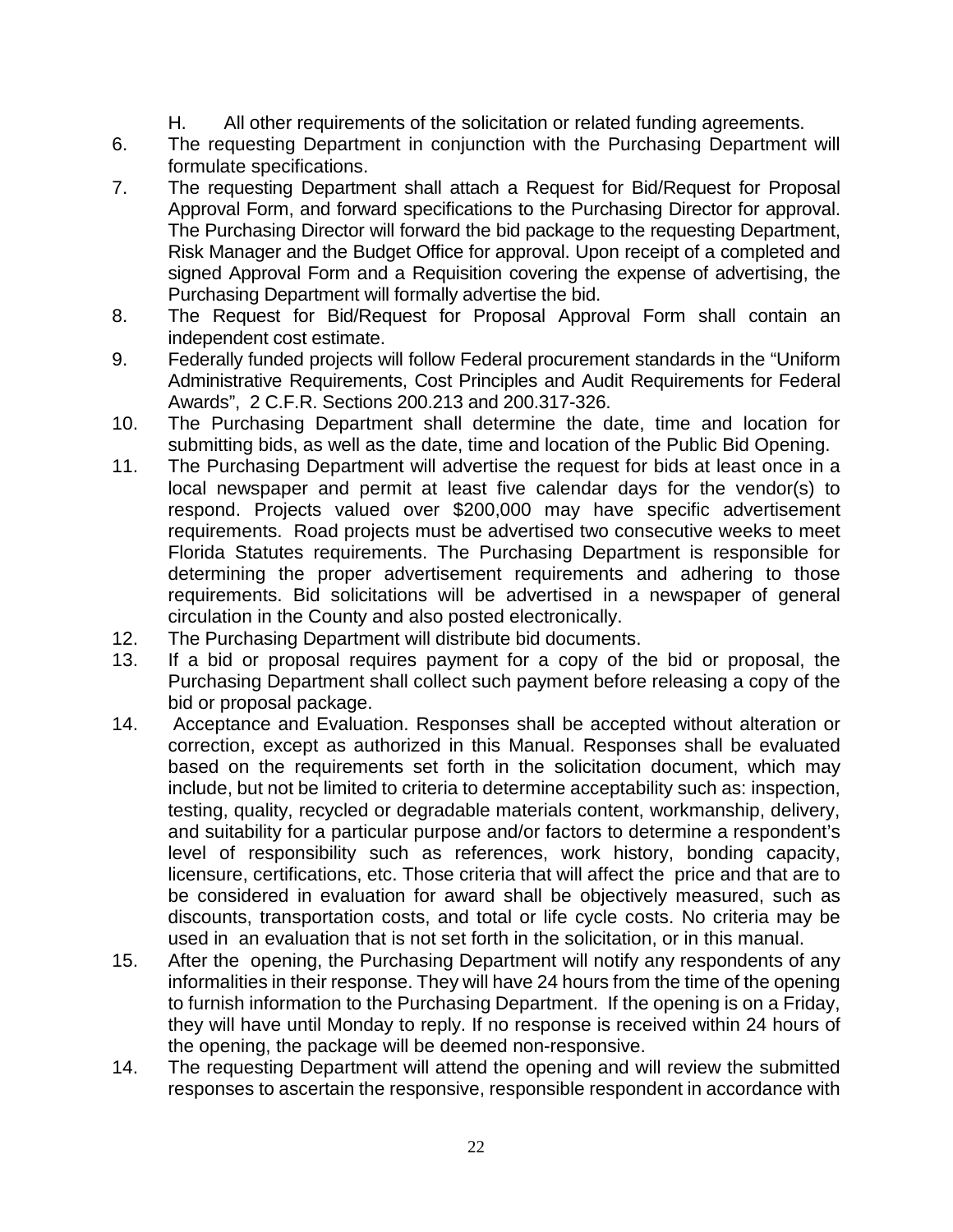H. All other requirements of the solicitation or related funding agreements.

6. The requesting Department in conjunction with the Purchasing Department will formulate specifications.
7. The requesting Department shall attach a Request for Bid/Request for Proposal Approval Form, and forward specifications to the Purchasing Director for approval. The Purchasing Director will forward the bid package to the requesting Department, Risk Manager and the Budget Office for approval. Upon receipt of a completed and signed Approval Form and a Requisition covering the expense of advertising, the Purchasing Department will formally advertise the bid.
8. The Request for Bid/Request for Proposal Approval Form shall contain an independent cost estimate.
9. Federally funded projects will follow Federal procurement standards in the "Uniform Administrative Requirements, Cost Principles and Audit Requirements for Federal Awards", 2 C.F.R. Sections 200.213 and 200.317-326.
10. The Purchasing Department shall determine the date, time and location for submitting bids, as well as the date, time and location of the Public Bid Opening.
11. The Purchasing Department will advertise the request for bids at least once in a local newspaper and permit at least five calendar days for the vendor(s) to respond. Projects valued over $200,000 may have specific advertisement requirements. Road projects must be advertised two consecutive weeks to meet Florida Statutes requirements. The Purchasing Department is responsible for determining the proper advertisement requirements and adhering to those requirements. Bid solicitations will be advertised in a newspaper of general circulation in the County and also posted electronically.
12. The Purchasing Department will distribute bid documents.
13. If a bid or proposal requires payment for a copy of the bid or proposal, the Purchasing Department shall collect such payment before releasing a copy of the bid or proposal package.
14. Acceptance and Evaluation. Responses shall be accepted without alteration or correction, except as authorized in this Manual. Responses shall be evaluated based on the requirements set forth in the solicitation document, which may include, but not be limited to criteria to determine acceptability such as: inspection, testing, quality, recycled or degradable materials content, workmanship, delivery, and suitability for a particular purpose and/or factors to determine a respondent's level of responsibility such as references, work history, bonding capacity, licensure, certifications, etc. Those criteria that will affect the price and that are to be considered in evaluation for award shall be objectively measured, such as discounts, transportation costs, and total or life cycle costs. No criteria may be used in an evaluation that is not set forth in the solicitation, or in this manual.
15. After the opening, the Purchasing Department will notify any respondents of any informalities in their response. They will have 24 hours from the time of the opening to furnish information to the Purchasing Department. If the opening is on a Friday, they will have until Monday to reply. If no response is received within 24 hours of the opening, the package will be deemed non-responsive.

14. The requesting Department will attend the opening and will review the submitted responses to ascertain the responsive, responsible respondent in accordance with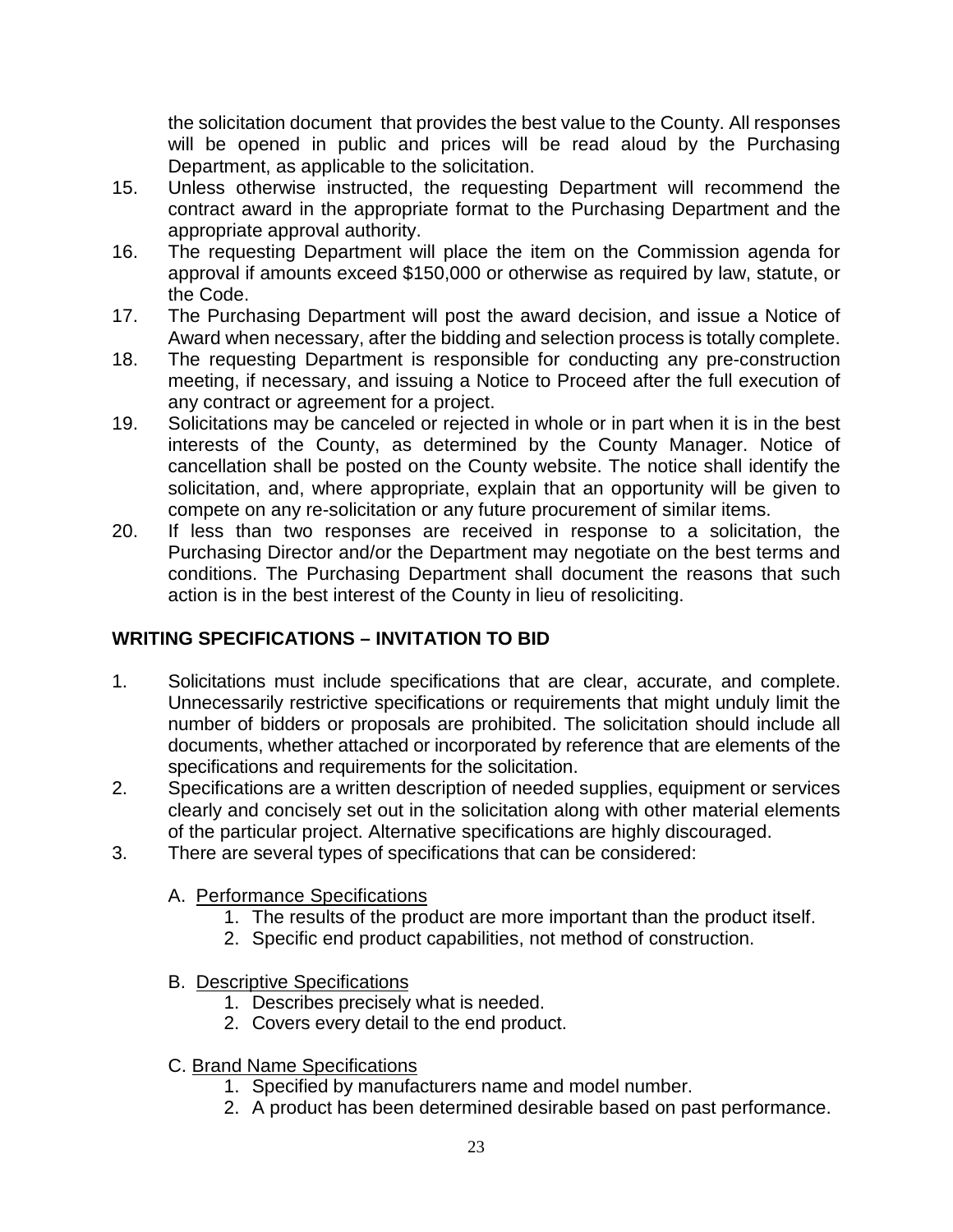the solicitation document that provides the best value to the County. All responses will be opened in public and prices will be read aloud by the Purchasing Department, as applicable to the solicitation.

15. Unless otherwise instructed, the requesting Department will recommend the contract award in the appropriate format to the Purchasing Department and the appropriate approval authority.
16. The requesting Department will place the item on the Commission agenda for approval if amounts exceed $150,000 or otherwise as required by law, statute, or the Code.
17. The Purchasing Department will post the award decision, and issue a Notice of Award when necessary, after the bidding and selection process is totally complete.
18. The requesting Department is responsible for conducting any pre-construction meeting, if necessary, and issuing a Notice to Proceed after the full execution of any contract or agreement for a project.
19. Solicitations may be canceled or rejected in whole or in part when it is in the best interests of the County, as determined by the County Manager. Notice of cancellation shall be posted on the County website. The notice shall identify the solicitation, and, where appropriate, explain that an opportunity will be given to compete on any re-solicitation or any future procurement of similar items.
20. If less than two responses are received in response to a solicitation, the Purchasing Director and/or the Department may negotiate on the best terms and conditions. The Purchasing Department shall document the reasons that such action is in the best interest of the County in lieu of resoliciting.

## WRITING SPECIFICATIONS – INVITATION TO BID

1. Solicitations must include specifications that are clear, accurate, and complete. Unnecessarily restrictive specifications or requirements that might unduly limit the number of bidders or proposals are prohibited. The solicitation should include all documents, whether attached or incorporated by reference that are elements of the specifications and requirements for the solicitation.
2. Specifications are a written description of needed supplies, equipment or services clearly and concisely set out in the solicitation along with other material elements of the particular project. Alternative specifications are highly discouraged.
3. There are several types of specifications that can be considered:

   A. Performance Specifications
      1. The results of the product are more important than the product itself.
      2. Specific end product capabilities, not method of construction.

   B. Descriptive Specifications
      1. Describes precisely what is needed.
      2. Covers every detail to the end product.

   C. Brand Name Specifications
      1. Specified by manufacturers name and model number.
      2. A product has been determined desirable based on past performance.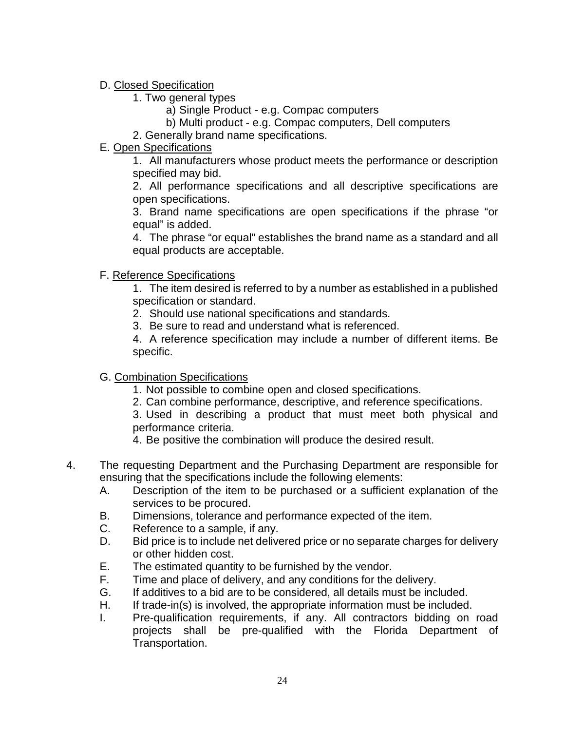D. <u>Closed Specification</u>

1. Two general types
    - a) Single Product - e.g. Compac computers
    - b) Multi product - e.g. Compac computers, Dell computers
2. Generally brand name specifications.

E. <u>Open Specifications</u>

1. All manufacturers whose product meets the performance or description specified may bid.
2. All performance specifications and all descriptive specifications are open specifications.
3. Brand name specifications are open specifications if the phrase “or equal” is added.
4. The phrase “or equal" establishes the brand name as a standard and all equal products are acceptable.

F. <u>Reference Specifications</u>

1. The item desired is referred to by a number as established in a published specification or standard.
2. Should use national specifications and standards.
3. Be sure to read and understand what is referenced.
4. A reference specification may include a number of different items. Be specific.

G. <u>Combination Specifications</u>

1. Not possible to combine open and closed specifications.
2. Can combine performance, descriptive, and reference specifications.
3. Used in describing a product that must meet both physical and performance criteria.
4. Be positive the combination will produce the desired result.

4. The requesting Department and the Purchasing Department are responsible for ensuring that the specifications include the following elements:
    - A. Description of the item to be purchased or a sufficient explanation of the services to be procured.
    - B. Dimensions, tolerance and performance expected of the item.
    - C. Reference to a sample, if any.
    - D. Bid price is to include net delivered price or no separate charges for delivery or other hidden cost.
    - E. The estimated quantity to be furnished by the vendor.
    - F. Time and place of delivery, and any conditions for the delivery.
    - G. If additives to a bid are to be considered, all details must be included.
    - H. If trade-in(s) is involved, the appropriate information must be included.
    - I. Pre-qualification requirements, if any. All contractors bidding on road projects shall be pre-qualified with the Florida Department of Transportation.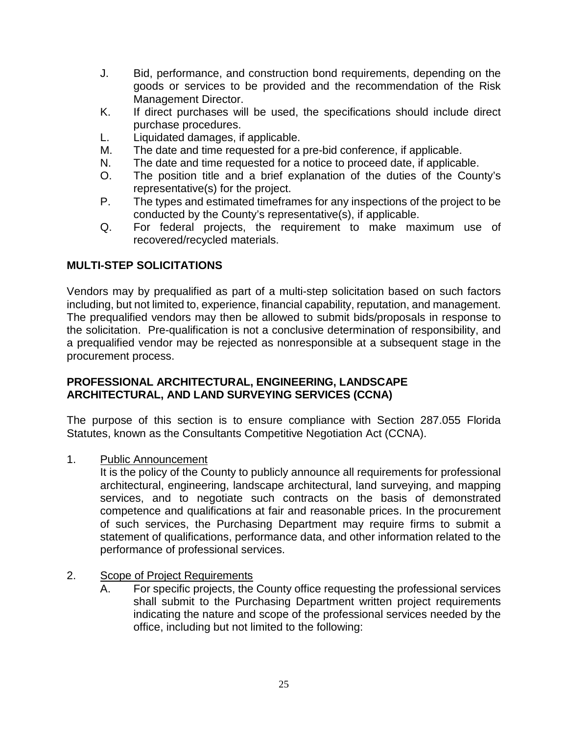J. Bid, performance, and construction bond requirements, depending on the goods or services to be provided and the recommendation of the Risk Management Director.

K. If direct purchases will be used, the specifications should include direct purchase procedures.

L. Liquidated damages, if applicable.

M. The date and time requested for a pre-bid conference, if applicable.

N. The date and time requested for a notice to proceed date, if applicable.

O. The position title and a brief explanation of the duties of the County's representative(s) for the project.

P. The types and estimated timeframes for any inspections of the project to be conducted by the County's representative(s), if applicable.

Q. For federal projects, the requirement to make maximum use of recovered/recycled materials.

## MULTI-STEP SOLICITATIONS

Vendors may by prequalified as part of a multi-step solicitation based on such factors including, but not limited to, experience, financial capability, reputation, and management. The prequalified vendors may then be allowed to submit bids/proposals in response to the solicitation. Pre-qualification is not a conclusive determination of responsibility, and a prequalified vendor may be rejected as nonresponsible at a subsequent stage in the procurement process.

## PROFESSIONAL ARCHITECTURAL, ENGINEERING, LANDSCAPE ARCHITECTURAL, AND LAND SURVEYING SERVICES (CCNA)

The purpose of this section is to ensure compliance with Section 287.055 Florida Statutes, known as the Consultants Competitive Negotiation Act (CCNA).

1. Public Announcement

   It is the policy of the County to publicly announce all requirements for professional architectural, engineering, landscape architectural, land surveying, and mapping services, and to negotiate such contracts on the basis of demonstrated competence and qualifications at fair and reasonable prices. In the procurement of such services, the Purchasing Department may require firms to submit a statement of qualifications, performance data, and other information related to the performance of professional services.

2. Scope of Project Requirements

   A. For specific projects, the County office requesting the professional services shall submit to the Purchasing Department written project requirements indicating the nature and scope of the professional services needed by the office, including but not limited to the following: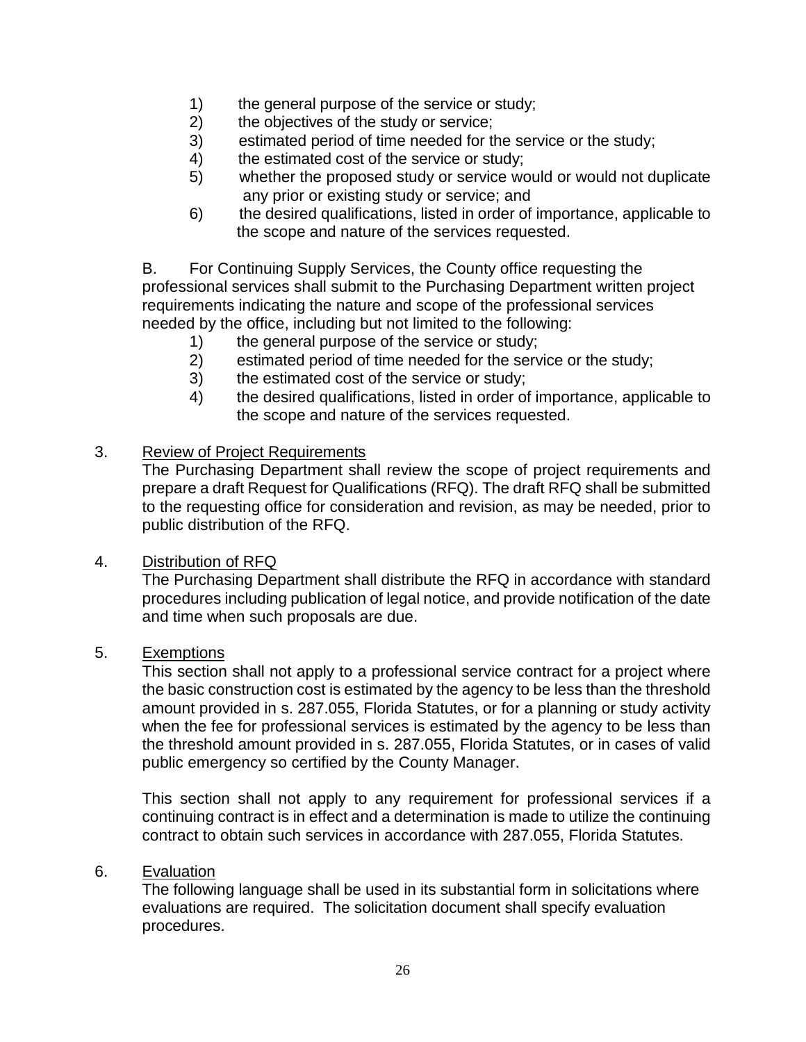1) the general purpose of the service or study;
2) the objectives of the study or service;
3) estimated period of time needed for the service or the study;
4) the estimated cost of the service or study;
5) whether the proposed study or service would or would not duplicate any prior or existing study or service; and
6) the desired qualifications, listed in order of importance, applicable to the scope and nature of the services requested.

B. For Continuing Supply Services, the County office requesting the professional services shall submit to the Purchasing Department written project requirements indicating the nature and scope of the professional services needed by the office, including but not limited to the following:

1) the general purpose of the service or study;
2) estimated period of time needed for the service or the study;
3) the estimated cost of the service or study;
4) the desired qualifications, listed in order of importance, applicable to the scope and nature of the services requested.

3. <u>Review of Project Requirements</u>

The Purchasing Department shall review the scope of project requirements and prepare a draft Request for Qualifications (RFQ). The draft RFQ shall be submitted to the requesting office for consideration and revision, as may be needed, prior to public distribution of the RFQ.

4. <u>Distribution of RFQ</u>

The Purchasing Department shall distribute the RFQ in accordance with standard procedures including publication of legal notice, and provide notification of the date and time when such proposals are due.

5. <u>Exemptions</u>

This section shall not apply to a professional service contract for a project where the basic construction cost is estimated by the agency to be less than the threshold amount provided in s. 287.055, Florida Statutes, or for a planning or study activity when the fee for professional services is estimated by the agency to be less than the threshold amount provided in s. 287.055, Florida Statutes, or in cases of valid public emergency so certified by the County Manager.

This section shall not apply to any requirement for professional services if a continuing contract is in effect and a determination is made to utilize the continuing contract to obtain such services in accordance with 287.055, Florida Statutes.

6. <u>Evaluation</u>

The following language shall be used in its substantial form in solicitations where evaluations are required. The solicitation document shall specify evaluation procedures.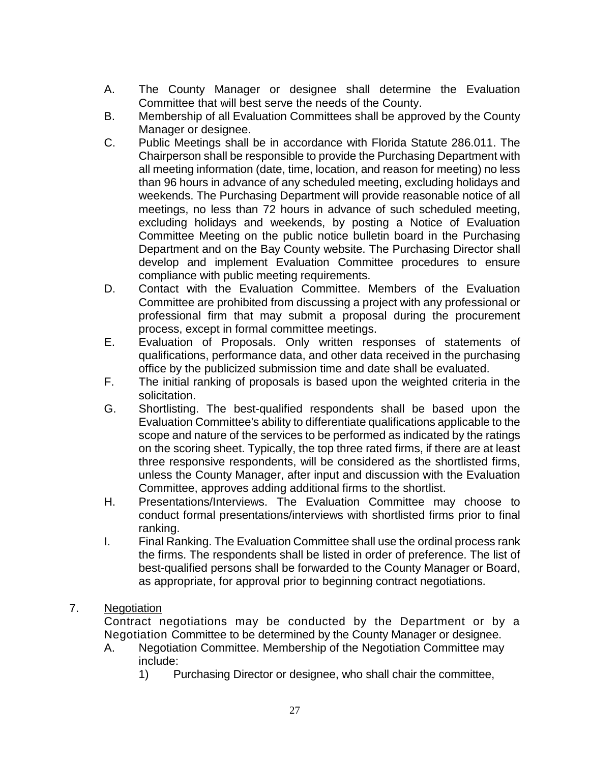A. The County Manager or designee shall determine the Evaluation Committee that will best serve the needs of the County.

B. Membership of all Evaluation Committees shall be approved by the County Manager or designee.

C. Public Meetings shall be in accordance with Florida Statute 286.011. The Chairperson shall be responsible to provide the Purchasing Department with all meeting information (date, time, location, and reason for meeting) no less than 96 hours in advance of any scheduled meeting, excluding holidays and weekends. The Purchasing Department will provide reasonable notice of all meetings, no less than 72 hours in advance of such scheduled meeting, excluding holidays and weekends, by posting a Notice of Evaluation Committee Meeting on the public notice bulletin board in the Purchasing Department and on the Bay County website. The Purchasing Director shall develop and implement Evaluation Committee procedures to ensure compliance with public meeting requirements.

D. Contact with the Evaluation Committee. Members of the Evaluation Committee are prohibited from discussing a project with any professional or professional firm that may submit a proposal during the procurement process, except in formal committee meetings.

E. Evaluation of Proposals. Only written responses of statements of qualifications, performance data, and other data received in the purchasing office by the publicized submission time and date shall be evaluated.

F. The initial ranking of proposals is based upon the weighted criteria in the solicitation.

G. Shortlisting. The best-qualified respondents shall be based upon the Evaluation Committee's ability to differentiate qualifications applicable to the scope and nature of the services to be performed as indicated by the ratings on the scoring sheet. Typically, the top three rated firms, if there are at least three responsive respondents, will be considered as the shortlisted firms, unless the County Manager, after input and discussion with the Evaluation Committee, approves adding additional firms to the shortlist.

H. Presentations/Interviews. The Evaluation Committee may choose to conduct formal presentations/interviews with shortlisted firms prior to final ranking.

I. Final Ranking. The Evaluation Committee shall use the ordinal process rank the firms. The respondents shall be listed in order of preference. The list of best-qualified persons shall be forwarded to the County Manager or Board, as appropriate, for approval prior to beginning contract negotiations.

7. Negotiation

Contract negotiations may be conducted by the Department or by a Negotiation Committee to be determined by the County Manager or designee.

A. Negotiation Committee. Membership of the Negotiation Committee may include:

1) Purchasing Director or designee, who shall chair the committee,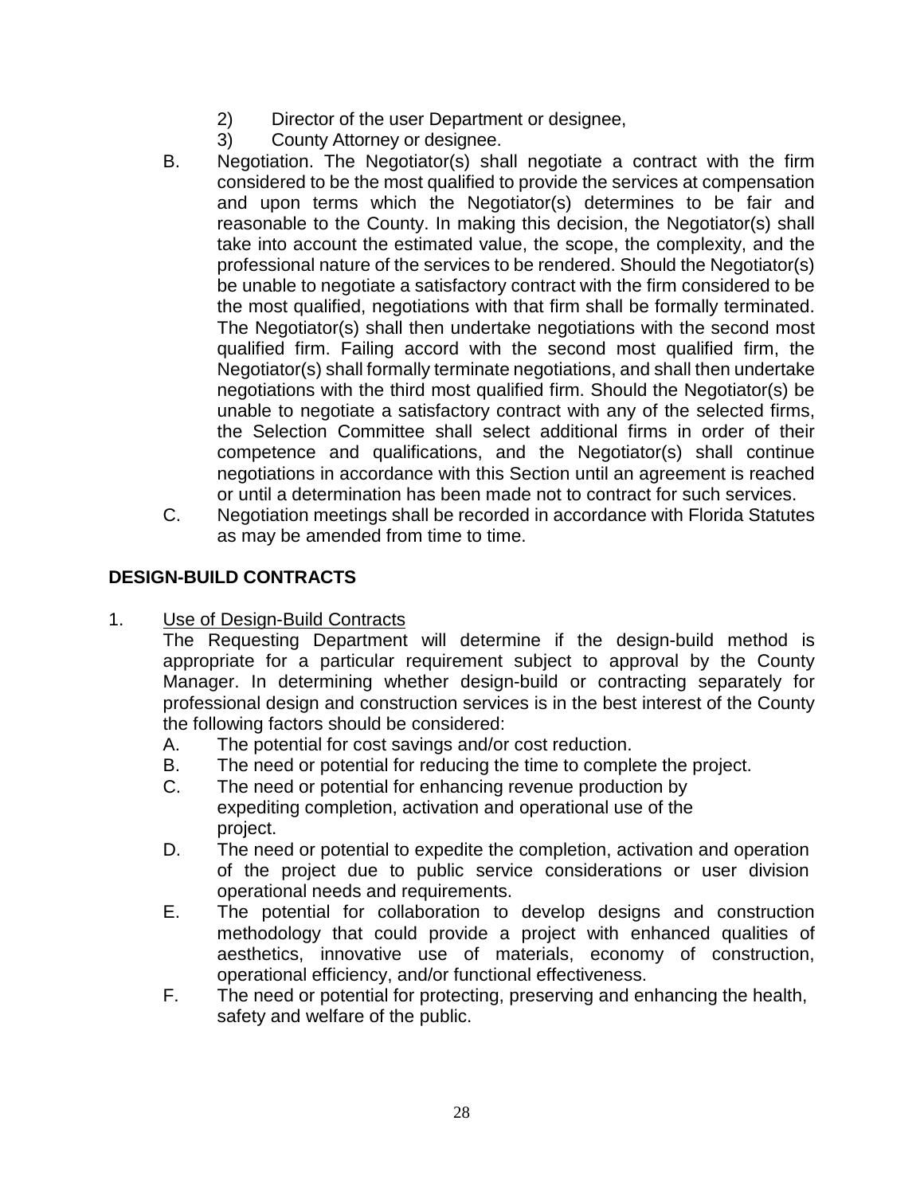2) Director of the user Department or designee,

3) County Attorney or designee.

B. Negotiation. The Negotiator(s) shall negotiate a contract with the firm considered to be the most qualified to provide the services at compensation and upon terms which the Negotiator(s) determines to be fair and reasonable to the County. In making this decision, the Negotiator(s) shall take into account the estimated value, the scope, the complexity, and the professional nature of the services to be rendered. Should the Negotiator(s) be unable to negotiate a satisfactory contract with the firm considered to be the most qualified, negotiations with that firm shall be formally terminated. The Negotiator(s) shall then undertake negotiations with the second most qualified firm. Failing accord with the second most qualified firm, the Negotiator(s) shall formally terminate negotiations, and shall then undertake negotiations with the third most qualified firm. Should the Negotiator(s) be unable to negotiate a satisfactory contract with any of the selected firms, the Selection Committee shall select additional firms in order of their competence and qualifications, and the Negotiator(s) shall continue negotiations in accordance with this Section until an agreement is reached or until a determination has been made not to contract for such services.

C. Negotiation meetings shall be recorded in accordance with Florida Statutes as may be amended from time to time.

## DESIGN-BUILD CONTRACTS

1. Use of Design-Build Contracts

The Requesting Department will determine if the design-build method is appropriate for a particular requirement subject to approval by the County Manager. In determining whether design-build or contracting separately for professional design and construction services is in the best interest of the County the following factors should be considered:

A. The potential for cost savings and/or cost reduction.

B. The need or potential for reducing the time to complete the project.

C. The need or potential for enhancing revenue production by expediting completion, activation and operational use of the project.

D. The need or potential to expedite the completion, activation and operation of the project due to public service considerations or user division operational needs and requirements.

E. The potential for collaboration to develop designs and construction methodology that could provide a project with enhanced qualities of aesthetics, innovative use of materials, economy of construction, operational efficiency, and/or functional effectiveness.

F. The need or potential for protecting, preserving and enhancing the health, safety and welfare of the public.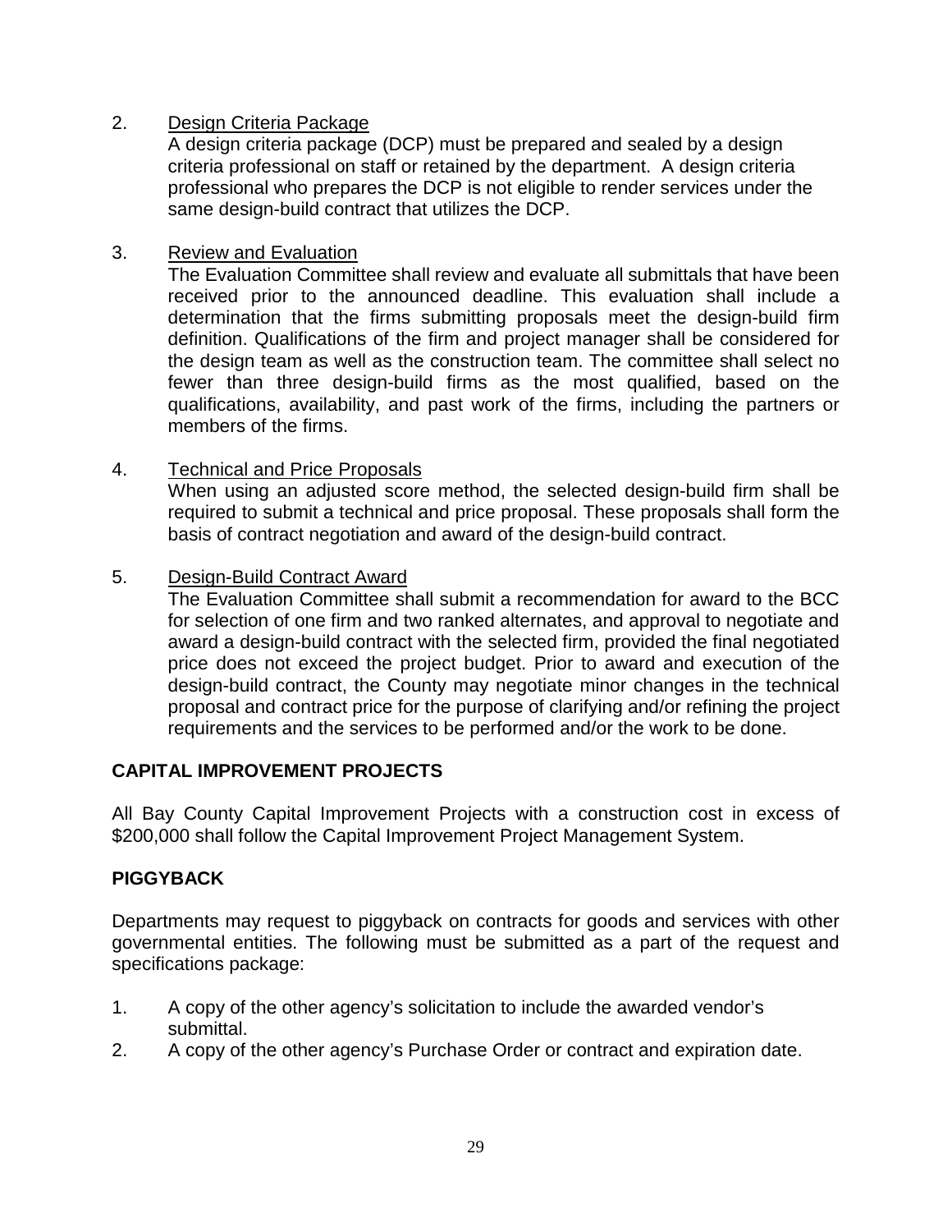2. Design Criteria Package
   A design criteria package (DCP) must be prepared and sealed by a design criteria professional on staff or retained by the department. A design criteria professional who prepares the DCP is not eligible to render services under the same design-build contract that utilizes the DCP.

3. Review and Evaluation
   The Evaluation Committee shall review and evaluate all submittals that have been received prior to the announced deadline. This evaluation shall include a determination that the firms submitting proposals meet the design-build firm definition. Qualifications of the firm and project manager shall be considered for the design team as well as the construction team. The committee shall select no fewer than three design-build firms as the most qualified, based on the qualifications, availability, and past work of the firms, including the partners or members of the firms.

4. Technical and Price Proposals
   When using an adjusted score method, the selected design-build firm shall be required to submit a technical and price proposal. These proposals shall form the basis of contract negotiation and award of the design-build contract.

5. Design-Build Contract Award
   The Evaluation Committee shall submit a recommendation for award to the BCC for selection of one firm and two ranked alternates, and approval to negotiate and award a design-build contract with the selected firm, provided the final negotiated price does not exceed the project budget. Prior to award and execution of the design-build contract, the County may negotiate minor changes in the technical proposal and contract price for the purpose of clarifying and/or refining the project requirements and the services to be performed and/or the work to be done.

## CAPITAL IMPROVEMENT PROJECTS

All Bay County Capital Improvement Projects with a construction cost in excess of $200,000 shall follow the Capital Improvement Project Management System.

## PIGGYBACK

Departments may request to piggyback on contracts for goods and services with other governmental entities. The following must be submitted as a part of the request and specifications package:

1. A copy of the other agency's solicitation to include the awarded vendor's submittal.
2. A copy of the other agency's Purchase Order or contract and expiration date.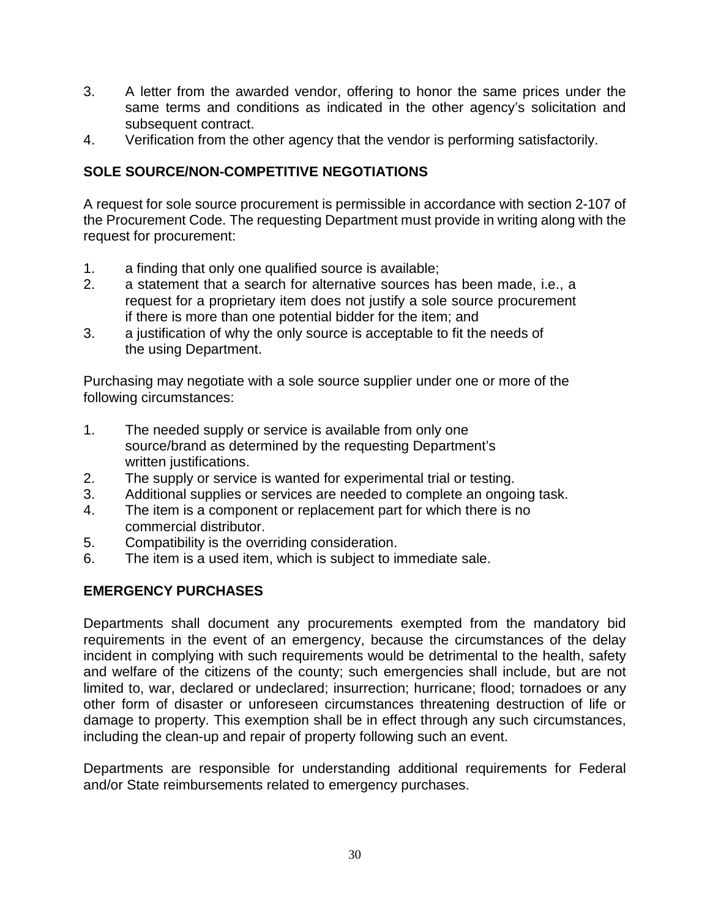3. A letter from the awarded vendor, offering to honor the same prices under the same terms and conditions as indicated in the other agency's solicitation and subsequent contract.
4. Verification from the other agency that the vendor is performing satisfactorily.

## SOLE SOURCE/NON-COMPETITIVE NEGOTIATIONS

A request for sole source procurement is permissible in accordance with section 2-107 of the Procurement Code. The requesting Department must provide in writing along with the request for procurement:

1. a finding that only one qualified source is available;
2. a statement that a search for alternative sources has been made, i.e., a request for a proprietary item does not justify a sole source procurement if there is more than one potential bidder for the item; and
3. a justification of why the only source is acceptable to fit the needs of the using Department.

Purchasing may negotiate with a sole source supplier under one or more of the following circumstances:

1. The needed supply or service is available from only one source/brand as determined by the requesting Department's written justifications.
2. The supply or service is wanted for experimental trial or testing.
3. Additional supplies or services are needed to complete an ongoing task.
4. The item is a component or replacement part for which there is no commercial distributor.
5. Compatibility is the overriding consideration.
6. The item is a used item, which is subject to immediate sale.

## EMERGENCY PURCHASES

Departments shall document any procurements exempted from the mandatory bid requirements in the event of an emergency, because the circumstances of the delay incident in complying with such requirements would be detrimental to the health, safety and welfare of the citizens of the county; such emergencies shall include, but are not limited to, war, declared or undeclared; insurrection; hurricane; flood; tornadoes or any other form of disaster or unforeseen circumstances threatening destruction of life or damage to property. This exemption shall be in effect through any such circumstances, including the clean-up and repair of property following such an event.

Departments are responsible for understanding additional requirements for Federal and/or State reimbursements related to emergency purchases.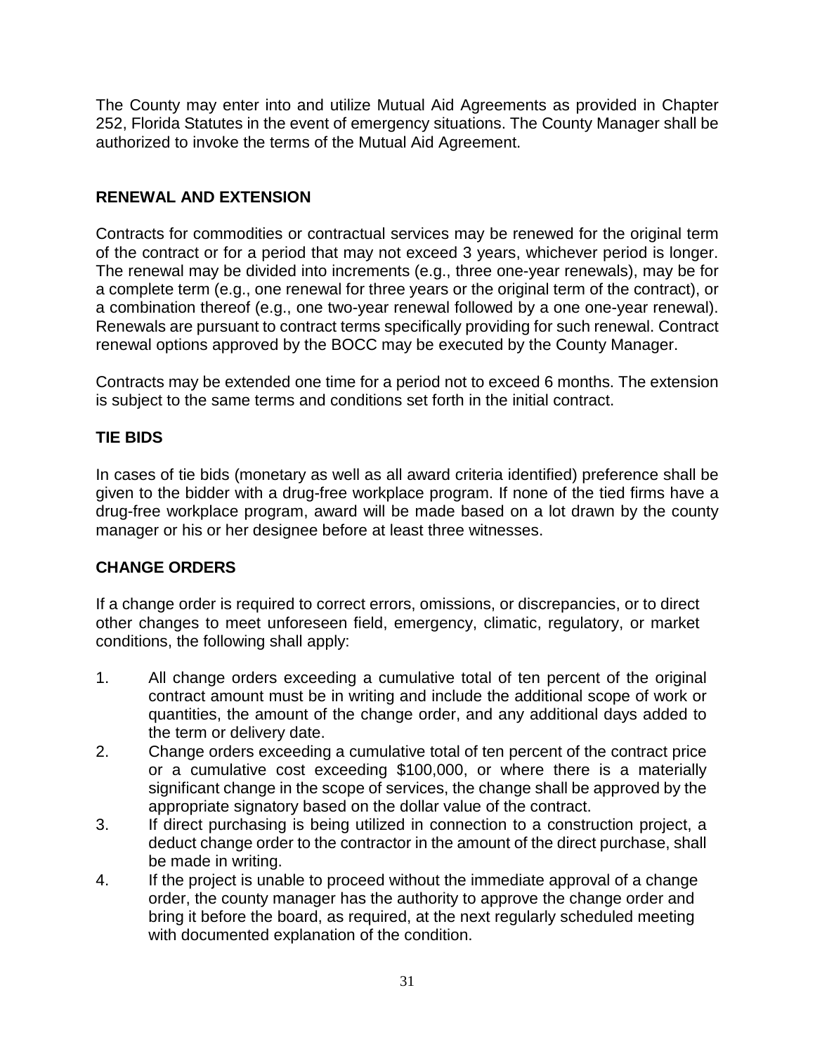The County may enter into and utilize Mutual Aid Agreements as provided in Chapter 252, Florida Statutes in the event of emergency situations. The County Manager shall be authorized to invoke the terms of the Mutual Aid Agreement.

## RENEWAL AND EXTENSION

Contracts for commodities or contractual services may be renewed for the original term of the contract or for a period that may not exceed 3 years, whichever period is longer. The renewal may be divided into increments (e.g., three one-year renewals), may be for a complete term (e.g., one renewal for three years or the original term of the contract), or a combination thereof (e.g., one two-year renewal followed by a one one-year renewal). Renewals are pursuant to contract terms specifically providing for such renewal. Contract renewal options approved by the BOCC may be executed by the County Manager.

Contracts may be extended one time for a period not to exceed 6 months. The extension is subject to the same terms and conditions set forth in the initial contract.

## TIE BIDS

In cases of tie bids (monetary as well as all award criteria identified) preference shall be given to the bidder with a drug-free workplace program. If none of the tied firms have a drug-free workplace program, award will be made based on a lot drawn by the county manager or his or her designee before at least three witnesses.

## CHANGE ORDERS

If a change order is required to correct errors, omissions, or discrepancies, or to direct other changes to meet unforeseen field, emergency, climatic, regulatory, or market conditions, the following shall apply:

1. All change orders exceeding a cumulative total of ten percent of the original contract amount must be in writing and include the additional scope of work or quantities, the amount of the change order, and any additional days added to the term or delivery date.
2. Change orders exceeding a cumulative total of ten percent of the contract price or a cumulative cost exceeding $100,000, or where there is a materially significant change in the scope of services, the change shall be approved by the appropriate signatory based on the dollar value of the contract.
3. If direct purchasing is being utilized in connection to a construction project, a deduct change order to the contractor in the amount of the direct purchase, shall be made in writing.
4. If the project is unable to proceed without the immediate approval of a change order, the county manager has the authority to approve the change order and bring it before the board, as required, at the next regularly scheduled meeting with documented explanation of the condition.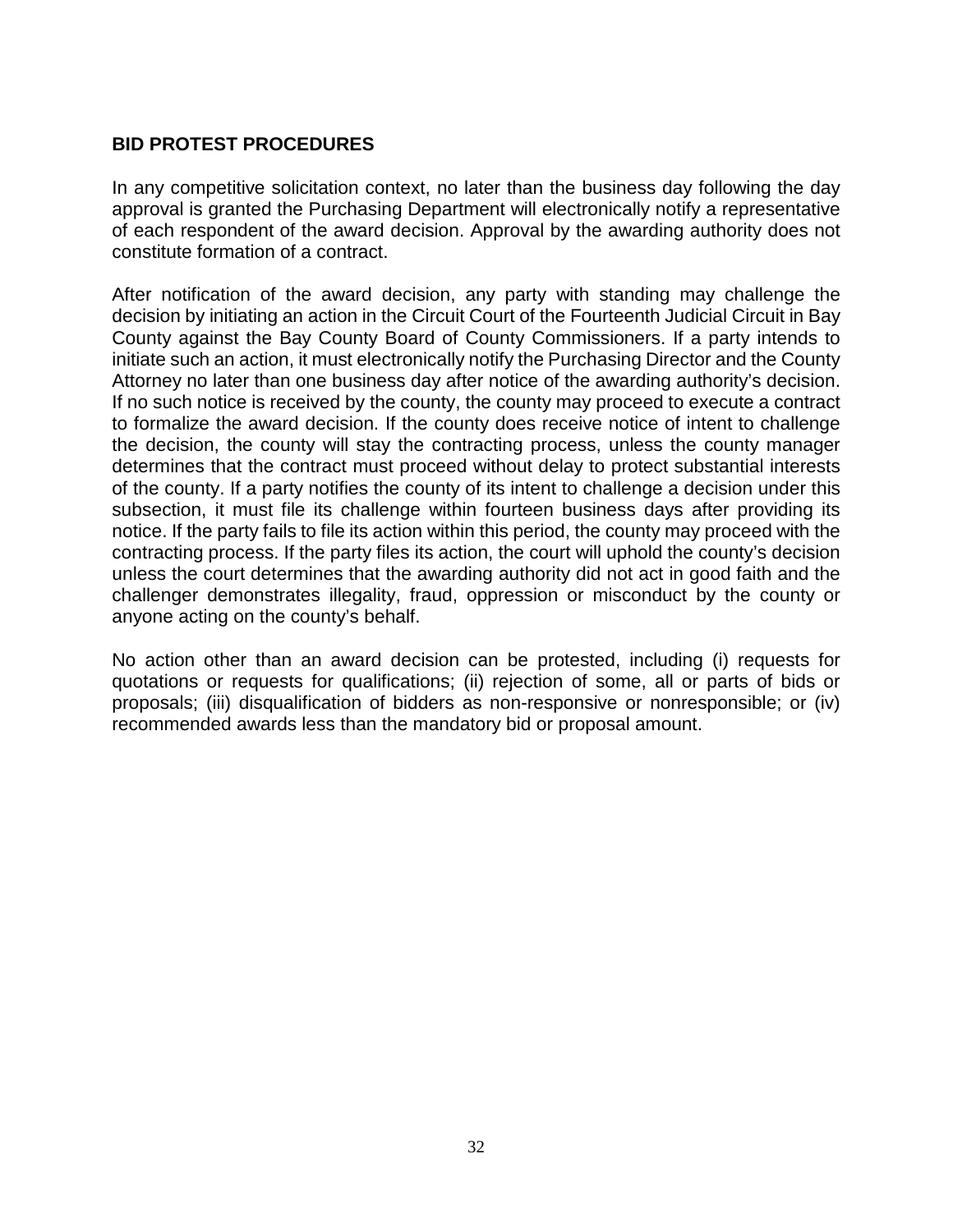**BID PROTEST PROCEDURES**

In any competitive solicitation context, no later than the business day following the day approval is granted the Purchasing Department will electronically notify a representative of each respondent of the award decision. Approval by the awarding authority does not constitute formation of a contract.

After notification of the award decision, any party with standing may challenge the decision by initiating an action in the Circuit Court of the Fourteenth Judicial Circuit in Bay County against the Bay County Board of County Commissioners. If a party intends to initiate such an action, it must electronically notify the Purchasing Director and the County Attorney no later than one business day after notice of the awarding authority's decision. If no such notice is received by the county, the county may proceed to execute a contract to formalize the award decision. If the county does receive notice of intent to challenge the decision, the county will stay the contracting process, unless the county manager determines that the contract must proceed without delay to protect substantial interests of the county. If a party notifies the county of its intent to challenge a decision under this subsection, it must file its challenge within fourteen business days after providing its notice. If the party fails to file its action within this period, the county may proceed with the contracting process. If the party files its action, the court will uphold the county's decision unless the court determines that the awarding authority did not act in good faith and the challenger demonstrates illegality, fraud, oppression or misconduct by the county or anyone acting on the county's behalf.

No action other than an award decision can be protested, including (i) requests for quotations or requests for qualifications; (ii) rejection of some, all or parts of bids or proposals; (iii) disqualification of bidders as non-responsive or nonresponsible; or (iv) recommended awards less than the mandatory bid or proposal amount.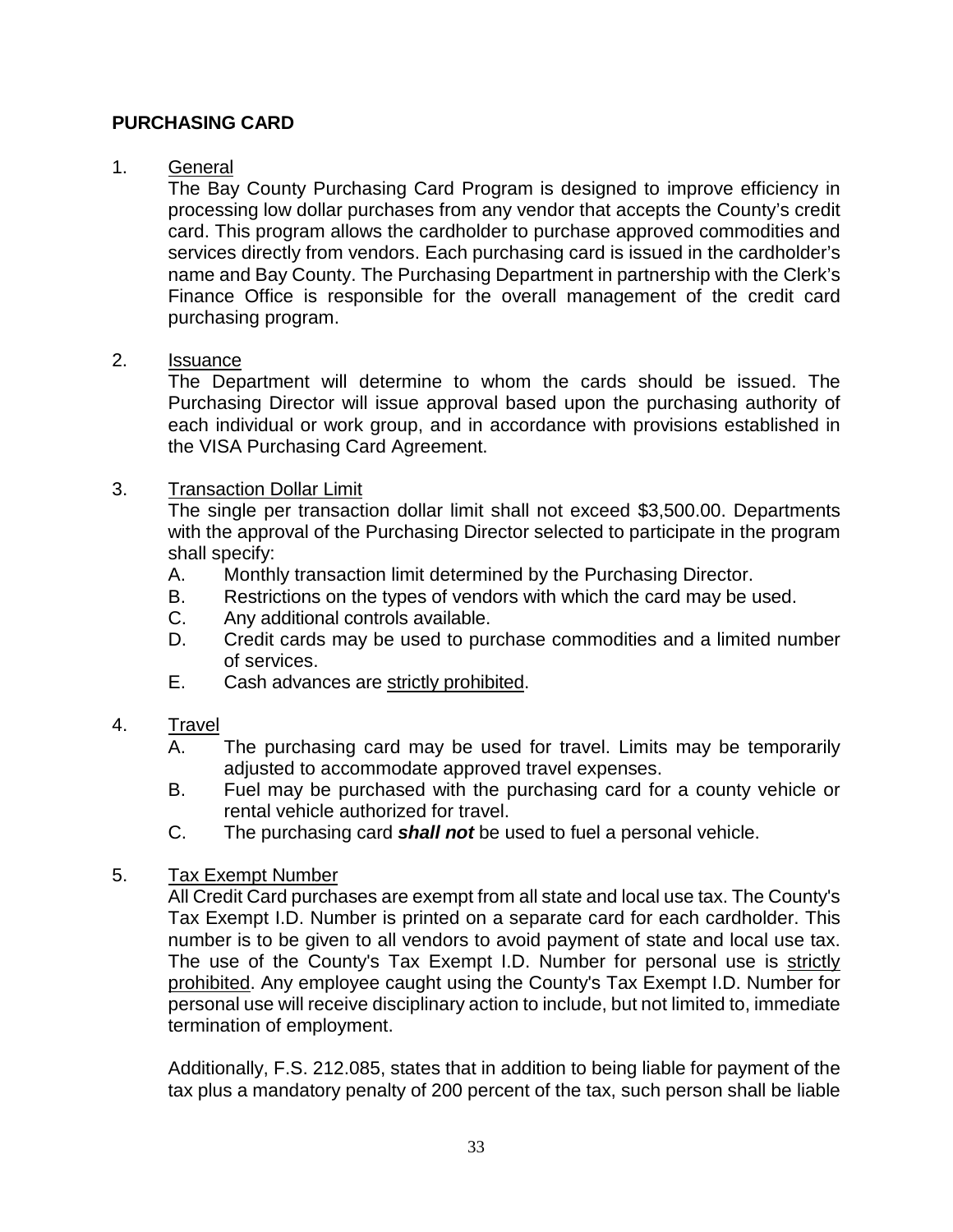**PURCHASING CARD**

1. General

   The Bay County Purchasing Card Program is designed to improve efficiency in processing low dollar purchases from any vendor that accepts the County's credit card. This program allows the cardholder to purchase approved commodities and services directly from vendors. Each purchasing card is issued in the cardholder's name and Bay County. The Purchasing Department in partnership with the Clerk's Finance Office is responsible for the overall management of the credit card purchasing program.

2. Issuance

   The Department will determine to whom the cards should be issued. The Purchasing Director will issue approval based upon the purchasing authority of each individual or work group, and in accordance with provisions established in the VISA Purchasing Card Agreement.

3. Transaction Dollar Limit

   The single per transaction dollar limit shall not exceed $3,500.00. Departments with the approval of the Purchasing Director selected to participate in the program shall specify:

   A. Monthly transaction limit determined by the Purchasing Director.
   B. Restrictions on the types of vendors with which the card may be used.
   C. Any additional controls available.
   D. Credit cards may be used to purchase commodities and a limited number of services.
   E. Cash advances are strictly prohibited.

4. Travel

   A. The purchasing card may be used for travel. Limits may be temporarily adjusted to accommodate approved travel expenses.
   B. Fuel may be purchased with the purchasing card for a county vehicle or rental vehicle authorized for travel.
   C. The purchasing card ***shall not*** be used to fuel a personal vehicle.

5. Tax Exempt Number

   All Credit Card purchases are exempt from all state and local use tax. The County's Tax Exempt I.D. Number is printed on a separate card for each cardholder. This number is to be given to all vendors to avoid payment of state and local use tax. The use of the County's Tax Exempt I.D. Number for personal use is strictly prohibited. Any employee caught using the County's Tax Exempt I.D. Number for personal use will receive disciplinary action to include, but not limited to, immediate termination of employment.

   Additionally, F.S. 212.085, states that in addition to being liable for payment of the tax plus a mandatory penalty of 200 percent of the tax, such person shall be liable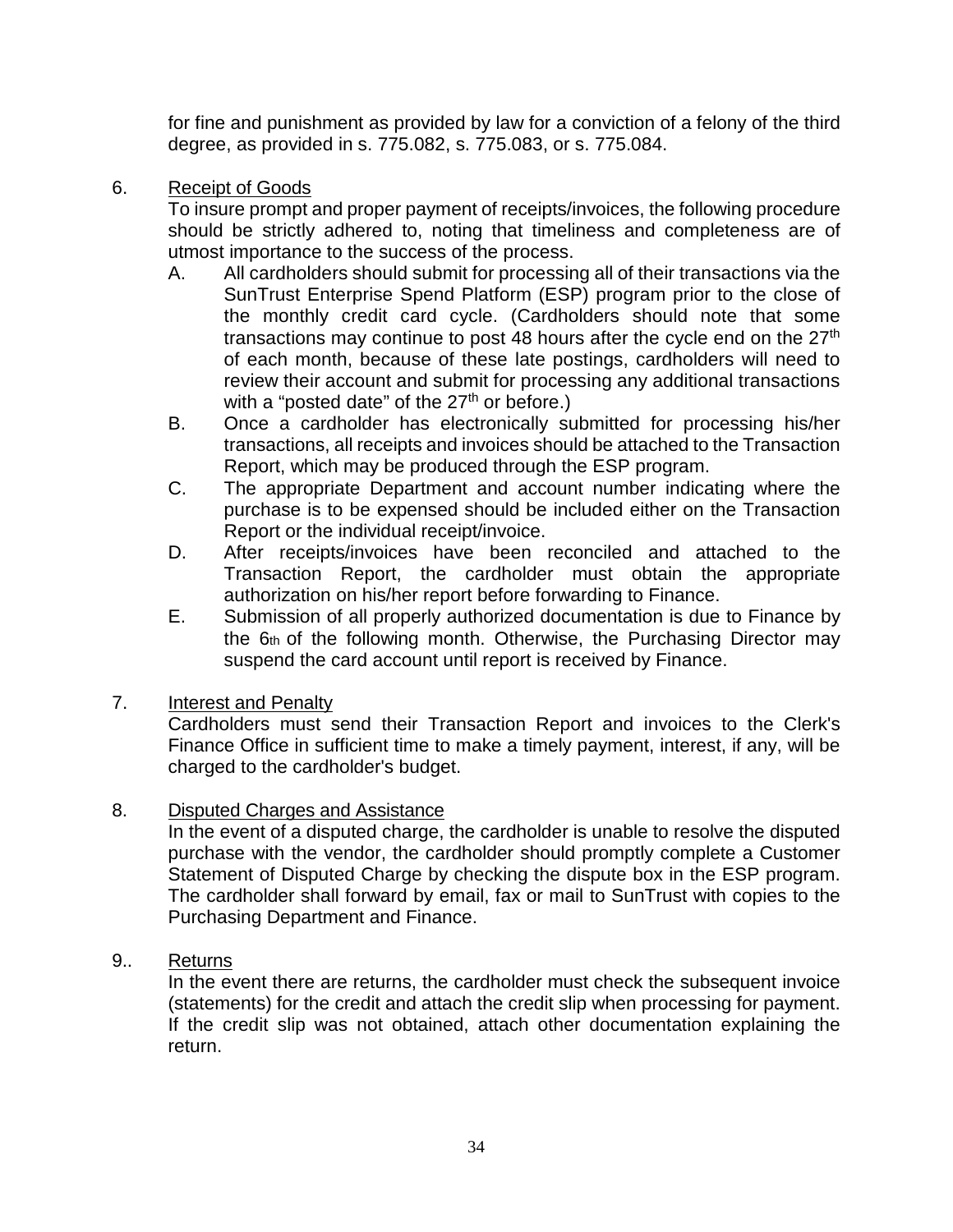for fine and punishment as provided by law for a conviction of a felony of the third degree, as provided in s. 775.082, s. 775.083, or s. 775.084.

6. Receipt of Goods

   To insure prompt and proper payment of receipts/invoices, the following procedure should be strictly adhered to, noting that timeliness and completeness are of utmost importance to the success of the process.

   A. All cardholders should submit for processing all of their transactions via the SunTrust Enterprise Spend Platform (ESP) program prior to the close of the monthly credit card cycle. (Cardholders should note that some transactions may continue to post 48 hours after the cycle end on the 27th of each month, because of these late postings, cardholders will need to review their account and submit for processing any additional transactions with a "posted date" of the 27th or before.)

   B. Once a cardholder has electronically submitted for processing his/her transactions, all receipts and invoices should be attached to the Transaction Report, which may be produced through the ESP program.

   C. The appropriate Department and account number indicating where the purchase is to be expensed should be included either on the Transaction Report or the individual receipt/invoice.

   D. After receipts/invoices have been reconciled and attached to the Transaction Report, the cardholder must obtain the appropriate authorization on his/her report before forwarding to Finance.

   E. Submission of all properly authorized documentation is due to Finance by the 6th of the following month. Otherwise, the Purchasing Director may suspend the card account until report is received by Finance.

7. Interest and Penalty

   Cardholders must send their Transaction Report and invoices to the Clerk's Finance Office in sufficient time to make a timely payment, interest, if any, will be charged to the cardholder's budget.

8. Disputed Charges and Assistance

   In the event of a disputed charge, the cardholder is unable to resolve the disputed purchase with the vendor, the cardholder should promptly complete a Customer Statement of Disputed Charge by checking the dispute box in the ESP program. The cardholder shall forward by email, fax or mail to SunTrust with copies to the Purchasing Department and Finance.

9.. Returns

   In the event there are returns, the cardholder must check the subsequent invoice (statements) for the credit and attach the credit slip when processing for payment. If the credit slip was not obtained, attach other documentation explaining the return.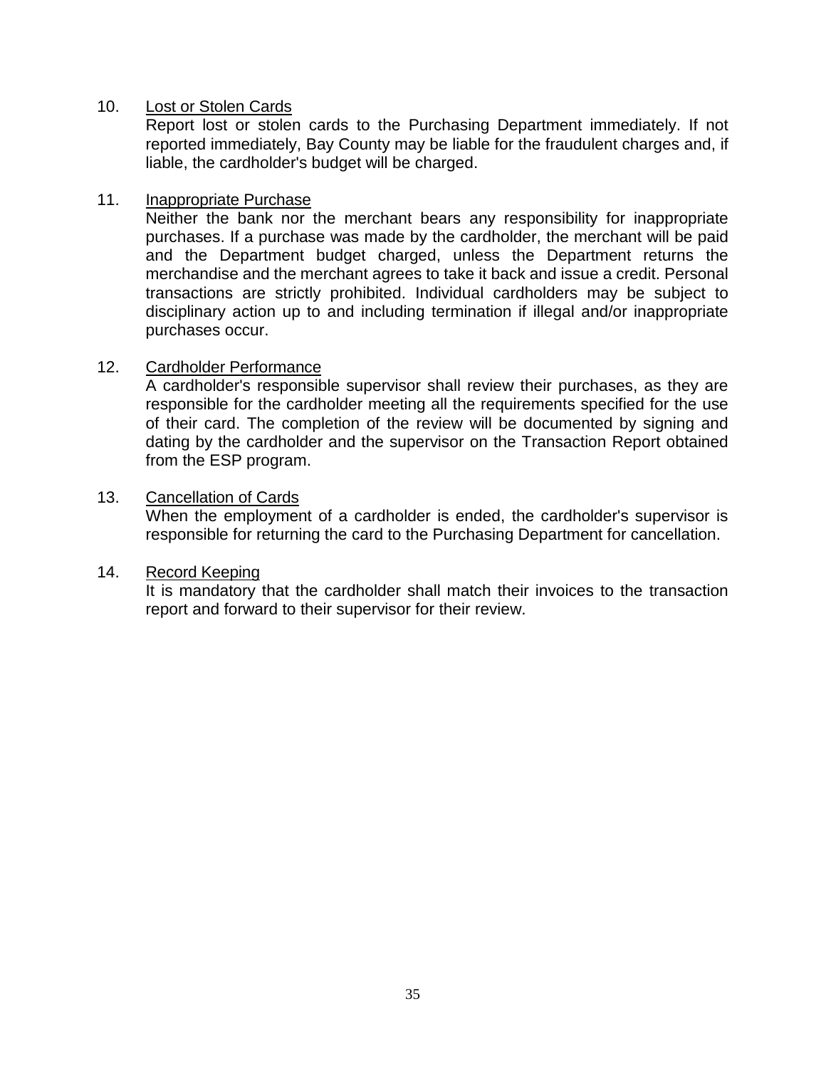10. <u>Lost or Stolen Cards</u>
    Report lost or stolen cards to the Purchasing Department immediately. If not reported immediately, Bay County may be liable for the fraudulent charges and, if liable, the cardholder's budget will be charged.

11. <u>Inappropriate Purchase</u>
    Neither the bank nor the merchant bears any responsibility for inappropriate purchases. If a purchase was made by the cardholder, the merchant will be paid and the Department budget charged, unless the Department returns the merchandise and the merchant agrees to take it back and issue a credit. Personal transactions are strictly prohibited. Individual cardholders may be subject to disciplinary action up to and including termination if illegal and/or inappropriate purchases occur.

12. <u>Cardholder Performance</u>
    A cardholder's responsible supervisor shall review their purchases, as they are responsible for the cardholder meeting all the requirements specified for the use of their card. The completion of the review will be documented by signing and dating by the cardholder and the supervisor on the Transaction Report obtained from the ESP program.

13. <u>Cancellation of Cards</u>
    When the employment of a cardholder is ended, the cardholder's supervisor is responsible for returning the card to the Purchasing Department for cancellation.

14. <u>Record Keeping</u>
    It is mandatory that the cardholder shall match their invoices to the transaction report and forward to their supervisor for their review.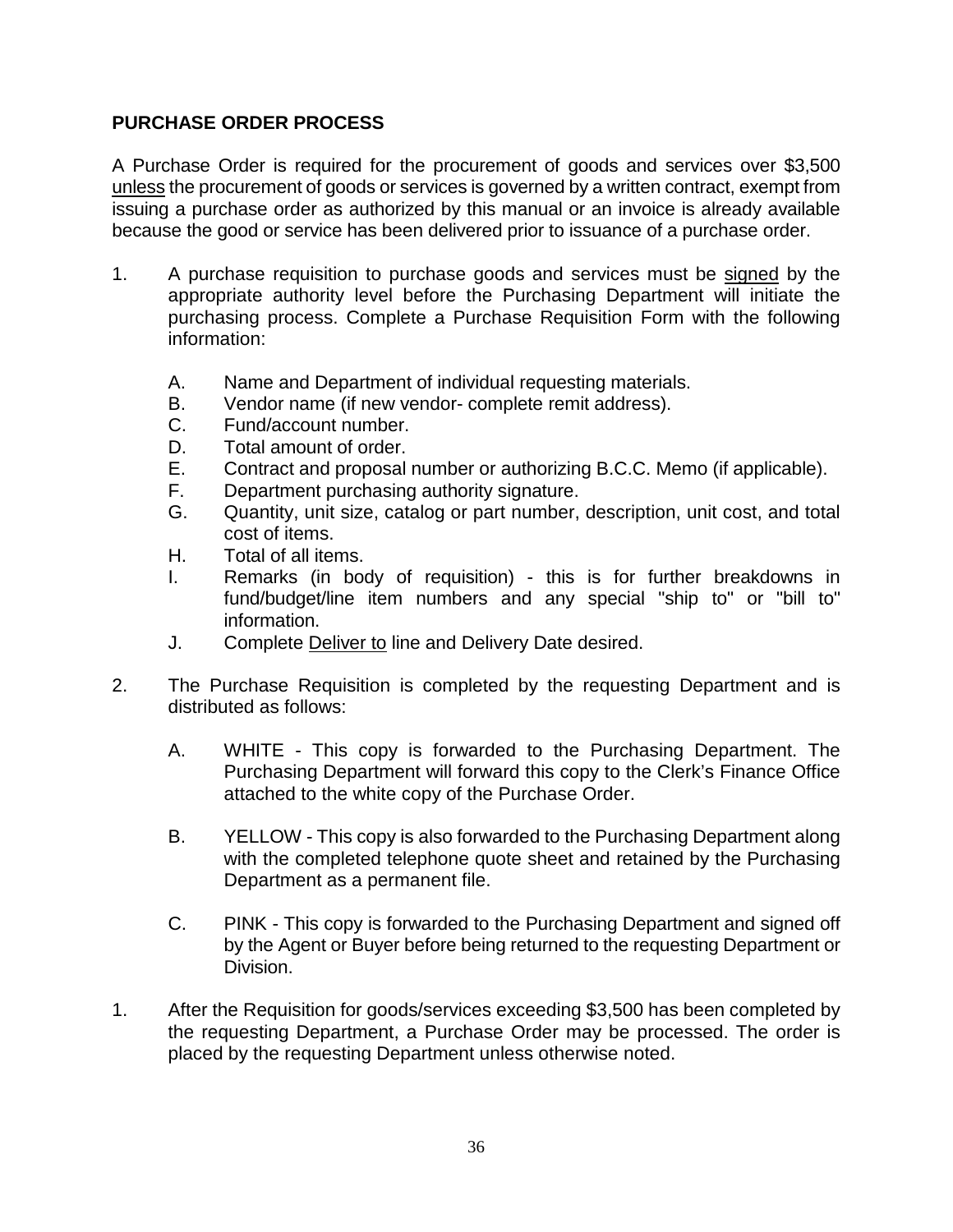## PURCHASE ORDER PROCESS

A Purchase Order is required for the procurement of goods and services over $3,500 <u>unless</u> the procurement of goods or services is governed by a written contract, exempt from issuing a purchase order as authorized by this manual or an invoice is already available because the good or service has been delivered prior to issuance of a purchase order.

1. A purchase requisition to purchase goods and services must be <u>signed</u> by the appropriate authority level before the Purchasing Department will initiate the purchasing process. Complete a Purchase Requisition Form with the following information:

   A. Name and Department of individual requesting materials.
   B. Vendor name (if new vendor- complete remit address).
   C. Fund/account number.
   D. Total amount of order.
   E. Contract and proposal number or authorizing B.C.C. Memo (if applicable).
   F. Department purchasing authority signature.
   G. Quantity, unit size, catalog or part number, description, unit cost, and total cost of items.
   H. Total of all items.
   I. Remarks (in body of requisition) - this is for further breakdowns in fund/budget/line item numbers and any special "ship to" or "bill to" information.
   J. Complete <u>Deliver to</u> line and Delivery Date desired.

2. The Purchase Requisition is completed by the requesting Department and is distributed as follows:

   A. WHITE - This copy is forwarded to the Purchasing Department. The Purchasing Department will forward this copy to the Clerk's Finance Office attached to the white copy of the Purchase Order.

   B. YELLOW - This copy is also forwarded to the Purchasing Department along with the completed telephone quote sheet and retained by the Purchasing Department as a permanent file.

   C. PINK - This copy is forwarded to the Purchasing Department and signed off by the Agent or Buyer before being returned to the requesting Department or Division.

1. After the Requisition for goods/services exceeding $3,500 has been completed by the requesting Department, a Purchase Order may be processed. The order is placed by the requesting Department unless otherwise noted.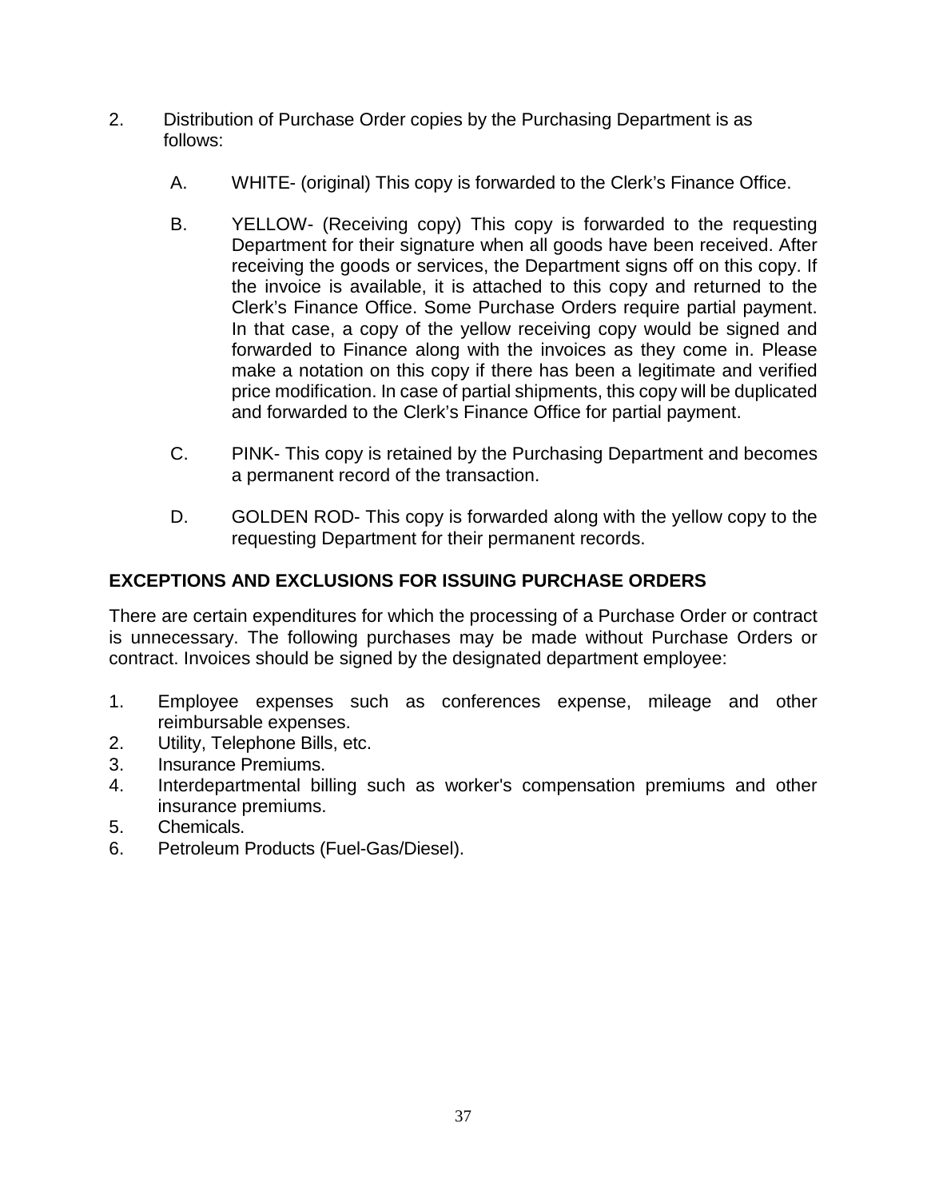2. Distribution of Purchase Order copies by the Purchasing Department is as follows:

   A. WHITE- (original) This copy is forwarded to the Clerk's Finance Office.

   B. YELLOW- (Receiving copy) This copy is forwarded to the requesting Department for their signature when all goods have been received. After receiving the goods or services, the Department signs off on this copy. If the invoice is available, it is attached to this copy and returned to the Clerk's Finance Office. Some Purchase Orders require partial payment. In that case, a copy of the yellow receiving copy would be signed and forwarded to Finance along with the invoices as they come in. Please make a notation on this copy if there has been a legitimate and verified price modification. In case of partial shipments, this copy will be duplicated and forwarded to the Clerk's Finance Office for partial payment.

   C. PINK- This copy is retained by the Purchasing Department and becomes a permanent record of the transaction.

   D. GOLDEN ROD- This copy is forwarded along with the yellow copy to the requesting Department for their permanent records.

## EXCEPTIONS AND EXCLUSIONS FOR ISSUING PURCHASE ORDERS

There are certain expenditures for which the processing of a Purchase Order or contract is unnecessary. The following purchases may be made without Purchase Orders or contract. Invoices should be signed by the designated department employee:

1. Employee expenses such as conferences expense, mileage and other reimbursable expenses.
2. Utility, Telephone Bills, etc.
3. Insurance Premiums.
4. Interdepartmental billing such as worker's compensation premiums and other insurance premiums.
5. Chemicals.
6. Petroleum Products (Fuel-Gas/Diesel).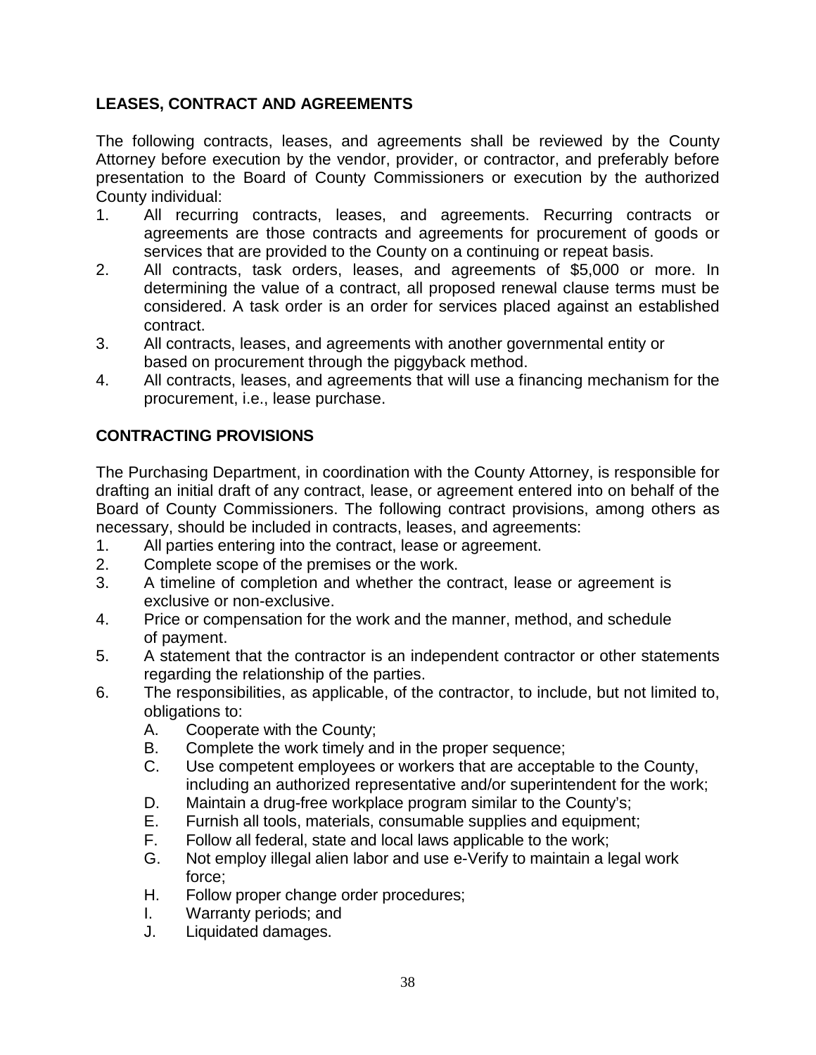## LEASES, CONTRACT AND AGREEMENTS

The following contracts, leases, and agreements shall be reviewed by the County Attorney before execution by the vendor, provider, or contractor, and preferably before presentation to the Board of County Commissioners or execution by the authorized County individual:

1. All recurring contracts, leases, and agreements. Recurring contracts or agreements are those contracts and agreements for procurement of goods or services that are provided to the County on a continuing or repeat basis.
2. All contracts, task orders, leases, and agreements of $5,000 or more. In determining the value of a contract, all proposed renewal clause terms must be considered. A task order is an order for services placed against an established contract.
3. All contracts, leases, and agreements with another governmental entity or based on procurement through the piggyback method.
4. All contracts, leases, and agreements that will use a financing mechanism for the procurement, i.e., lease purchase.

## CONTRACTING PROVISIONS

The Purchasing Department, in coordination with the County Attorney, is responsible for drafting an initial draft of any contract, lease, or agreement entered into on behalf of the Board of County Commissioners. The following contract provisions, among others as necessary, should be included in contracts, leases, and agreements:

1. All parties entering into the contract, lease or agreement.
2. Complete scope of the premises or the work.
3. A timeline of completion and whether the contract, lease or agreement is exclusive or non-exclusive.
4. Price or compensation for the work and the manner, method, and schedule of payment.
5. A statement that the contractor is an independent contractor or other statements regarding the relationship of the parties.
6. The responsibilities, as applicable, of the contractor, to include, but not limited to, obligations to:
   - A. Cooperate with the County;
   - B. Complete the work timely and in the proper sequence;
   - C. Use competent employees or workers that are acceptable to the County, including an authorized representative and/or superintendent for the work;
   - D. Maintain a drug-free workplace program similar to the County's;
   - E. Furnish all tools, materials, consumable supplies and equipment;
   - F. Follow all federal, state and local laws applicable to the work;
   - G. Not employ illegal alien labor and use e-Verify to maintain a legal work force;
   - H. Follow proper change order procedures;
   - I. Warranty periods; and
   - J. Liquidated damages.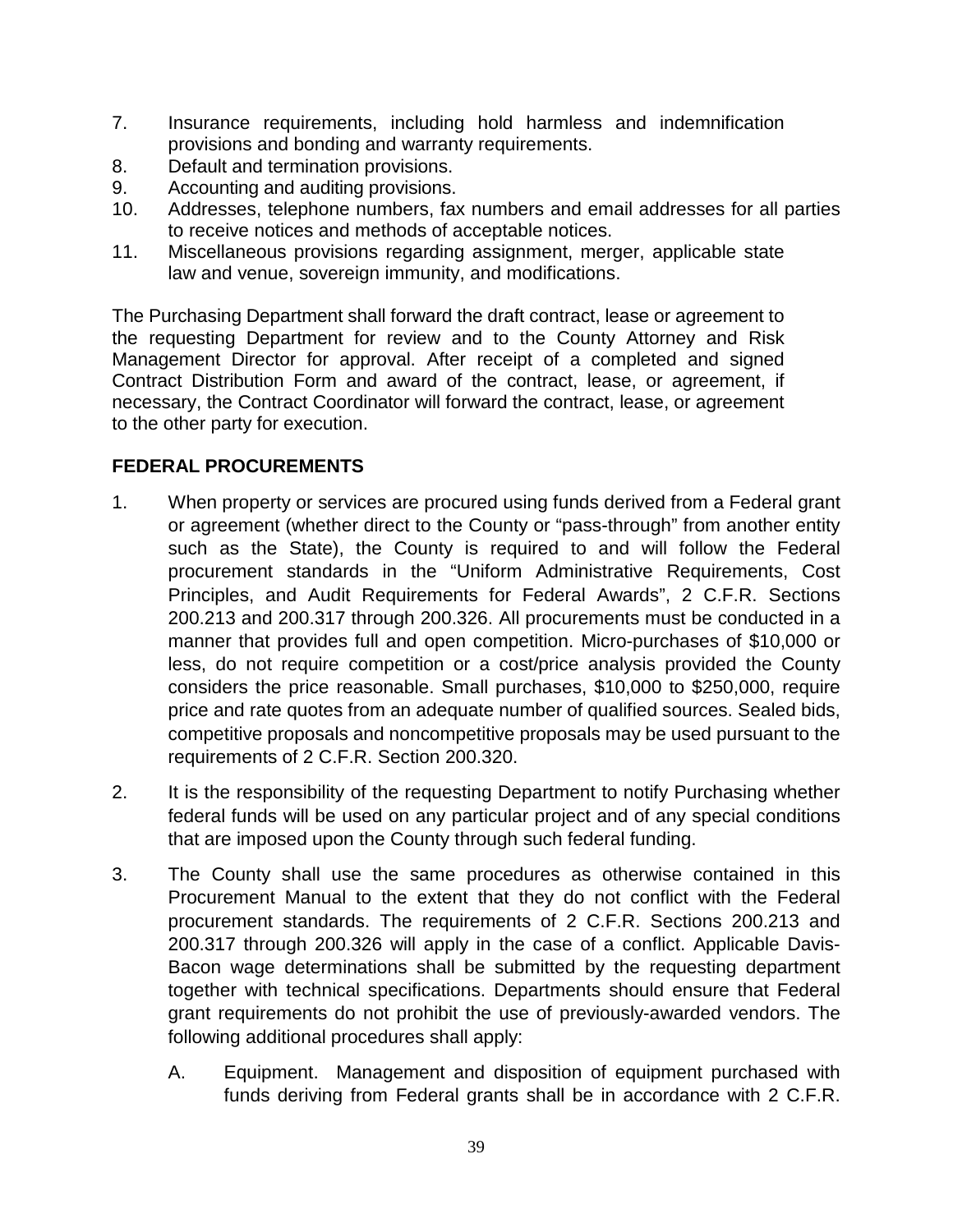7. Insurance requirements, including hold harmless and indemnification provisions and bonding and warranty requirements.
8. Default and termination provisions.
9. Accounting and auditing provisions.
10. Addresses, telephone numbers, fax numbers and email addresses for all parties to receive notices and methods of acceptable notices.
11. Miscellaneous provisions regarding assignment, merger, applicable state law and venue, sovereign immunity, and modifications.

The Purchasing Department shall forward the draft contract, lease or agreement to the requesting Department for review and to the County Attorney and Risk Management Director for approval. After receipt of a completed and signed Contract Distribution Form and award of the contract, lease, or agreement, if necessary, the Contract Coordinator will forward the contract, lease, or agreement to the other party for execution.

**FEDERAL PROCUREMENTS**

1. When property or services are procured using funds derived from a Federal grant or agreement (whether direct to the County or "pass-through" from another entity such as the State), the County is required to and will follow the Federal procurement standards in the "Uniform Administrative Requirements, Cost Principles, and Audit Requirements for Federal Awards", 2 C.F.R. Sections 200.213 and 200.317 through 200.326. All procurements must be conducted in a manner that provides full and open competition. Micro-purchases of $10,000 or less, do not require competition or a cost/price analysis provided the County considers the price reasonable. Small purchases, $10,000 to $250,000, require price and rate quotes from an adequate number of qualified sources. Sealed bids, competitive proposals and noncompetitive proposals may be used pursuant to the requirements of 2 C.F.R. Section 200.320.

2. It is the responsibility of the requesting Department to notify Purchasing whether federal funds will be used on any particular project and of any special conditions that are imposed upon the County through such federal funding.

3. The County shall use the same procedures as otherwise contained in this Procurement Manual to the extent that they do not conflict with the Federal procurement standards. The requirements of 2 C.F.R. Sections 200.213 and 200.317 through 200.326 will apply in the case of a conflict. Applicable Davis-Bacon wage determinations shall be submitted by the requesting department together with technical specifications. Departments should ensure that Federal grant requirements do not prohibit the use of previously-awarded vendors. The following additional procedures shall apply:

   A. Equipment. Management and disposition of equipment purchased with funds deriving from Federal grants shall be in accordance with 2 C.F.R.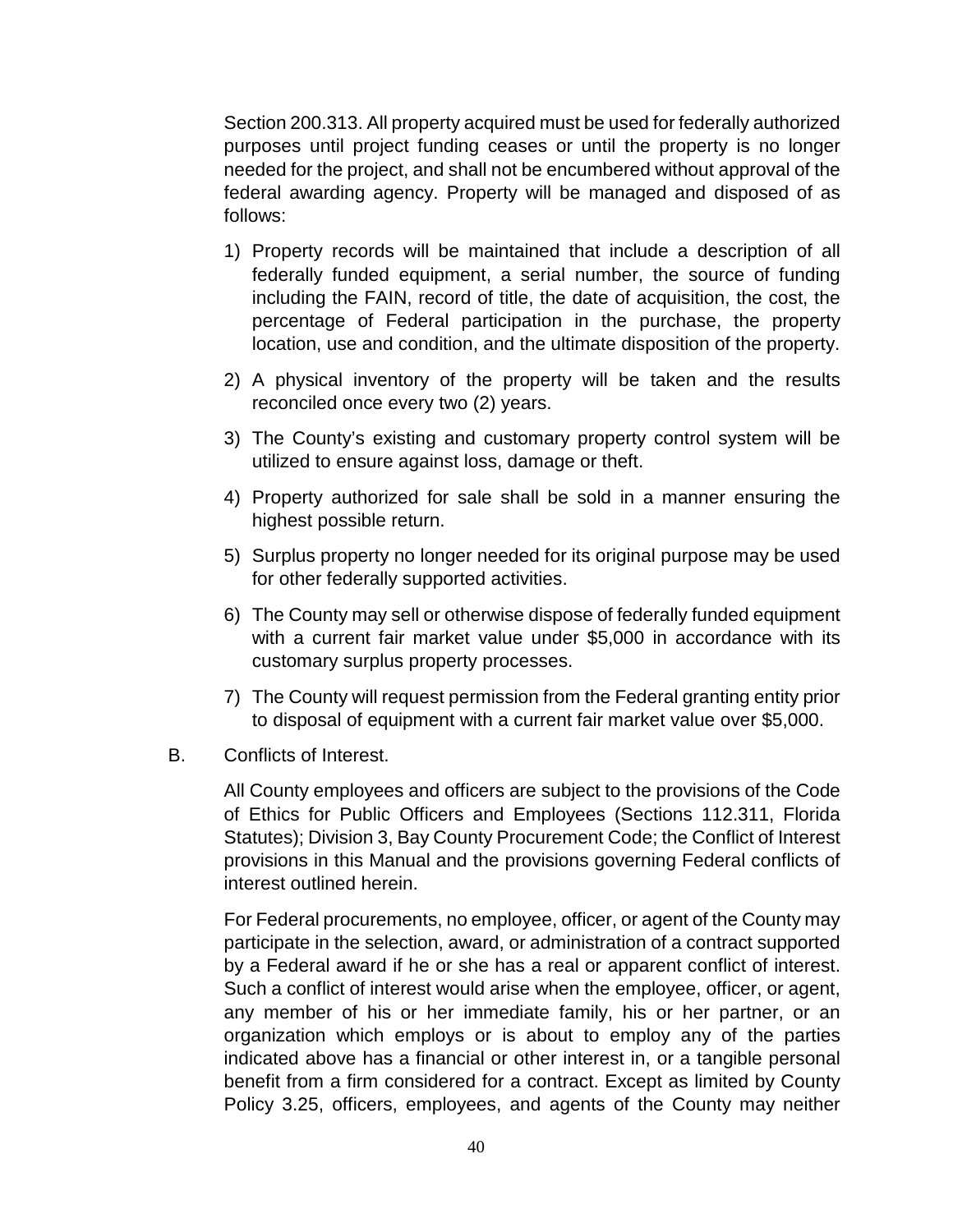Section 200.313. All property acquired must be used for federally authorized purposes until project funding ceases or until the property is no longer needed for the project, and shall not be encumbered without approval of the federal awarding agency. Property will be managed and disposed of as follows:

1) Property records will be maintained that include a description of all federally funded equipment, a serial number, the source of funding including the FAIN, record of title, the date of acquisition, the cost, the percentage of Federal participation in the purchase, the property location, use and condition, and the ultimate disposition of the property.

2) A physical inventory of the property will be taken and the results reconciled once every two (2) years.

3) The County's existing and customary property control system will be utilized to ensure against loss, damage or theft.

4) Property authorized for sale shall be sold in a manner ensuring the highest possible return.

5) Surplus property no longer needed for its original purpose may be used for other federally supported activities.

6) The County may sell or otherwise dispose of federally funded equipment with a current fair market value under $5,000 in accordance with its customary surplus property processes.

7) The County will request permission from the Federal granting entity prior to disposal of equipment with a current fair market value over $5,000.

B. Conflicts of Interest.

All County employees and officers are subject to the provisions of the Code of Ethics for Public Officers and Employees (Sections 112.311, Florida Statutes); Division 3, Bay County Procurement Code; the Conflict of Interest provisions in this Manual and the provisions governing Federal conflicts of interest outlined herein.

For Federal procurements, no employee, officer, or agent of the County may participate in the selection, award, or administration of a contract supported by a Federal award if he or she has a real or apparent conflict of interest. Such a conflict of interest would arise when the employee, officer, or agent, any member of his or her immediate family, his or her partner, or an organization which employs or is about to employ any of the parties indicated above has a financial or other interest in, or a tangible personal benefit from a firm considered for a contract. Except as limited by County Policy 3.25, officers, employees, and agents of the County may neither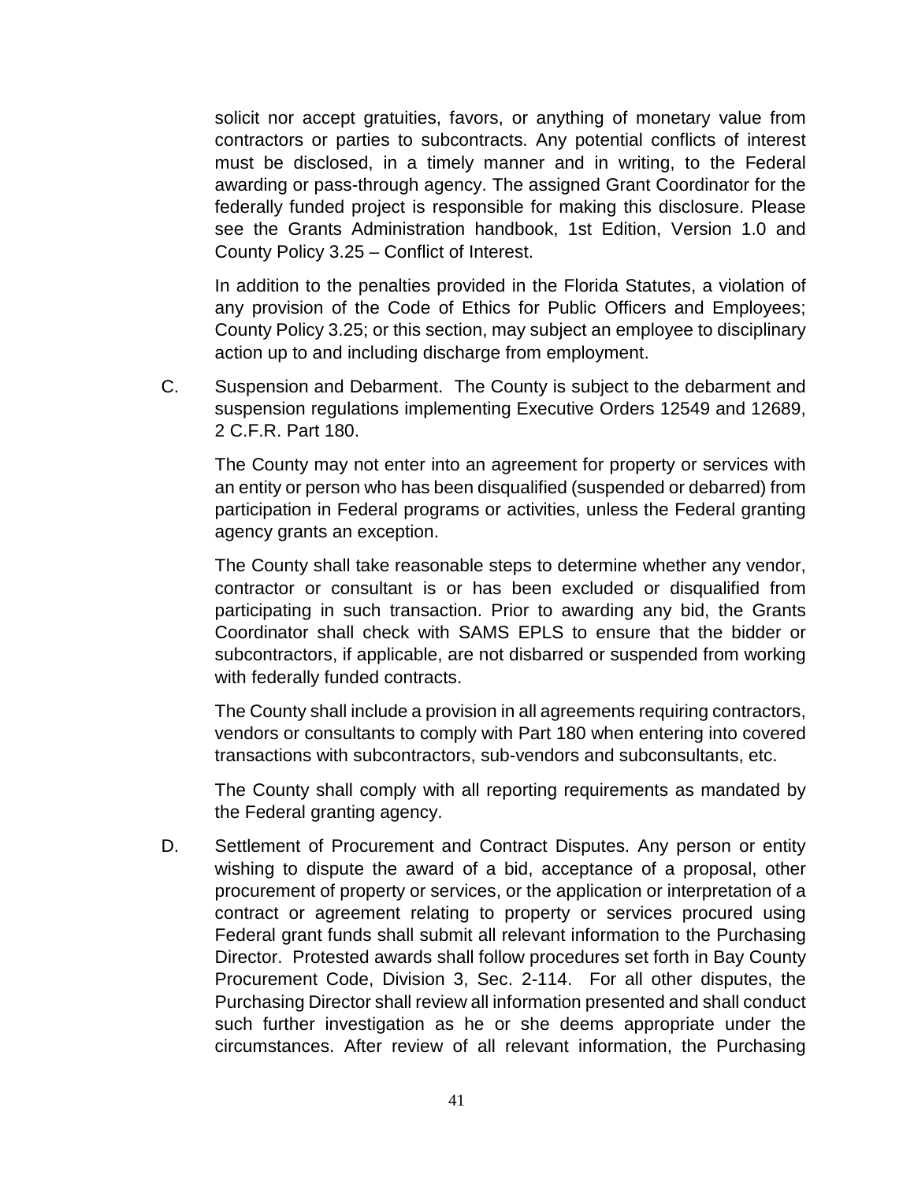solicit nor accept gratuities, favors, or anything of monetary value from contractors or parties to subcontracts. Any potential conflicts of interest must be disclosed, in a timely manner and in writing, to the Federal awarding or pass-through agency. The assigned Grant Coordinator for the federally funded project is responsible for making this disclosure. Please see the Grants Administration handbook, 1st Edition, Version 1.0 and County Policy 3.25 – Conflict of Interest.

In addition to the penalties provided in the Florida Statutes, a violation of any provision of the Code of Ethics for Public Officers and Employees; County Policy 3.25; or this section, may subject an employee to disciplinary action up to and including discharge from employment.

C. Suspension and Debarment. The County is subject to the debarment and suspension regulations implementing Executive Orders 12549 and 12689, 2 C.F.R. Part 180.

The County may not enter into an agreement for property or services with an entity or person who has been disqualified (suspended or debarred) from participation in Federal programs or activities, unless the Federal granting agency grants an exception.

The County shall take reasonable steps to determine whether any vendor, contractor or consultant is or has been excluded or disqualified from participating in such transaction. Prior to awarding any bid, the Grants Coordinator shall check with SAMS EPLS to ensure that the bidder or subcontractors, if applicable, are not disbarred or suspended from working with federally funded contracts.

The County shall include a provision in all agreements requiring contractors, vendors or consultants to comply with Part 180 when entering into covered transactions with subcontractors, sub-vendors and subconsultants, etc.

The County shall comply with all reporting requirements as mandated by the Federal granting agency.

D. Settlement of Procurement and Contract Disputes. Any person or entity wishing to dispute the award of a bid, acceptance of a proposal, other procurement of property or services, or the application or interpretation of a contract or agreement relating to property or services procured using Federal grant funds shall submit all relevant information to the Purchasing Director. Protested awards shall follow procedures set forth in Bay County Procurement Code, Division 3, Sec. 2-114. For all other disputes, the Purchasing Director shall review all information presented and shall conduct such further investigation as he or she deems appropriate under the circumstances. After review of all relevant information, the Purchasing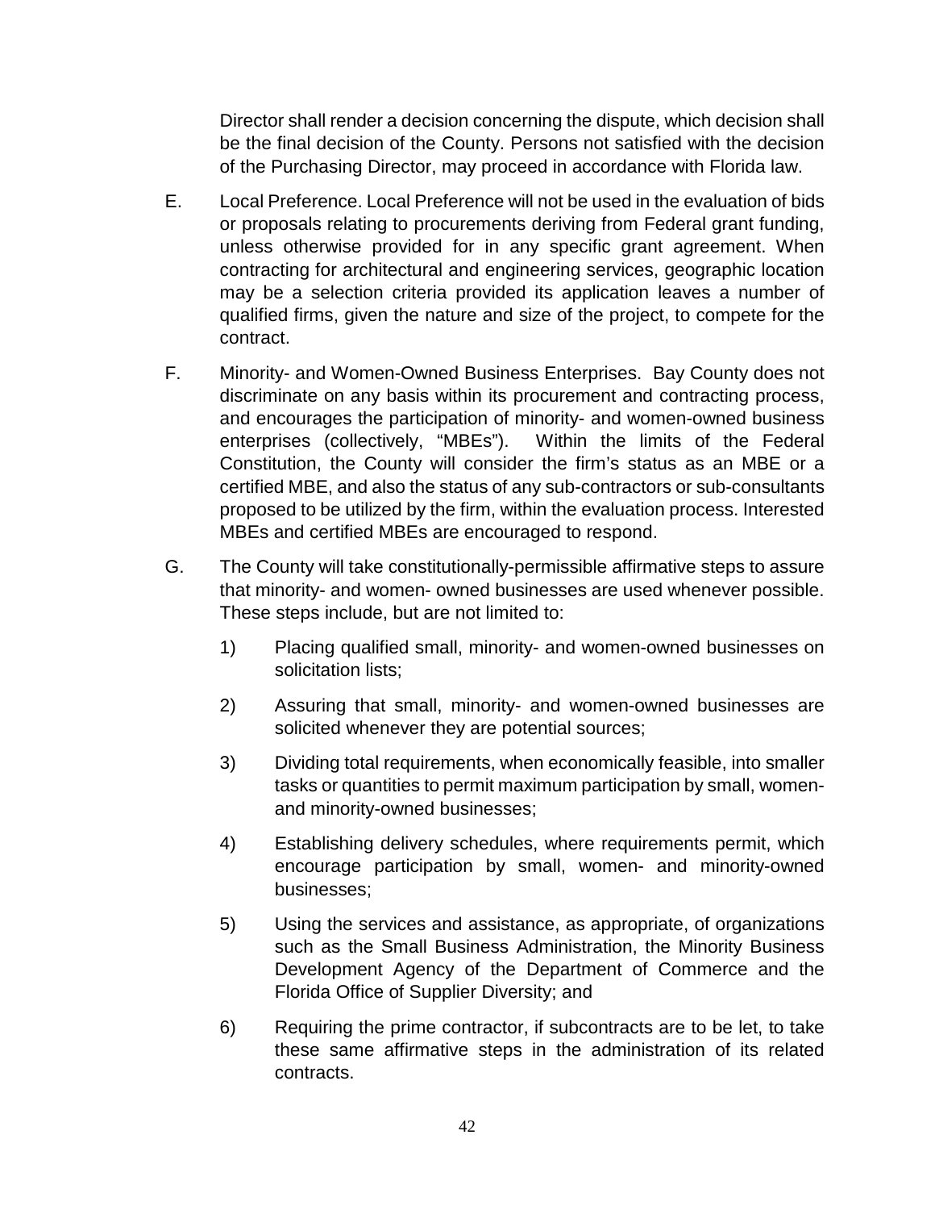Director shall render a decision concerning the dispute, which decision shall be the final decision of the County. Persons not satisfied with the decision of the Purchasing Director, may proceed in accordance with Florida law.

E. Local Preference. Local Preference will not be used in the evaluation of bids or proposals relating to procurements deriving from Federal grant funding, unless otherwise provided for in any specific grant agreement. When contracting for architectural and engineering services, geographic location may be a selection criteria provided its application leaves a number of qualified firms, given the nature and size of the project, to compete for the contract.

F. Minority- and Women-Owned Business Enterprises. Bay County does not discriminate on any basis within its procurement and contracting process, and encourages the participation of minority- and women-owned business enterprises (collectively, "MBEs"). Within the limits of the Federal Constitution, the County will consider the firm's status as an MBE or a certified MBE, and also the status of any sub-contractors or sub-consultants proposed to be utilized by the firm, within the evaluation process. Interested MBEs and certified MBEs are encouraged to respond.

G. The County will take constitutionally-permissible affirmative steps to assure that minority- and women- owned businesses are used whenever possible. These steps include, but are not limited to:

1) Placing qualified small, minority- and women-owned businesses on solicitation lists;

2) Assuring that small, minority- and women-owned businesses are solicited whenever they are potential sources;

3) Dividing total requirements, when economically feasible, into smaller tasks or quantities to permit maximum participation by small, women- and minority-owned businesses;

4) Establishing delivery schedules, where requirements permit, which encourage participation by small, women- and minority-owned businesses;

5) Using the services and assistance, as appropriate, of organizations such as the Small Business Administration, the Minority Business Development Agency of the Department of Commerce and the Florida Office of Supplier Diversity; and

6) Requiring the prime contractor, if subcontracts are to be let, to take these same affirmative steps in the administration of its related contracts.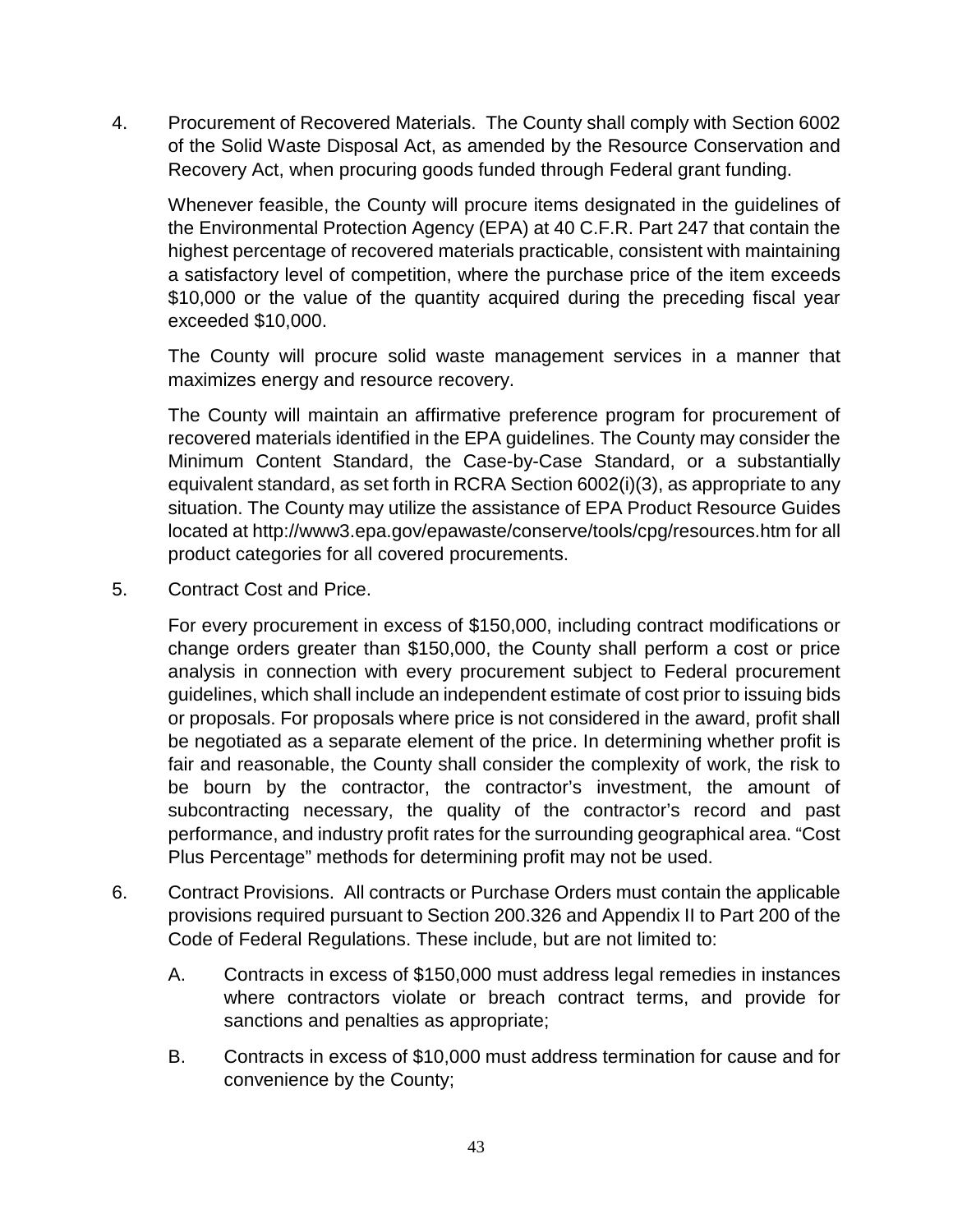4. Procurement of Recovered Materials. The County shall comply with Section 6002 of the Solid Waste Disposal Act, as amended by the Resource Conservation and Recovery Act, when procuring goods funded through Federal grant funding.

   Whenever feasible, the County will procure items designated in the guidelines of the Environmental Protection Agency (EPA) at 40 C.F.R. Part 247 that contain the highest percentage of recovered materials practicable, consistent with maintaining a satisfactory level of competition, where the purchase price of the item exceeds $10,000 or the value of the quantity acquired during the preceding fiscal year exceeded $10,000.

   The County will procure solid waste management services in a manner that maximizes energy and resource recovery.

   The County will maintain an affirmative preference program for procurement of recovered materials identified in the EPA guidelines. The County may consider the Minimum Content Standard, the Case-by-Case Standard, or a substantially equivalent standard, as set forth in RCRA Section 6002(i)(3), as appropriate to any situation. The County may utilize the assistance of EPA Product Resource Guides located at http://www3.epa.gov/epawaste/conserve/tools/cpg/resources.htm for all product categories for all covered procurements.

5. Contract Cost and Price.

   For every procurement in excess of $150,000, including contract modifications or change orders greater than $150,000, the County shall perform a cost or price analysis in connection with every procurement subject to Federal procurement guidelines, which shall include an independent estimate of cost prior to issuing bids or proposals. For proposals where price is not considered in the award, profit shall be negotiated as a separate element of the price. In determining whether profit is fair and reasonable, the County shall consider the complexity of work, the risk to be bourn by the contractor, the contractor's investment, the amount of subcontracting necessary, the quality of the contractor's record and past performance, and industry profit rates for the surrounding geographical area. "Cost Plus Percentage" methods for determining profit may not be used.

6. Contract Provisions. All contracts or Purchase Orders must contain the applicable provisions required pursuant to Section 200.326 and Appendix II to Part 200 of the Code of Federal Regulations. These include, but are not limited to:

   A. Contracts in excess of $150,000 must address legal remedies in instances where contractors violate or breach contract terms, and provide for sanctions and penalties as appropriate;

   B. Contracts in excess of $10,000 must address termination for cause and for convenience by the County;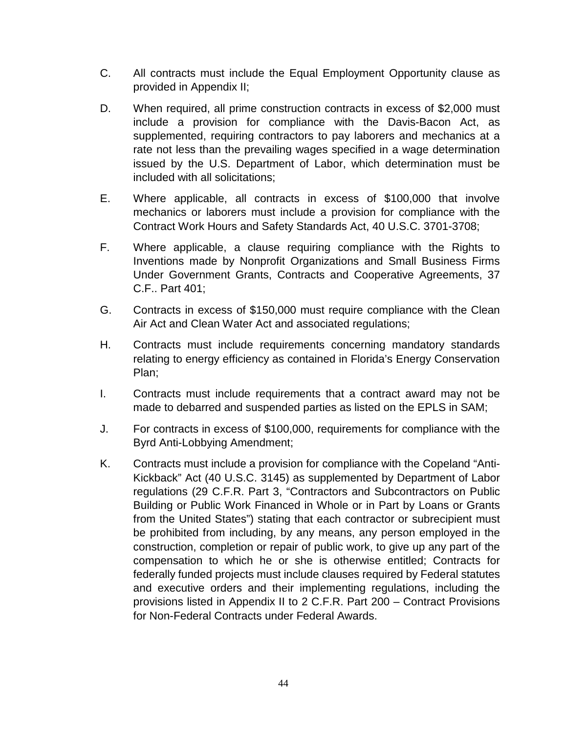C. All contracts must include the Equal Employment Opportunity clause as provided in Appendix II;

D. When required, all prime construction contracts in excess of $2,000 must include a provision for compliance with the Davis-Bacon Act, as supplemented, requiring contractors to pay laborers and mechanics at a rate not less than the prevailing wages specified in a wage determination issued by the U.S. Department of Labor, which determination must be included with all solicitations;

E. Where applicable, all contracts in excess of $100,000 that involve mechanics or laborers must include a provision for compliance with the Contract Work Hours and Safety Standards Act, 40 U.S.C. 3701-3708;

F. Where applicable, a clause requiring compliance with the Rights to Inventions made by Nonprofit Organizations and Small Business Firms Under Government Grants, Contracts and Cooperative Agreements, 37 C.F.. Part 401;

G. Contracts in excess of $150,000 must require compliance with the Clean Air Act and Clean Water Act and associated regulations;

H. Contracts must include requirements concerning mandatory standards relating to energy efficiency as contained in Florida's Energy Conservation Plan;

I. Contracts must include requirements that a contract award may not be made to debarred and suspended parties as listed on the EPLS in SAM;

J. For contracts in excess of $100,000, requirements for compliance with the Byrd Anti-Lobbying Amendment;

K. Contracts must include a provision for compliance with the Copeland "Anti-Kickback" Act (40 U.S.C. 3145) as supplemented by Department of Labor regulations (29 C.F.R. Part 3, "Contractors and Subcontractors on Public Building or Public Work Financed in Whole or in Part by Loans or Grants from the United States") stating that each contractor or subrecipient must be prohibited from including, by any means, any person employed in the construction, completion or repair of public work, to give up any part of the compensation to which he or she is otherwise entitled; Contracts for federally funded projects must include clauses required by Federal statutes and executive orders and their implementing regulations, including the provisions listed in Appendix II to 2 C.F.R. Part 200 – Contract Provisions for Non-Federal Contracts under Federal Awards.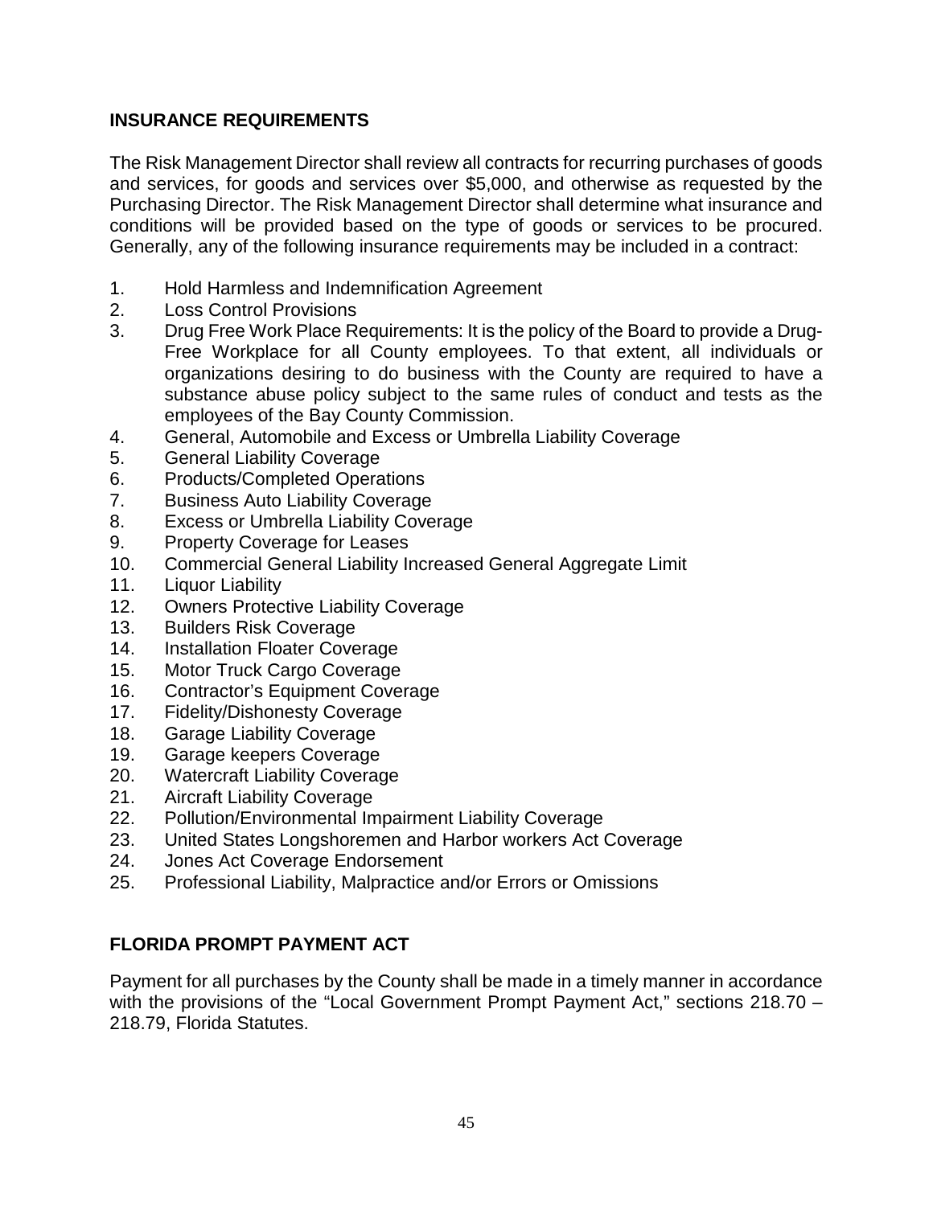## INSURANCE REQUIREMENTS

The Risk Management Director shall review all contracts for recurring purchases of goods and services, for goods and services over $5,000, and otherwise as requested by the Purchasing Director. The Risk Management Director shall determine what insurance and conditions will be provided based on the type of goods or services to be procured. Generally, any of the following insurance requirements may be included in a contract:

1. Hold Harmless and Indemnification Agreement
2. Loss Control Provisions
3. Drug Free Work Place Requirements: It is the policy of the Board to provide a Drug-Free Workplace for all County employees. To that extent, all individuals or organizations desiring to do business with the County are required to have a substance abuse policy subject to the same rules of conduct and tests as the employees of the Bay County Commission.
4. General, Automobile and Excess or Umbrella Liability Coverage
5. General Liability Coverage
6. Products/Completed Operations
7. Business Auto Liability Coverage
8. Excess or Umbrella Liability Coverage
9. Property Coverage for Leases
10. Commercial General Liability Increased General Aggregate Limit
11. Liquor Liability
12. Owners Protective Liability Coverage
13. Builders Risk Coverage
14. Installation Floater Coverage
15. Motor Truck Cargo Coverage
16. Contractor's Equipment Coverage
17. Fidelity/Dishonesty Coverage
18. Garage Liability Coverage
19. Garage keepers Coverage
20. Watercraft Liability Coverage
21. Aircraft Liability Coverage
22. Pollution/Environmental Impairment Liability Coverage
23. United States Longshoremen and Harbor workers Act Coverage
24. Jones Act Coverage Endorsement
25. Professional Liability, Malpractice and/or Errors or Omissions

## FLORIDA PROMPT PAYMENT ACT

Payment for all purchases by the County shall be made in a timely manner in accordance with the provisions of the "Local Government Prompt Payment Act," sections 218.70 – 218.79, Florida Statutes.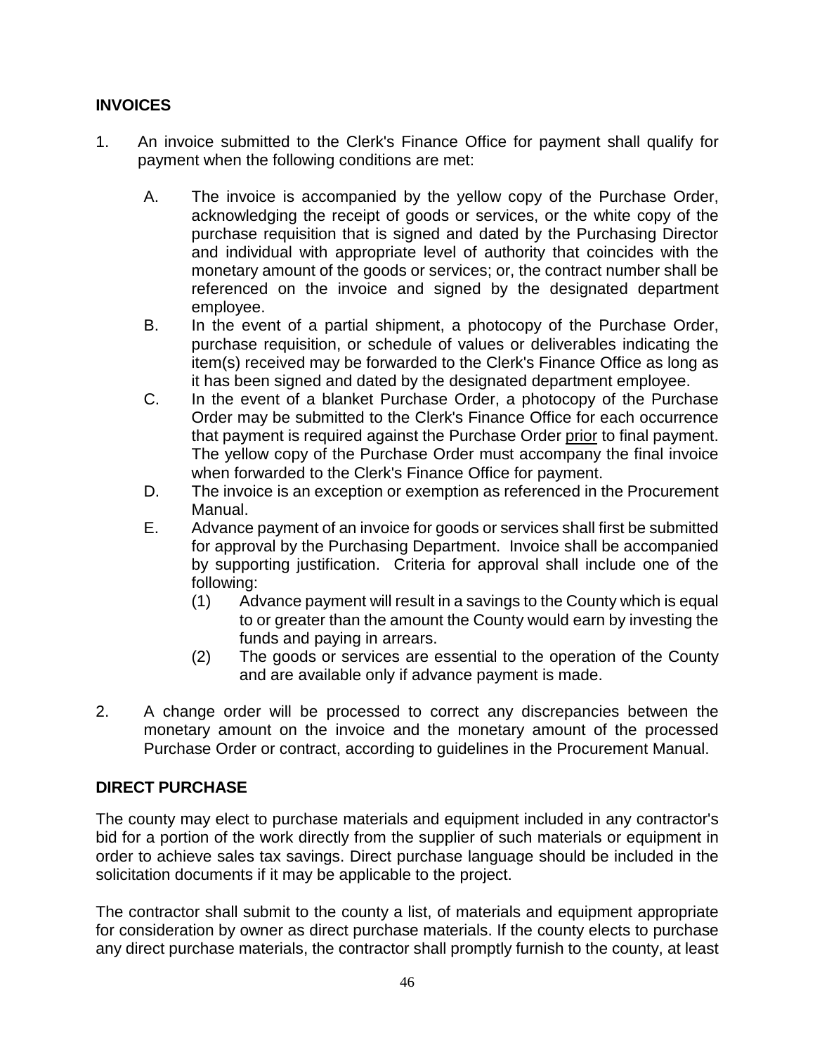## INVOICES

1. An invoice submitted to the Clerk's Finance Office for payment shall qualify for payment when the following conditions are met:

   A. The invoice is accompanied by the yellow copy of the Purchase Order, acknowledging the receipt of goods or services, or the white copy of the purchase requisition that is signed and dated by the Purchasing Director and individual with appropriate level of authority that coincides with the monetary amount of the goods or services; or, the contract number shall be referenced on the invoice and signed by the designated department employee.

   B. In the event of a partial shipment, a photocopy of the Purchase Order, purchase requisition, or schedule of values or deliverables indicating the item(s) received may be forwarded to the Clerk's Finance Office as long as it has been signed and dated by the designated department employee.

   C. In the event of a blanket Purchase Order, a photocopy of the Purchase Order may be submitted to the Clerk's Finance Office for each occurrence that payment is required against the Purchase Order <u>prior</u> to final payment. The yellow copy of the Purchase Order must accompany the final invoice when forwarded to the Clerk's Finance Office for payment.

   D. The invoice is an exception or exemption as referenced in the Procurement Manual.

   E. Advance payment of an invoice for goods or services shall first be submitted for approval by the Purchasing Department. Invoice shall be accompanied by supporting justification. Criteria for approval shall include one of the following:

      (1) Advance payment will result in a savings to the County which is equal to or greater than the amount the County would earn by investing the funds and paying in arrears.

      (2) The goods or services are essential to the operation of the County and are available only if advance payment is made.

2. A change order will be processed to correct any discrepancies between the monetary amount on the invoice and the monetary amount of the processed Purchase Order or contract, according to guidelines in the Procurement Manual.

## DIRECT PURCHASE

The county may elect to purchase materials and equipment included in any contractor's bid for a portion of the work directly from the supplier of such materials or equipment in order to achieve sales tax savings. Direct purchase language should be included in the solicitation documents if it may be applicable to the project.

The contractor shall submit to the county a list, of materials and equipment appropriate for consideration by owner as direct purchase materials. If the county elects to purchase any direct purchase materials, the contractor shall promptly furnish to the county, at least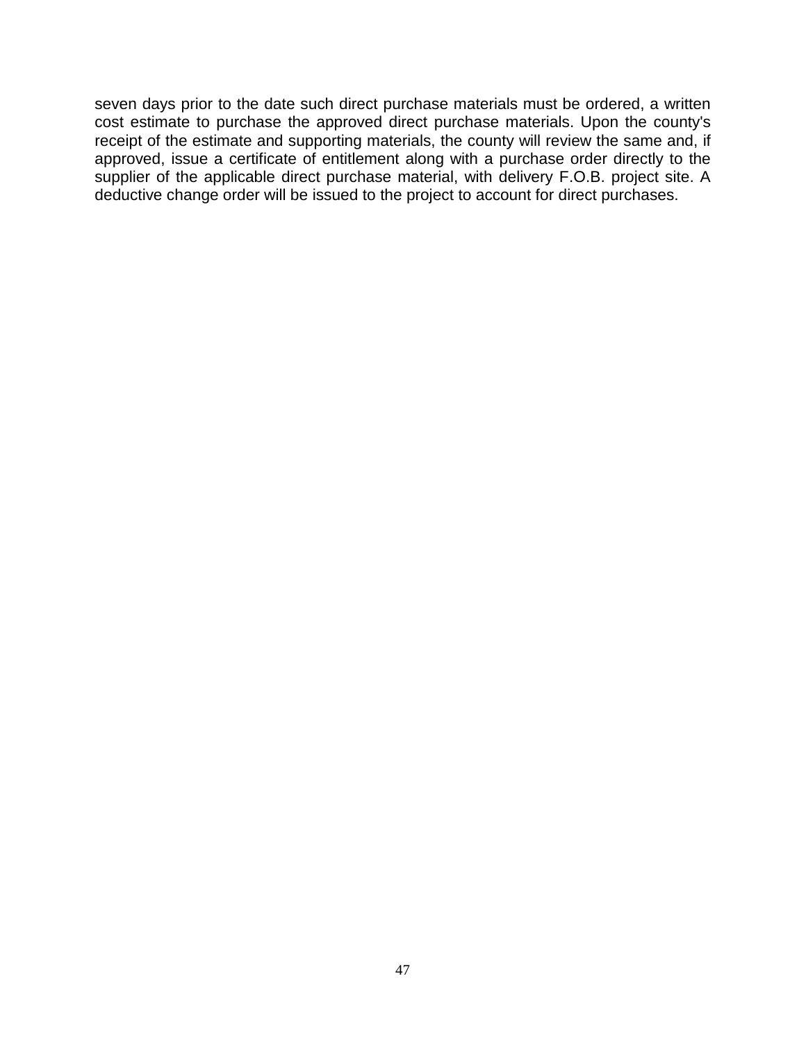seven days prior to the date such direct purchase materials must be ordered, a written cost estimate to purchase the approved direct purchase materials. Upon the county's receipt of the estimate and supporting materials, the county will review the same and, if approved, issue a certificate of entitlement along with a purchase order directly to the supplier of the applicable direct purchase material, with delivery F.O.B. project site. A deductive change order will be issued to the project to account for direct purchases.